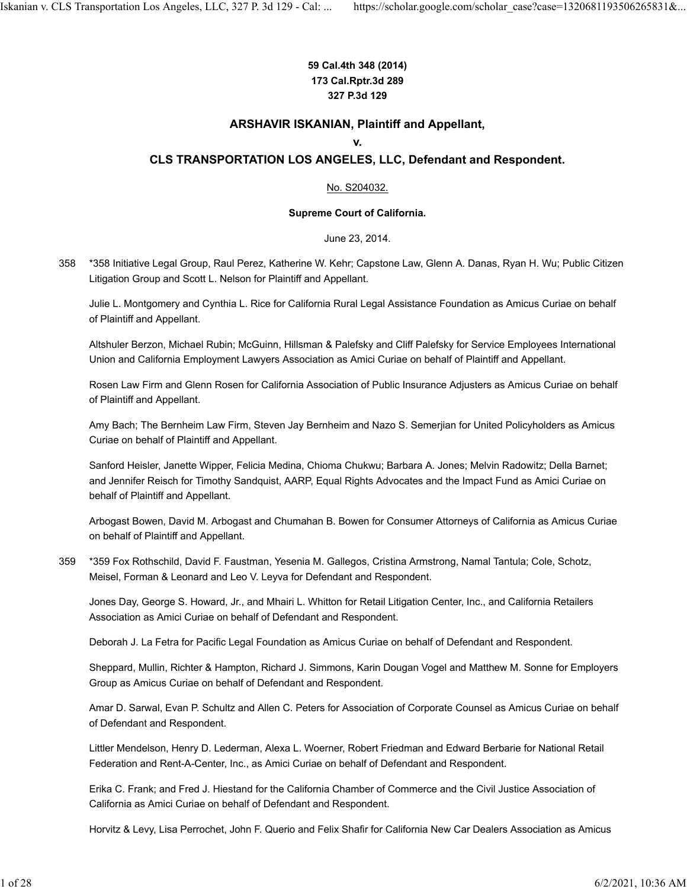**59 Cal.4th 348 (2014)**
**173 Cal.Rptr.3d 289**
**327 P.3d 129**

## ARSHAVIR ISKANIAN, Plaintiff and Appellant, v. CLS TRANSPORTATION LOS ANGELES, LLC, Defendant and Respondent.

No. S204032.

**Supreme Court of California.**

June 23, 2014.

358 *358 Initiative Legal Group, Raul Perez, Katherine W. Kehr; Capstone Law, Glenn A. Danas, Ryan H. Wu; Public Citizen Litigation Group and Scott L. Nelson for Plaintiff and Appellant.

Julie L. Montgomery and Cynthia L. Rice for California Rural Legal Assistance Foundation as Amicus Curiae on behalf of Plaintiff and Appellant.

Altshuler Berzon, Michael Rubin; McGuinn, Hillsman & Palefsky and Cliff Palefsky for Service Employees International Union and California Employment Lawyers Association as Amici Curiae on behalf of Plaintiff and Appellant.

Rosen Law Firm and Glenn Rosen for California Association of Public Insurance Adjusters as Amicus Curiae on behalf of Plaintiff and Appellant.

Amy Bach; The Bernheim Law Firm, Steven Jay Bernheim and Nazo S. Semerjian for United Policyholders as Amicus Curiae on behalf of Plaintiff and Appellant.

Sanford Heisler, Janette Wipper, Felicia Medina, Chioma Chukwu; Barbara A. Jones; Melvin Radowitz; Della Barnet; and Jennifer Reisch for Timothy Sandquist, AARP, Equal Rights Advocates and the Impact Fund as Amici Curiae on behalf of Plaintiff and Appellant.

Arbogast Bowen, David M. Arbogast and Chumahan B. Bowen for Consumer Attorneys of California as Amicus Curiae on behalf of Plaintiff and Appellant.

359 *359 Fox Rothschild, David F. Faustman, Yesenia M. Gallegos, Cristina Armstrong, Namal Tantula; Cole, Schotz, Meisel, Forman & Leonard and Leo V. Leyva for Defendant and Respondent.

Jones Day, George S. Howard, Jr., and Mhairi L. Whitton for Retail Litigation Center, Inc., and California Retailers Association as Amici Curiae on behalf of Defendant and Respondent.

Deborah J. La Fetra for Pacific Legal Foundation as Amicus Curiae on behalf of Defendant and Respondent.

Sheppard, Mullin, Richter & Hampton, Richard J. Simmons, Karin Dougan Vogel and Matthew M. Sonne for Employers Group as Amicus Curiae on behalf of Defendant and Respondent.

Amar D. Sarwal, Evan P. Schultz and Allen C. Peters for Association of Corporate Counsel as Amicus Curiae on behalf of Defendant and Respondent.

Littler Mendelson, Henry D. Lederman, Alexa L. Woerner, Robert Friedman and Edward Berbarie for National Retail Federation and Rent-A-Center, Inc., as Amici Curiae on behalf of Defendant and Respondent.

Erika C. Frank; and Fred J. Hiestand for the California Chamber of Commerce and the Civil Justice Association of California as Amici Curiae on behalf of Defendant and Respondent.

Horvitz & Levy, Lisa Perrochet, John F. Querio and Felix Shafir for California New Car Dealers Association as Amicus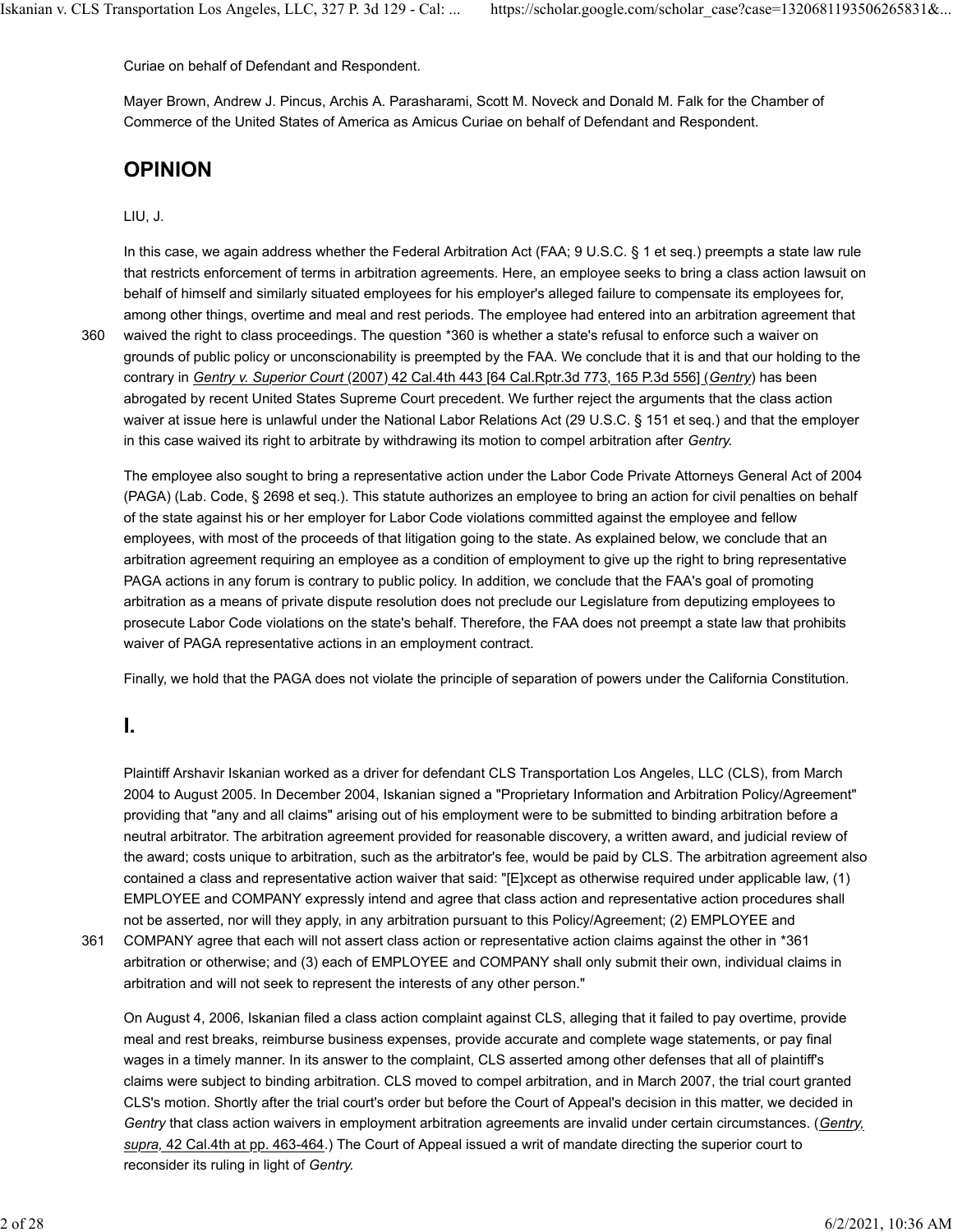Curiae on behalf of Defendant and Respondent.

Mayer Brown, Andrew J. Pincus, Archis A. Parasharami, Scott M. Noveck and Donald M. Falk for the Chamber of Commerce of the United States of America as Amicus Curiae on behalf of Defendant and Respondent.

## OPINION

LIU, J.

In this case, we again address whether the Federal Arbitration Act (FAA; 9 U.S.C. § 1 et seq.) preempts a state law rule that restricts enforcement of terms in arbitration agreements. Here, an employee seeks to bring a class action lawsuit on behalf of himself and similarly situated employees for his employer's alleged failure to compensate its employees for, among other things, overtime and meal and rest periods. The employee had entered into an arbitration agreement that waived the right to class proceedings. The question *360 is whether a state's refusal to enforce such a waiver on grounds of public policy or unconscionability is preempted by the FAA. We conclude that it is and that our holding to the contrary in *Gentry v. Superior Court* (2007) 42 Cal.4th 443 [64 Cal.Rptr.3d 773, 165 P.3d 556] (*Gentry*) has been abrogated by recent United States Supreme Court precedent. We further reject the arguments that the class action waiver at issue here is unlawful under the National Labor Relations Act (29 U.S.C. § 151 et seq.) and that the employer in this case waived its right to arbitrate by withdrawing its motion to compel arbitration after *Gentry.*

The employee also sought to bring a representative action under the Labor Code Private Attorneys General Act of 2004 (PAGA) (Lab. Code, § 2698 et seq.). This statute authorizes an employee to bring an action for civil penalties on behalf of the state against his or her employer for Labor Code violations committed against the employee and fellow employees, with most of the proceeds of that litigation going to the state. As explained below, we conclude that an arbitration agreement requiring an employee as a condition of employment to give up the right to bring representative PAGA actions in any forum is contrary to public policy. In addition, we conclude that the FAA's goal of promoting arbitration as a means of private dispute resolution does not preclude our Legislature from deputizing employees to prosecute Labor Code violations on the state's behalf. Therefore, the FAA does not preempt a state law that prohibits waiver of PAGA representative actions in an employment contract.

Finally, we hold that the PAGA does not violate the principle of separation of powers under the California Constitution.

## I.

Plaintiff Arshavir Iskanian worked as a driver for defendant CLS Transportation Los Angeles, LLC (CLS), from March 2004 to August 2005. In December 2004, Iskanian signed a "Proprietary Information and Arbitration Policy/Agreement" providing that "any and all claims" arising out of his employment were to be submitted to binding arbitration before a neutral arbitrator. The arbitration agreement provided for reasonable discovery, a written award, and judicial review of the award; costs unique to arbitration, such as the arbitrator's fee, would be paid by CLS. The arbitration agreement also contained a class and representative action waiver that said: "[E]xcept as otherwise required under applicable law, (1) EMPLOYEE and COMPANY expressly intend and agree that class action and representative action procedures shall not be asserted, nor will they apply, in any arbitration pursuant to this Policy/Agreement; (2) EMPLOYEE and COMPANY agree that each will not assert class action or representative action claims against the other in *361 arbitration or otherwise; and (3) each of EMPLOYEE and COMPANY shall only submit their own, individual claims in arbitration and will not seek to represent the interests of any other person."

On August 4, 2006, Iskanian filed a class action complaint against CLS, alleging that it failed to pay overtime, provide meal and rest breaks, reimburse business expenses, provide accurate and complete wage statements, or pay final wages in a timely manner. In its answer to the complaint, CLS asserted among other defenses that all of plaintiff's claims were subject to binding arbitration. CLS moved to compel arbitration, and in March 2007, the trial court granted CLS's motion. Shortly after the trial court's order but before the Court of Appeal's decision in this matter, we decided in *Gentry* that class action waivers in employment arbitration agreements are invalid under certain circumstances. (*Gentry, supra,* 42 Cal.4th at pp. 463-464.) The Court of Appeal issued a writ of mandate directing the superior court to reconsider its ruling in light of *Gentry.*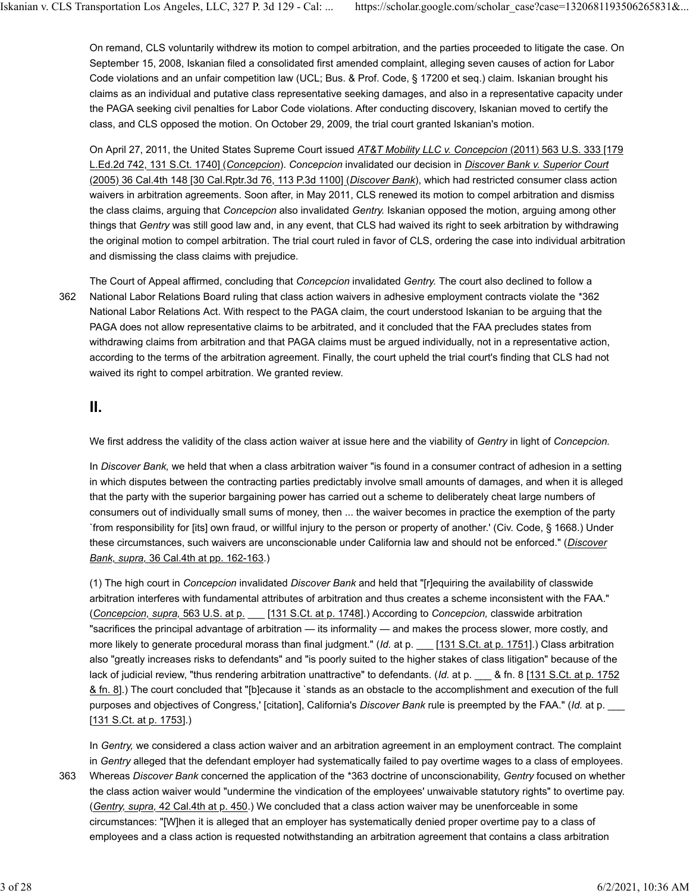On remand, CLS voluntarily withdrew its motion to compel arbitration, and the parties proceeded to litigate the case. On September 15, 2008, Iskanian filed a consolidated first amended complaint, alleging seven causes of action for Labor Code violations and an unfair competition law (UCL; Bus. & Prof. Code, § 17200 et seq.) claim. Iskanian brought his claims as an individual and putative class representative seeking damages, and also in a representative capacity under the PAGA seeking civil penalties for Labor Code violations. After conducting discovery, Iskanian moved to certify the class, and CLS opposed the motion. On October 29, 2009, the trial court granted Iskanian's motion.

On April 27, 2011, the United States Supreme Court issued *AT&T Mobility LLC v. Concepcion* (2011) 563 U.S. 333 [179 L.Ed.2d 742, 131 S.Ct. 1740] (*Concepcion*). *Concepcion* invalidated our decision in *Discover Bank v. Superior Court* (2005) 36 Cal.4th 148 [30 Cal.Rptr.3d 76, 113 P.3d 1100] (*Discover Bank*), which had restricted consumer class action waivers in arbitration agreements. Soon after, in May 2011, CLS renewed its motion to compel arbitration and dismiss the class claims, arguing that *Concepcion* also invalidated *Gentry.* Iskanian opposed the motion, arguing among other things that *Gentry* was still good law and, in any event, that CLS had waived its right to seek arbitration by withdrawing the original motion to compel arbitration. The trial court ruled in favor of CLS, ordering the case into individual arbitration and dismissing the class claims with prejudice.

The Court of Appeal affirmed, concluding that *Concepcion* invalidated *Gentry.* The court also declined to follow a National Labor Relations Board ruling that class action waivers in adhesive employment contracts violate the *362 National Labor Relations Act. With respect to the PAGA claim, the court understood Iskanian to be arguing that the PAGA does not allow representative claims to be arbitrated, and it concluded that the FAA precludes states from withdrawing claims from arbitration and that PAGA claims must be argued individually, not in a representative action, according to the terms of the arbitration agreement. Finally, the court upheld the trial court's finding that CLS had not waived its right to compel arbitration. We granted review.

## II.

We first address the validity of the class action waiver at issue here and the viability of *Gentry* in light of *Concepcion.*

In *Discover Bank,* we held that when a class arbitration waiver "is found in a consumer contract of adhesion in a setting in which disputes between the contracting parties predictably involve small amounts of damages, and when it is alleged that the party with the superior bargaining power has carried out a scheme to deliberately cheat large numbers of consumers out of individually small sums of money, then ... the waiver becomes in practice the exemption of the party `from responsibility for [its] own fraud, or willful injury to the person or property of another.' (Civ. Code, § 1668.) Under these circumstances, such waivers are unconscionable under California law and should not be enforced." (*Discover Bank, supra,* 36 Cal.4th at pp. 162-163.)

(1) The high court in *Concepcion* invalidated *Discover Bank* and held that "[r]equiring the availability of classwide arbitration interferes with fundamental attributes of arbitration and thus creates a scheme inconsistent with the FAA." (*Concepcion, supra,* 563 U.S. at p. ___ [131 S.Ct. at p. 1748].) According to *Concepcion,* classwide arbitration "sacrifices the principal advantage of arbitration — its informality — and makes the process slower, more costly, and more likely to generate procedural morass than final judgment." (*Id.* at p. ___ [131 S.Ct. at p. 1751].) Class arbitration also "greatly increases risks to defendants" and "is poorly suited to the higher stakes of class litigation" because of the lack of judicial review, "thus rendering arbitration unattractive" to defendants. (*Id.* at p. ___ & fn. 8 [131 S.Ct. at p. 1752 & fn. 8].) The court concluded that "[b]ecause it `stands as an obstacle to the accomplishment and execution of the full purposes and objectives of Congress,' [citation], California's *Discover Bank* rule is preempted by the FAA." (*Id.* at p. ___ [131 S.Ct. at p. 1753].)

In *Gentry,* we considered a class action waiver and an arbitration agreement in an employment contract. The complaint in *Gentry* alleged that the defendant employer had systematically failed to pay overtime wages to a class of employees. Whereas *Discover Bank* concerned the application of the *363 doctrine of unconscionability, *Gentry* focused on whether the class action waiver would "undermine the vindication of the employees' unwaivable statutory rights" to overtime pay. (*Gentry, supra,* 42 Cal.4th at p. 450.) We concluded that a class action waiver may be unenforceable in some circumstances: "[W]hen it is alleged that an employer has systematically denied proper overtime pay to a class of employees and a class action is requested notwithstanding an arbitration agreement that contains a class arbitration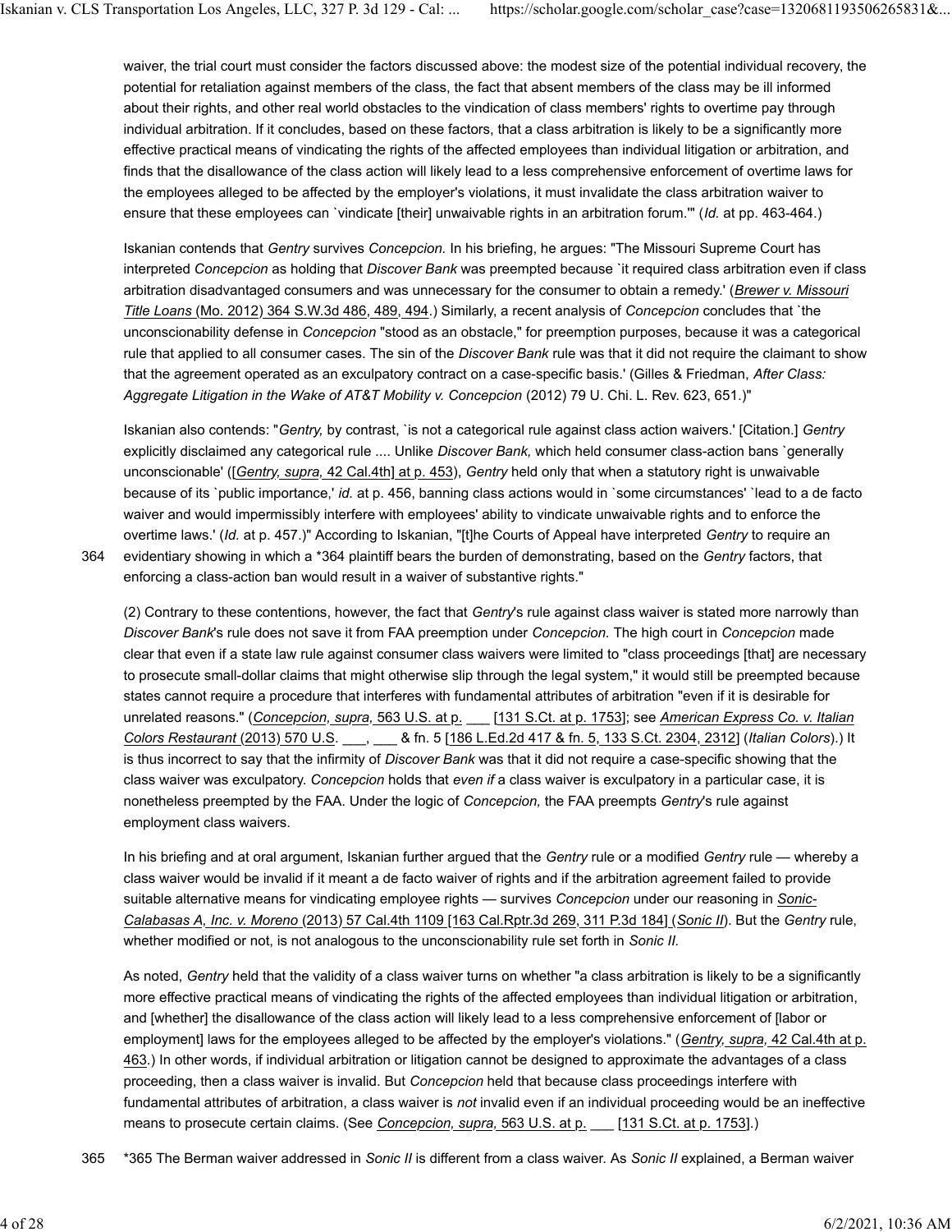waiver, the trial court must consider the factors discussed above: the modest size of the potential individual recovery, the potential for retaliation against members of the class, the fact that absent members of the class may be ill informed about their rights, and other real world obstacles to the vindication of class members' rights to overtime pay through individual arbitration. If it concludes, based on these factors, that a class arbitration is likely to be a significantly more effective practical means of vindicating the rights of the affected employees than individual litigation or arbitration, and finds that the disallowance of the class action will likely lead to a less comprehensive enforcement of overtime laws for the employees alleged to be affected by the employer's violations, it must invalidate the class arbitration waiver to ensure that these employees can `vindicate [their] unwaivable rights in an arbitration forum.'" (*Id.* at pp. 463-464.)

Iskanian contends that *Gentry* survives *Concepcion.* In his briefing, he argues: "The Missouri Supreme Court has interpreted *Concepcion* as holding that *Discover Bank* was preempted because `it required class arbitration even if class arbitration disadvantaged consumers and was unnecessary for the consumer to obtain a remedy.' (*Brewer v. Missouri Title Loans* (Mo. 2012) 364 S.W.3d 486, 489, 494.) Similarly, a recent analysis of *Concepcion* concludes that `the unconscionability defense in *Concepcion* "stood as an obstacle," for preemption purposes, because it was a categorical rule that applied to all consumer cases. The sin of the *Discover Bank* rule was that it did not require the claimant to show that the agreement operated as an exculpatory contract on a case-specific basis.' (Gilles & Friedman, *After Class: Aggregate Litigation in the Wake of AT&T Mobility v. Concepcion* (2012) 79 U. Chi. L. Rev. 623, 651.)"

Iskanian also contends: "*Gentry,* by contrast, `is not a categorical rule against class action waivers.' [Citation.] *Gentry* explicitly disclaimed any categorical rule .... Unlike *Discover Bank,* which held consumer class-action bans `generally unconscionable' ([*Gentry, supra,* 42 Cal.4th] at p. 453), *Gentry* held only that when a statutory right is unwaivable because of its `public importance,' *id.* at p. 456, banning class actions would in `some circumstances' `lead to a de facto waiver and would impermissibly interfere with employees' ability to vindicate unwaivable rights and to enforce the overtime laws.' (*Id.* at p. 457.)" According to Iskanian, "[t]he Courts of Appeal have interpreted *Gentry* to require an evidentiary showing in which a *364 plaintiff bears the burden of demonstrating, based on the *Gentry* factors, that enforcing a class-action ban would result in a waiver of substantive rights."

(2) Contrary to these contentions, however, the fact that *Gentry*'s rule against class waiver is stated more narrowly than *Discover Bank*'s rule does not save it from FAA preemption under *Concepcion.* The high court in *Concepcion* made clear that even if a state law rule against consumer class waivers were limited to "class proceedings [that] are necessary to prosecute small-dollar claims that might otherwise slip through the legal system," it would still be preempted because states cannot require a procedure that interferes with fundamental attributes of arbitration "even if it is desirable for unrelated reasons." (*Concepcion, supra,* 563 U.S. at p. ___ [131 S.Ct. at p. 1753]; see *American Express Co. v. Italian Colors Restaurant* (2013) 570 U.S. ___, ___ & fn. 5 [186 L.Ed.2d 417 & fn. 5, 133 S.Ct. 2304, 2312] (*Italian Colors*).) It is thus incorrect to say that the infirmity of *Discover Bank* was that it did not require a case-specific showing that the class waiver was exculpatory. *Concepcion* holds that *even if* a class waiver is exculpatory in a particular case, it is nonetheless preempted by the FAA. Under the logic of *Concepcion,* the FAA preempts *Gentry*'s rule against employment class waivers.

In his briefing and at oral argument, Iskanian further argued that the *Gentry* rule or a modified *Gentry* rule — whereby a class waiver would be invalid if it meant a de facto waiver of rights and if the arbitration agreement failed to provide suitable alternative means for vindicating employee rights — survives *Concepcion* under our reasoning in *Sonic-Calabasas A, Inc. v. Moreno* (2013) 57 Cal.4th 1109 [163 Cal.Rptr.3d 269, 311 P.3d 184] (*Sonic II*). But the *Gentry* rule, whether modified or not, is not analogous to the unconscionability rule set forth in *Sonic II*.

As noted, *Gentry* held that the validity of a class waiver turns on whether "a class arbitration is likely to be a significantly more effective practical means of vindicating the rights of the affected employees than individual litigation or arbitration, and [whether] the disallowance of the class action will likely lead to a less comprehensive enforcement of [labor or employment] laws for the employees alleged to be affected by the employer's violations." (*Gentry, supra,* 42 Cal.4th at p. 463.) In other words, if individual arbitration or litigation cannot be designed to approximate the advantages of a class proceeding, then a class waiver is invalid. But *Concepcion* held that because class proceedings interfere with fundamental attributes of arbitration, a class waiver is *not* invalid even if an individual proceeding would be an ineffective means to prosecute certain claims. (See *Concepcion, supra,* 563 U.S. at p. ___ [131 S.Ct. at p. 1753].)

*365 The Berman waiver addressed in *Sonic II* is different from a class waiver. As *Sonic II* explained, a Berman waiver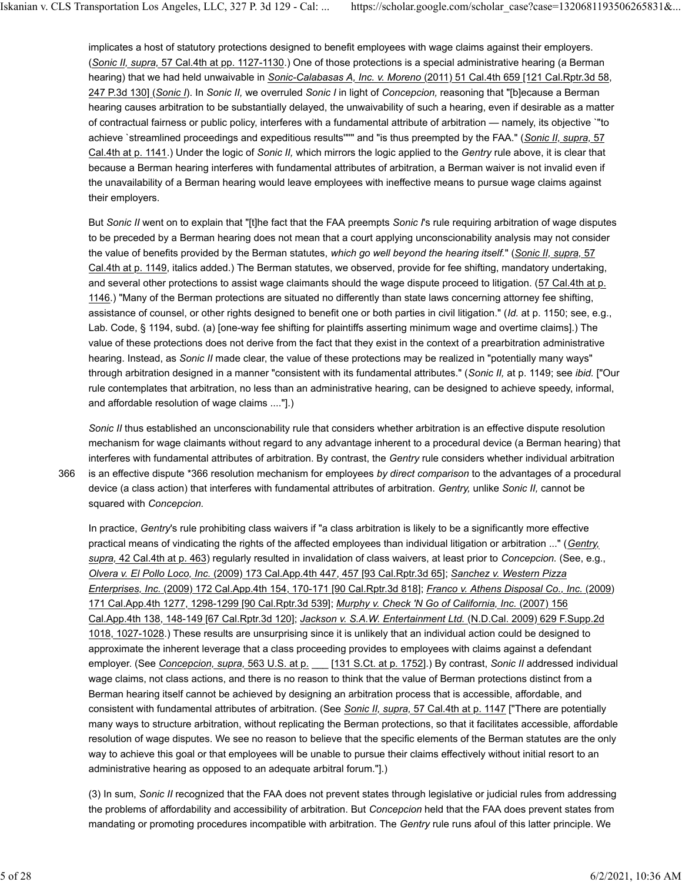implicates a host of statutory protections designed to benefit employees with wage claims against their employers. (*Sonic II, supra,* 57 Cal.4th at pp. 1127-1130.) One of those protections is a special administrative hearing (a Berman hearing) that we had held unwaivable in *Sonic-Calabasas A, Inc. v. Moreno* (2011) 51 Cal.4th 659 [121 Cal.Rptr.3d 58, 247 P.3d 130] (*Sonic I*). In *Sonic II,* we overruled *Sonic I* in light of *Concepcion,* reasoning that "[b]ecause a Berman hearing causes arbitration to be substantially delayed, the unwaivability of such a hearing, even if desirable as a matter of contractual fairness or public policy, interferes with a fundamental attribute of arbitration — namely, its objective `"to achieve `streamlined proceedings and expeditious results'"'" and "is thus preempted by the FAA." (*Sonic II, supra,* 57 Cal.4th at p. 1141.) Under the logic of *Sonic II,* which mirrors the logic applied to the *Gentry* rule above, it is clear that because a Berman hearing interferes with fundamental attributes of arbitration, a Berman waiver is not invalid even if the unavailability of a Berman hearing would leave employees with ineffective means to pursue wage claims against their employers.

But *Sonic II* went on to explain that "[t]he fact that the FAA preempts *Sonic I*'s rule requiring arbitration of wage disputes to be preceded by a Berman hearing does not mean that a court applying unconscionability analysis may not consider the value of benefits provided by the Berman statutes, *which go well beyond the hearing itself.*" (*Sonic II, supra,* 57 Cal.4th at p. 1149, italics added.) The Berman statutes, we observed, provide for fee shifting, mandatory undertaking, and several other protections to assist wage claimants should the wage dispute proceed to litigation. (57 Cal.4th at p. 1146.) "Many of the Berman protections are situated no differently than state laws concerning attorney fee shifting, assistance of counsel, or other rights designed to benefit one or both parties in civil litigation." (*Id.* at p. 1150; see, e.g., Lab. Code, § 1194, subd. (a) [one-way fee shifting for plaintiffs asserting minimum wage and overtime claims].) The value of these protections does not derive from the fact that they exist in the context of a prearbitration administrative hearing. Instead, as *Sonic II* made clear, the value of these protections may be realized in "potentially many ways" through arbitration designed in a manner "consistent with its fundamental attributes." (*Sonic II,* at p. 1149; see *ibid.* ["Our rule contemplates that arbitration, no less than an administrative hearing, can be designed to achieve speedy, informal, and affordable resolution of wage claims ...."].)

*Sonic II* thus established an unconscionability rule that considers whether arbitration is an effective dispute resolution mechanism for wage claimants without regard to any advantage inherent to a procedural device (a Berman hearing) that interferes with fundamental attributes of arbitration. By contrast, the *Gentry* rule considers whether individual arbitration is an effective dispute *366 resolution mechanism for employees *by direct comparison* to the advantages of a procedural device (a class action) that interferes with fundamental attributes of arbitration. *Gentry,* unlike *Sonic II,* cannot be squared with *Concepcion.*

In practice, *Gentry*'s rule prohibiting class waivers if "a class arbitration is likely to be a significantly more effective practical means of vindicating the rights of the affected employees than individual litigation or arbitration ..." (*Gentry, supra,* 42 Cal.4th at p. 463) regularly resulted in invalidation of class waivers, at least prior to *Concepcion.* (See, e.g., *Olvera v. El Pollo Loco, Inc.* (2009) 173 Cal.App.4th 447, 457 [93 Cal.Rptr.3d 65]; *Sanchez v. Western Pizza Enterprises, Inc.* (2009) 172 Cal.App.4th 154, 170-171 [90 Cal.Rptr.3d 818]; *Franco v. Athens Disposal Co., Inc.* (2009) 171 Cal.App.4th 1277, 1298-1299 [90 Cal.Rptr.3d 539]; *Murphy v. Check 'N Go of California, Inc.* (2007) 156 Cal.App.4th 138, 148-149 [67 Cal.Rptr.3d 120]; *Jackson v. S.A.W. Entertainment Ltd.* (N.D.Cal. 2009) 629 F.Supp.2d 1018, 1027-1028.) These results are unsurprising since it is unlikely that an individual action could be designed to approximate the inherent leverage that a class proceeding provides to employees with claims against a defendant employer. (See *Concepcion, supra,* 563 U.S. at p. ___ [131 S.Ct. at p. 1752].) By contrast, *Sonic II* addressed individual wage claims, not class actions, and there is no reason to think that the value of Berman protections distinct from a Berman hearing itself cannot be achieved by designing an arbitration process that is accessible, affordable, and consistent with fundamental attributes of arbitration. (See *Sonic II, supra,* 57 Cal.4th at p. 1147 ["There are potentially many ways to structure arbitration, without replicating the Berman protections, so that it facilitates accessible, affordable resolution of wage disputes. We see no reason to believe that the specific elements of the Berman statutes are the only way to achieve this goal or that employees will be unable to pursue their claims effectively without initial resort to an administrative hearing as opposed to an adequate arbitral forum."].)

(3) In sum, *Sonic II* recognized that the FAA does not prevent states through legislative or judicial rules from addressing the problems of affordability and accessibility of arbitration. But *Concepcion* held that the FAA does prevent states from mandating or promoting procedures incompatible with arbitration. The *Gentry* rule runs afoul of this latter principle. We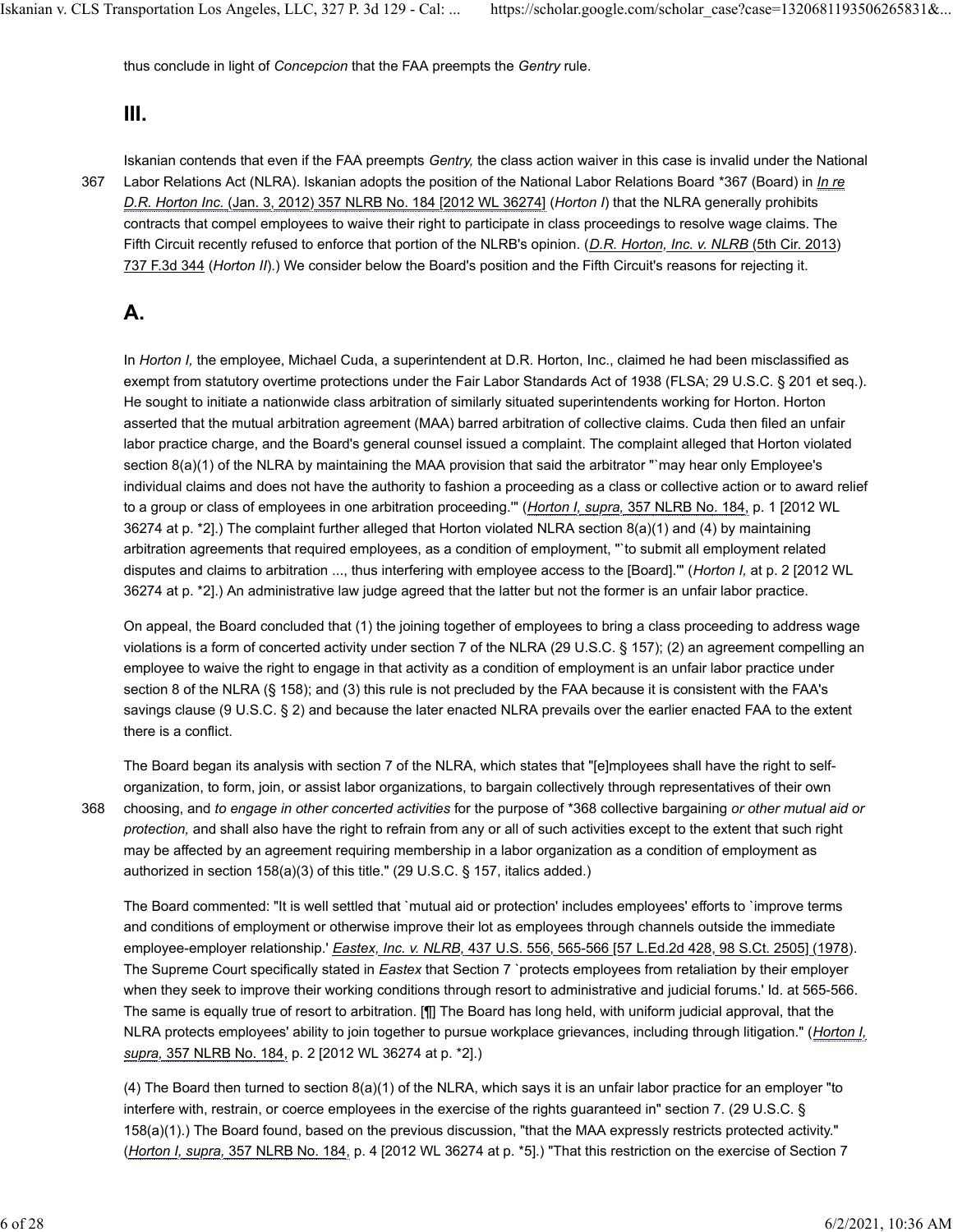thus conclude in light of *Concepcion* that the FAA preempts the *Gentry* rule.

## III.

Iskanian contends that even if the FAA preempts *Gentry,* the class action waiver in this case is invalid under the National Labor Relations Act (NLRA). Iskanian adopts the position of the National Labor Relations Board *367 (Board) in *In re D.R. Horton Inc.* (Jan. 3, 2012) 357 NLRB No. 184 [2012 WL 36274] (*Horton I*) that the NLRA generally prohibits contracts that compel employees to waive their right to participate in class proceedings to resolve wage claims. The Fifth Circuit recently refused to enforce that portion of the NLRB's opinion. (*D.R. Horton, Inc. v. NLRB* (5th Cir. 2013) 737 F.3d 344 (*Horton II*).) We consider below the Board's position and the Fifth Circuit's reasons for rejecting it.

## A.

In *Horton I,* the employee, Michael Cuda, a superintendent at D.R. Horton, Inc., claimed he had been misclassified as exempt from statutory overtime protections under the Fair Labor Standards Act of 1938 (FLSA; 29 U.S.C. § 201 et seq.). He sought to initiate a nationwide class arbitration of similarly situated superintendents working for Horton. Horton asserted that the mutual arbitration agreement (MAA) barred arbitration of collective claims. Cuda then filed an unfair labor practice charge, and the Board's general counsel issued a complaint. The complaint alleged that Horton violated section 8(a)(1) of the NLRA by maintaining the MAA provision that said the arbitrator "`may hear only Employee's individual claims and does not have the authority to fashion a proceeding as a class or collective action or to award relief to a group or class of employees in one arbitration proceeding.'" (*Horton I, supra,* 357 NLRB No. 184, p. 1 [2012 WL 36274 at p. *2].) The complaint further alleged that Horton violated NLRA section 8(a)(1) and (4) by maintaining arbitration agreements that required employees, as a condition of employment, "`to submit all employment related disputes and claims to arbitration ..., thus interfering with employee access to the [Board].'" (*Horton I,* at p. 2 [2012 WL 36274 at p. *2].) An administrative law judge agreed that the latter but not the former is an unfair labor practice.

On appeal, the Board concluded that (1) the joining together of employees to bring a class proceeding to address wage violations is a form of concerted activity under section 7 of the NLRA (29 U.S.C. § 157); (2) an agreement compelling an employee to waive the right to engage in that activity as a condition of employment is an unfair labor practice under section 8 of the NLRA (§ 158); and (3) this rule is not precluded by the FAA because it is consistent with the FAA's savings clause (9 U.S.C. § 2) and because the later enacted NLRA prevails over the earlier enacted FAA to the extent there is a conflict.

The Board began its analysis with section 7 of the NLRA, which states that "[e]mployees shall have the right to self-organization, to form, join, or assist labor organizations, to bargain collectively through representatives of their own choosing, and *to engage in other concerted activities* for the purpose of *368 collective bargaining *or other mutual aid or protection,* and shall also have the right to refrain from any or all of such activities except to the extent that such right may be affected by an agreement requiring membership in a labor organization as a condition of employment as authorized in section 158(a)(3) of this title." (29 U.S.C. § 157, italics added.)

The Board commented: "It is well settled that `mutual aid or protection' includes employees' efforts to `improve terms and conditions of employment or otherwise improve their lot as employees through channels outside the immediate employee-employer relationship.' *Eastex, Inc. v. NLRB,* 437 U.S. 556, 565-566 [57 L.Ed.2d 428, 98 S.Ct. 2505] (1978). The Supreme Court specifically stated in *Eastex* that Section 7 `protects employees from retaliation by their employer when they seek to improve their working conditions through resort to administrative and judicial forums.' Id. at 565-566. The same is equally true of resort to arbitration. [¶] The Board has long held, with uniform judicial approval, that the NLRA protects employees' ability to join together to pursue workplace grievances, including through litigation." (*Horton I, supra,* 357 NLRB No. 184, p. 2 [2012 WL 36274 at p. *2].)

(4) The Board then turned to section 8(a)(1) of the NLRA, which says it is an unfair labor practice for an employer "to interfere with, restrain, or coerce employees in the exercise of the rights guaranteed in" section 7. (29 U.S.C. § 158(a)(1).) The Board found, based on the previous discussion, "that the MAA expressly restricts protected activity." (*Horton I, supra,* 357 NLRB No. 184, p. 4 [2012 WL 36274 at p. *5].) "That this restriction on the exercise of Section 7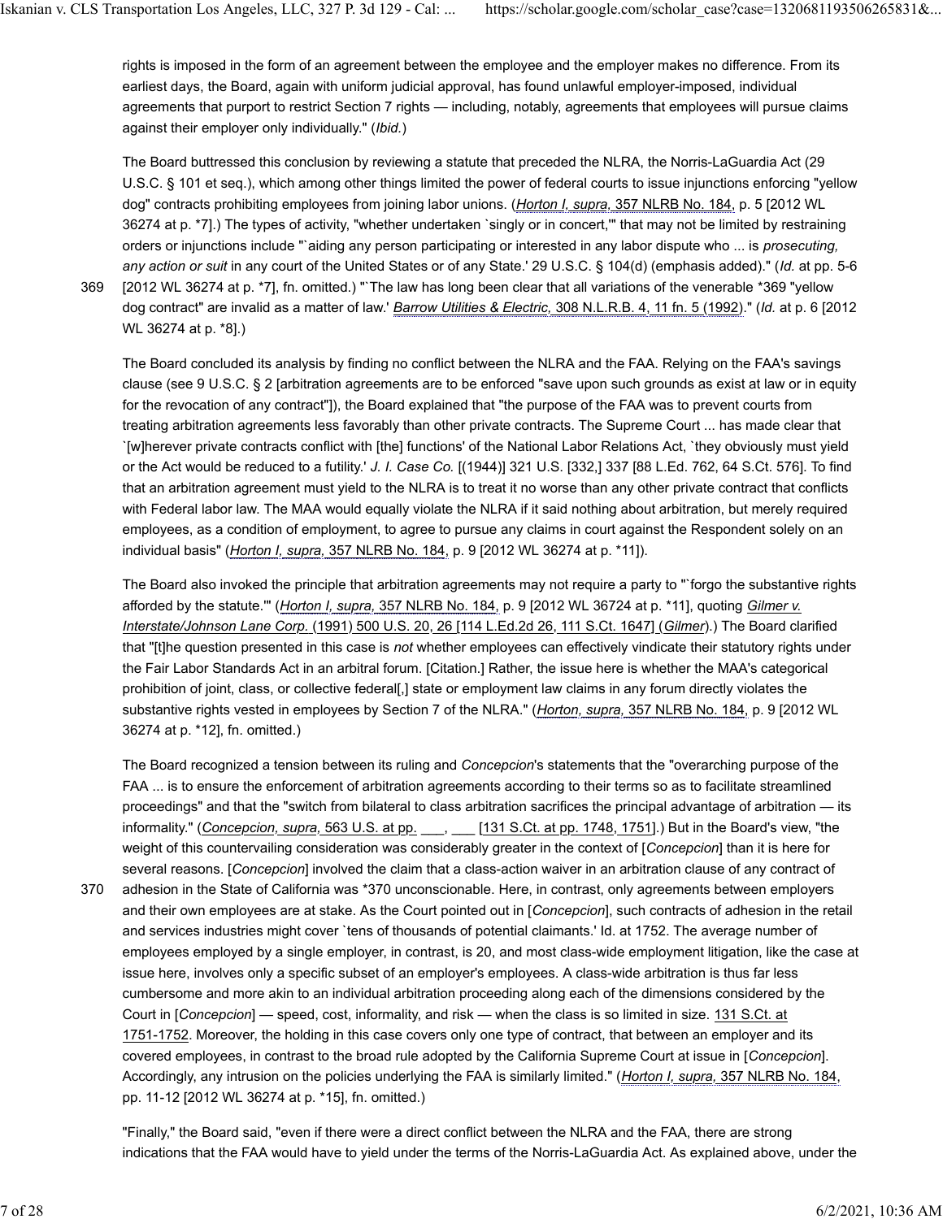rights is imposed in the form of an agreement between the employee and the employer makes no difference. From its earliest days, the Board, again with uniform judicial approval, has found unlawful employer-imposed, individual agreements that purport to restrict Section 7 rights — including, notably, agreements that employees will pursue claims against their employer only individually." (*Ibid.*)

The Board buttressed this conclusion by reviewing a statute that preceded the NLRA, the Norris-LaGuardia Act (29 U.S.C. § 101 et seq.), which among other things limited the power of federal courts to issue injunctions enforcing "yellow dog" contracts prohibiting employees from joining labor unions. (*Horton I, supra*, 357 NLRB No. 184, p. 5 [2012 WL 36274 at p. *7].) The types of activity, "whether undertaken `singly or in concert,'" that may not be limited by restraining orders or injunctions include "`aiding any person participating or interested in any labor dispute who ... is *prosecuting, any action or suit* in any court of the United States or of any State.' 29 U.S.C. § 104(d) (emphasis added)." (*Id.* at pp. 5-6 [2012 WL 36274 at p. *7], fn. omitted.) "`The law has long been clear that all variations of the venerable *369 "yellow dog contract" are invalid as a matter of law.' *Barrow Utilities & Electric,* 308 N.L.R.B. 4, 11 fn. 5 (1992)." (*Id.* at p. 6 [2012 WL 36274 at p. *8].)

The Board concluded its analysis by finding no conflict between the NLRA and the FAA. Relying on the FAA's savings clause (see 9 U.S.C. § 2 [arbitration agreements are to be enforced "save upon such grounds as exist at law or in equity for the revocation of any contract"]), the Board explained that "the purpose of the FAA was to prevent courts from treating arbitration agreements less favorably than other private contracts. The Supreme Court ... has made clear that `[w]herever private contracts conflict with [the] functions' of the National Labor Relations Act, `they obviously must yield or the Act would be reduced to a futility.' *J. I. Case Co.* [(1944)] 321 U.S. [332,] 337 [88 L.Ed. 762, 64 S.Ct. 576]. To find that an arbitration agreement must yield to the NLRA is to treat it no worse than any other private contract that conflicts with Federal labor law. The MAA would equally violate the NLRA if it said nothing about arbitration, but merely required employees, as a condition of employment, to agree to pursue any claims in court against the Respondent solely on an individual basis" (*Horton I, supra,* 357 NLRB No. 184, p. 9 [2012 WL 36274 at p. *11]).

The Board also invoked the principle that arbitration agreements may not require a party to "`forgo the substantive rights afforded by the statute.'" (*Horton I, supra,* 357 NLRB No. 184, p. 9 [2012 WL 36724 at p. *11], quoting *Gilmer v. Interstate/Johnson Lane Corp.* (1991) 500 U.S. 20, 26 [114 L.Ed.2d 26, 111 S.Ct. 1647] (*Gilmer*).) The Board clarified that "[t]he question presented in this case is *not* whether employees can effectively vindicate their statutory rights under the Fair Labor Standards Act in an arbitral forum. [Citation.] Rather, the issue here is whether the MAA's categorical prohibition of joint, class, or collective federal[,] state or employment law claims in any forum directly violates the substantive rights vested in employees by Section 7 of the NLRA." (*Horton, supra,* 357 NLRB No. 184, p. 9 [2012 WL 36274 at p. *12], fn. omitted.)

The Board recognized a tension between its ruling and *Concepcion*'s statements that the "overarching purpose of the FAA ... is to ensure the enforcement of arbitration agreements according to their terms so as to facilitate streamlined proceedings" and that the "switch from bilateral to class arbitration sacrifices the principal advantage of arbitration — its informality." (*Concepcion, supra,* 563 U.S. at pp. ___, ___ [131 S.Ct. at pp. 1748, 1751].) But in the Board's view, "the weight of this countervailing consideration was considerably greater in the context of [*Concepcion*] than it is here for several reasons. [*Concepcion*] involved the claim that a class-action waiver in an arbitration clause of any contract of adhesion in the State of California was *370 unconscionable. Here, in contrast, only agreements between employers and their own employees are at stake. As the Court pointed out in [*Concepcion*], such contracts of adhesion in the retail and services industries might cover `tens of thousands of potential claimants.' Id. at 1752. The average number of employees employed by a single employer, in contrast, is 20, and most class-wide employment litigation, like the case at issue here, involves only a specific subset of an employer's employees. A class-wide arbitration is thus far less cumbersome and more akin to an individual arbitration proceeding along each of the dimensions considered by the Court in [*Concepcion*] — speed, cost, informality, and risk — when the class is so limited in size. 131 S.Ct. at 1751-1752. Moreover, the holding in this case covers only one type of contract, that between an employer and its covered employees, in contrast to the broad rule adopted by the California Supreme Court at issue in [*Concepcion*]. Accordingly, any intrusion on the policies underlying the FAA is similarly limited." (*Horton I, supra,* 357 NLRB No. 184, pp. 11-12 [2012 WL 36274 at p. *15], fn. omitted.)

"Finally," the Board said, "even if there were a direct conflict between the NLRA and the FAA, there are strong indications that the FAA would have to yield under the terms of the Norris-LaGuardia Act. As explained above, under the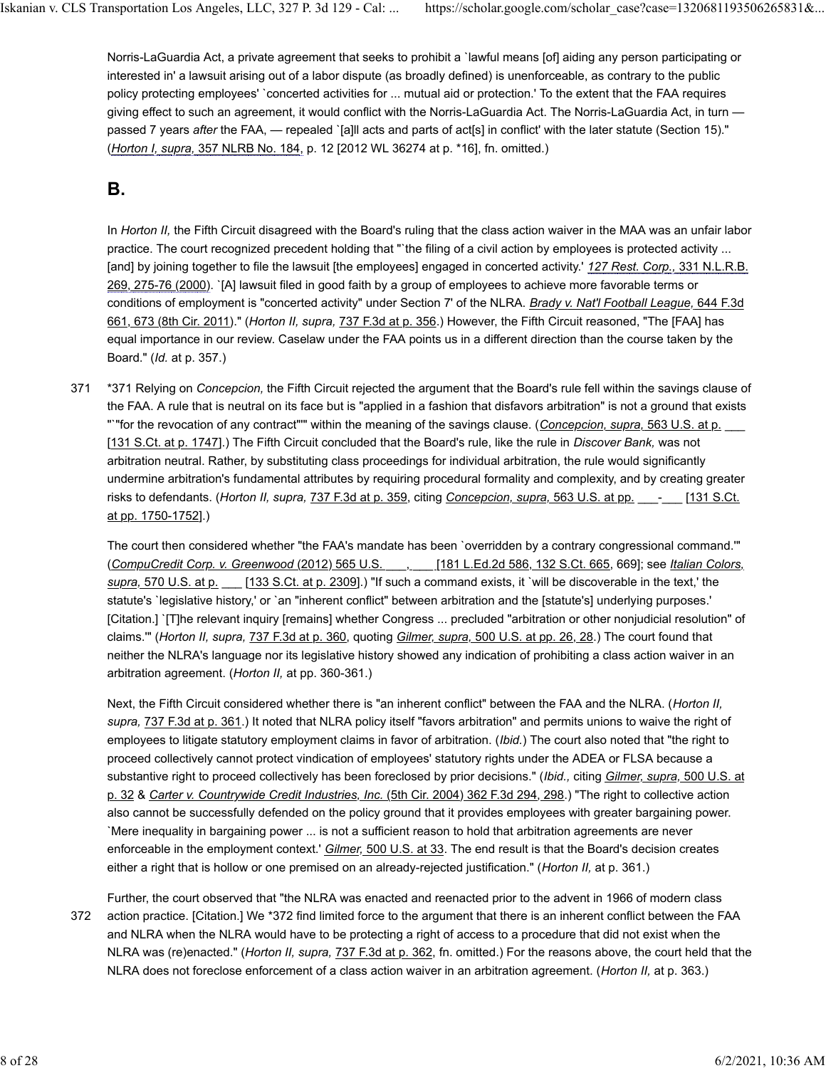Norris-LaGuardia Act, a private agreement that seeks to prohibit a `lawful means [of] aiding any person participating or interested in' a lawsuit arising out of a labor dispute (as broadly defined) is unenforceable, as contrary to the public policy protecting employees' `concerted activities for ... mutual aid or protection.' To the extent that the FAA requires giving effect to such an agreement, it would conflict with the Norris-LaGuardia Act. The Norris-LaGuardia Act, in turn — passed 7 years *after* the FAA, — repealed `[a]ll acts and parts of act[s] in conflict' with the later statute (Section 15)." (*Horton I, supra,* 357 NLRB No. 184, p. 12 [2012 WL 36274 at p. *16], fn. omitted.)

## B.

In *Horton II,* the Fifth Circuit disagreed with the Board's ruling that the class action waiver in the MAA was an unfair labor practice. The court recognized precedent holding that "`the filing of a civil action by employees is protected activity ... [and] by joining together to file the lawsuit [the employees] engaged in concerted activity.' *127 Rest. Corp.,* 331 N.L.R.B. 269, 275-76 (2000). `[A] lawsuit filed in good faith by a group of employees to achieve more favorable terms or conditions of employment is "concerted activity" under Section 7' of the NLRA. *Brady v. Nat'l Football League,* 644 F.3d 661, 673 (8th Cir. 2011)." (*Horton II, supra,* 737 F.3d at p. 356.) However, the Fifth Circuit reasoned, "The [FAA] has equal importance in our review. Caselaw under the FAA points us in a different direction than the course taken by the Board." (*Id.* at p. 357.)

*371 Relying on *Concepcion,* the Fifth Circuit rejected the argument that the Board's rule fell within the savings clause of the FAA. A rule that is neutral on its face but is "applied in a fashion that disfavors arbitration" is not a ground that exists "`"for the revocation of any contract"" within the meaning of the savings clause. (*Concepcion, supra,* 563 U.S. at p. ___ [131 S.Ct. at p. 1747].) The Fifth Circuit concluded that the Board's rule, like the rule in *Discover Bank,* was not arbitration neutral. Rather, by substituting class proceedings for individual arbitration, the rule would significantly undermine arbitration's fundamental attributes by requiring procedural formality and complexity, and by creating greater risks to defendants. (*Horton II, supra,* 737 F.3d at p. 359, citing *Concepcion, supra,* 563 U.S. at pp. ___-___ [131 S.Ct. at pp. 1750-1752].)

The court then considered whether "the FAA's mandate has been `overridden by a contrary congressional command.'" (*CompuCredit Corp. v. Greenwood* (2012) 565 U.S. ___, ___ [181 L.Ed.2d 586, 132 S.Ct. 665, 669]; see *Italian Colors, supra,* 570 U.S. at p. ___ [133 S.Ct. at p. 2309].) "If such a command exists, it `will be discoverable in the text,' the statute's `legislative history,' or `an "inherent conflict" between arbitration and the [statute's] underlying purposes.' [Citation.] `[T]he relevant inquiry [remains] whether Congress ... precluded "arbitration or other nonjudicial resolution" of claims.'" (*Horton II, supra,* 737 F.3d at p. 360, quoting *Gilmer, supra,* 500 U.S. at pp. 26, 28.) The court found that neither the NLRA's language nor its legislative history showed any indication of prohibiting a class action waiver in an arbitration agreement. (*Horton II,* at pp. 360-361.)

Next, the Fifth Circuit considered whether there is "an inherent conflict" between the FAA and the NLRA. (*Horton II, supra,* 737 F.3d at p. 361.) It noted that NLRA policy itself "favors arbitration" and permits unions to waive the right of employees to litigate statutory employment claims in favor of arbitration. (*Ibid.*) The court also noted that "the right to proceed collectively cannot protect vindication of employees' statutory rights under the ADEA or FLSA because a substantive right to proceed collectively has been foreclosed by prior decisions." (*Ibid.,* citing *Gilmer, supra,* 500 U.S. at p. 32 & *Carter v. Countrywide Credit Industries, Inc.* (5th Cir. 2004) 362 F.3d 294, 298.) "The right to collective action also cannot be successfully defended on the policy ground that it provides employees with greater bargaining power. `Mere inequality in bargaining power ... is not a sufficient reason to hold that arbitration agreements are never enforceable in the employment context.' *Gilmer,* 500 U.S. at 33. The end result is that the Board's decision creates either a right that is hollow or one premised on an already-rejected justification." (*Horton II,* at p. 361.)

Further, the court observed that "the NLRA was enacted and reenacted prior to the advent in 1966 of modern class action practice. [Citation.] We *372 find limited force to the argument that there is an inherent conflict between the FAA and NLRA when the NLRA would have to be protecting a right of access to a procedure that did not exist when the NLRA was (re)enacted." (*Horton II, supra,* 737 F.3d at p. 362, fn. omitted.) For the reasons above, the court held that the NLRA does not foreclose enforcement of a class action waiver in an arbitration agreement. (*Horton II,* at p. 363.)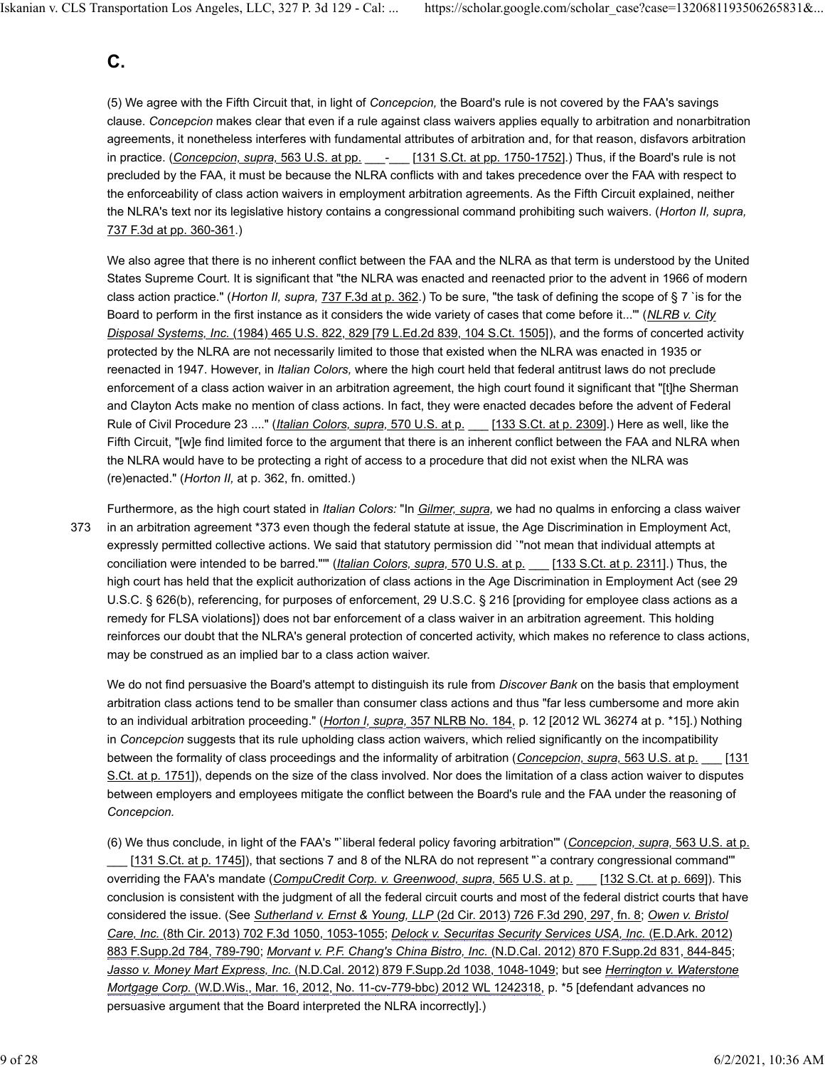## C.

(5) We agree with the Fifth Circuit that, in light of *Concepcion,* the Board's rule is not covered by the FAA's savings clause. *Concepcion* makes clear that even if a rule against class waivers applies equally to arbitration and nonarbitration agreements, it nonetheless interferes with fundamental attributes of arbitration and, for that reason, disfavors arbitration in practice. (*Concepcion, supra,* 563 U.S. at pp. ___-___ [131 S.Ct. at pp. 1750-1752].) Thus, if the Board's rule is not precluded by the FAA, it must be because the NLRA conflicts with and takes precedence over the FAA with respect to the enforceability of class action waivers in employment arbitration agreements. As the Fifth Circuit explained, neither the NLRA's text nor its legislative history contains a congressional command prohibiting such waivers. (*Horton II, supra,* 737 F.3d at pp. 360-361.)

We also agree that there is no inherent conflict between the FAA and the NLRA as that term is understood by the United States Supreme Court. It is significant that "the NLRA was enacted and reenacted prior to the advent in 1966 of modern class action practice." (*Horton II, supra,* 737 F.3d at p. 362.) To be sure, "the task of defining the scope of § 7 `is for the Board to perform in the first instance as it considers the wide variety of cases that come before it...'" (*NLRB v. City Disposal Systems, Inc.* (1984) 465 U.S. 822, 829 [79 L.Ed.2d 839, 104 S.Ct. 1505]), and the forms of concerted activity protected by the NLRA are not necessarily limited to those that existed when the NLRA was enacted in 1935 or reenacted in 1947. However, in *Italian Colors,* where the high court held that federal antitrust laws do not preclude enforcement of a class action waiver in an arbitration agreement, the high court found it significant that "[t]he Sherman and Clayton Acts make no mention of class actions. In fact, they were enacted decades before the advent of Federal Rule of Civil Procedure 23 ...." (*Italian Colors, supra,* 570 U.S. at p. ___ [133 S.Ct. at p. 2309].) Here as well, like the Fifth Circuit, "[w]e find limited force to the argument that there is an inherent conflict between the FAA and NLRA when the NLRA would have to be protecting a right of access to a procedure that did not exist when the NLRA was (re)enacted." (*Horton II,* at p. 362, fn. omitted.)

Furthermore, as the high court stated in *Italian Colors:* "In *Gilmer, supra,* we had no qualms in enforcing a class waiver in an arbitration agreement *373 even though the federal statute at issue, the Age Discrimination in Employment Act, expressly permitted collective actions. We said that statutory permission did `"not mean that individual attempts at conciliation were intended to be barred."'" (*Italian Colors, supra,* 570 U.S. at p. ___ [133 S.Ct. at p. 2311].) Thus, the high court has held that the explicit authorization of class actions in the Age Discrimination in Employment Act (see 29 U.S.C. § 626(b), referencing, for purposes of enforcement, 29 U.S.C. § 216 [providing for employee class actions as a remedy for FLSA violations]) does not bar enforcement of a class waiver in an arbitration agreement. This holding reinforces our doubt that the NLRA's general protection of concerted activity, which makes no reference to class actions, may be construed as an implied bar to a class action waiver.

We do not find persuasive the Board's attempt to distinguish its rule from *Discover Bank* on the basis that employment arbitration class actions tend to be smaller than consumer class actions and thus "far less cumbersome and more akin to an individual arbitration proceeding." (*Horton I, supra,* 357 NLRB No. 184, p. 12 [2012 WL 36274 at p. *15].) Nothing in *Concepcion* suggests that its rule upholding class action waivers, which relied significantly on the incompatibility between the formality of class proceedings and the informality of arbitration (*Concepcion, supra,* 563 U.S. at p. ___ [131 S.Ct. at p. 1751]), depends on the size of the class involved. Nor does the limitation of a class action waiver to disputes between employers and employees mitigate the conflict between the Board's rule and the FAA under the reasoning of *Concepcion.*

(6) We thus conclude, in light of the FAA's "`liberal federal policy favoring arbitration'" (*Concepcion, supra,* 563 U.S. at p. ___ [131 S.Ct. at p. 1745]), that sections 7 and 8 of the NLRA do not represent "`a contrary congressional command'" overriding the FAA's mandate (*CompuCredit Corp. v. Greenwood, supra,* 565 U.S. at p. ___ [132 S.Ct. at p. 669]). This conclusion is consistent with the judgment of all the federal circuit courts and most of the federal district courts that have considered the issue. (See *Sutherland v. Ernst & Young, LLP* (2d Cir. 2013) 726 F.3d 290, 297, fn. 8; *Owen v. Bristol Care, Inc.* (8th Cir. 2013) 702 F.3d 1050, 1053-1055; *Delock v. Securitas Security Services USA, Inc.* (E.D.Ark. 2012) 883 F.Supp.2d 784, 789-790; *Morvant v. P.F. Chang's China Bistro, Inc.* (N.D.Cal. 2012) 870 F.Supp.2d 831, 844-845; *Jasso v. Money Mart Express, Inc.* (N.D.Cal. 2012) 879 F.Supp.2d 1038, 1048-1049; but see *Herrington v. Waterstone Mortgage Corp.* (W.D.Wis., Mar. 16, 2012, No. 11-cv-779-bbc) 2012 WL 1242318, p. *5 [defendant advances no persuasive argument that the Board interpreted the NLRA incorrectly].)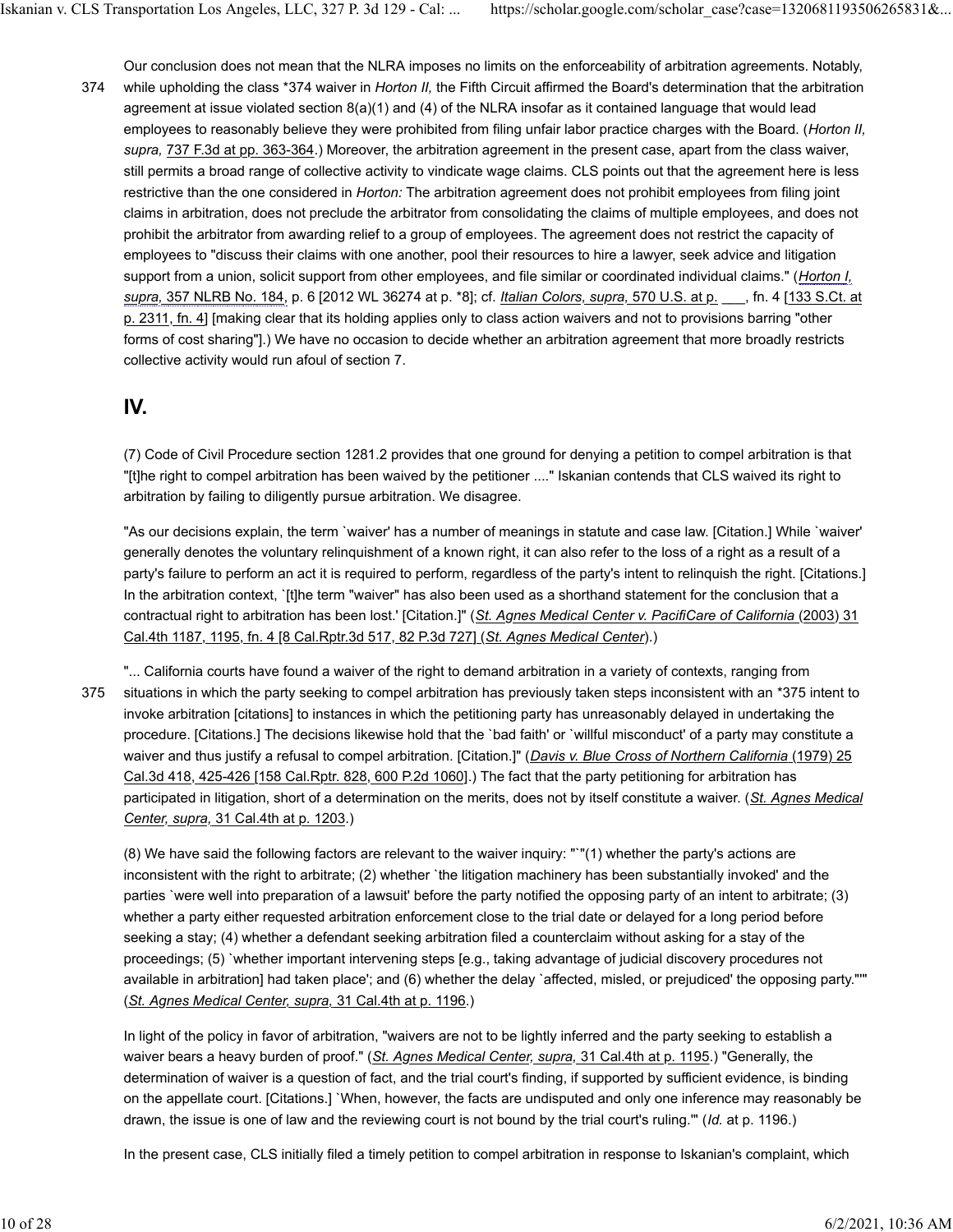Our conclusion does not mean that the NLRA imposes no limits on the enforceability of arbitration agreements. Notably, while upholding the class *374 waiver in *Horton II,* the Fifth Circuit affirmed the Board's determination that the arbitration agreement at issue violated section 8(a)(1) and (4) of the NLRA insofar as it contained language that would lead employees to reasonably believe they were prohibited from filing unfair labor practice charges with the Board. (*Horton II, supra,* 737 F.3d at pp. 363-364.) Moreover, the arbitration agreement in the present case, apart from the class waiver, still permits a broad range of collective activity to vindicate wage claims. CLS points out that the agreement here is less restrictive than the one considered in *Horton:* The arbitration agreement does not prohibit employees from filing joint claims in arbitration, does not preclude the arbitrator from consolidating the claims of multiple employees, and does not prohibit the arbitrator from awarding relief to a group of employees. The agreement does not restrict the capacity of employees to "discuss their claims with one another, pool their resources to hire a lawyer, seek advice and litigation support from a union, solicit support from other employees, and file similar or coordinated individual claims." (*Horton I, supra,* 357 NLRB No. 184, p. 6 [2012 WL 36274 at p. *8]; cf. *Italian Colors, supra,* 570 U.S. at p. ___, fn. 4 [133 S.Ct. at p. 2311, fn. 4] [making clear that its holding applies only to class action waivers and not to provisions barring "other forms of cost sharing"].) We have no occasion to decide whether an arbitration agreement that more broadly restricts collective activity would run afoul of section 7.

## IV.

(7) Code of Civil Procedure section 1281.2 provides that one ground for denying a petition to compel arbitration is that "[t]he right to compel arbitration has been waived by the petitioner ...." Iskanian contends that CLS waived its right to arbitration by failing to diligently pursue arbitration. We disagree.

"As our decisions explain, the term `waiver' has a number of meanings in statute and case law. [Citation.] While `waiver' generally denotes the voluntary relinquishment of a known right, it can also refer to the loss of a right as a result of a party's failure to perform an act it is required to perform, regardless of the party's intent to relinquish the right. [Citations.] In the arbitration context, `[t]he term "waiver" has also been used as a shorthand statement for the conclusion that a contractual right to arbitration has been lost.' [Citation.]" (*St. Agnes Medical Center v. PacifiCare of California* (2003) 31 Cal.4th 1187, 1195, fn. 4 [8 Cal.Rptr.3d 517, 82 P.3d 727] (*St. Agnes Medical Center*).)

"... California courts have found a waiver of the right to demand arbitration in a variety of contexts, ranging from situations in which the party seeking to compel arbitration has previously taken steps inconsistent with an *375 intent to invoke arbitration [citations] to instances in which the petitioning party has unreasonably delayed in undertaking the procedure. [Citations.] The decisions likewise hold that the `bad faith' or `willful misconduct' of a party may constitute a waiver and thus justify a refusal to compel arbitration. [Citation.]" (*Davis v. Blue Cross of Northern California* (1979) 25 Cal.3d 418, 425-426 [158 Cal.Rptr. 828, 600 P.2d 1060].) The fact that the party petitioning for arbitration has participated in litigation, short of a determination on the merits, does not by itself constitute a waiver. (*St. Agnes Medical Center, supra,* 31 Cal.4th at p. 1203.)

(8) We have said the following factors are relevant to the waiver inquiry: "`"(1) whether the party's actions are inconsistent with the right to arbitrate; (2) whether `the litigation machinery has been substantially invoked' and the parties `were well into preparation of a lawsuit' before the party notified the opposing party of an intent to arbitrate; (3) whether a party either requested arbitration enforcement close to the trial date or delayed for a long period before seeking a stay; (4) whether a defendant seeking arbitration filed a counterclaim without asking for a stay of the proceedings; (5) `whether important intervening steps [e.g., taking advantage of judicial discovery procedures not available in arbitration] had taken place'; and (6) whether the delay `affected, misled, or prejudiced' the opposing party."'" (*St. Agnes Medical Center, supra,* 31 Cal.4th at p. 1196.)

In light of the policy in favor of arbitration, "waivers are not to be lightly inferred and the party seeking to establish a waiver bears a heavy burden of proof." (*St. Agnes Medical Center, supra,* 31 Cal.4th at p. 1195.) "Generally, the determination of waiver is a question of fact, and the trial court's finding, if supported by sufficient evidence, is binding on the appellate court. [Citations.] `When, however, the facts are undisputed and only one inference may reasonably be drawn, the issue is one of law and the reviewing court is not bound by the trial court's ruling.'" (*Id.* at p. 1196.)

In the present case, CLS initially filed a timely petition to compel arbitration in response to Iskanian's complaint, which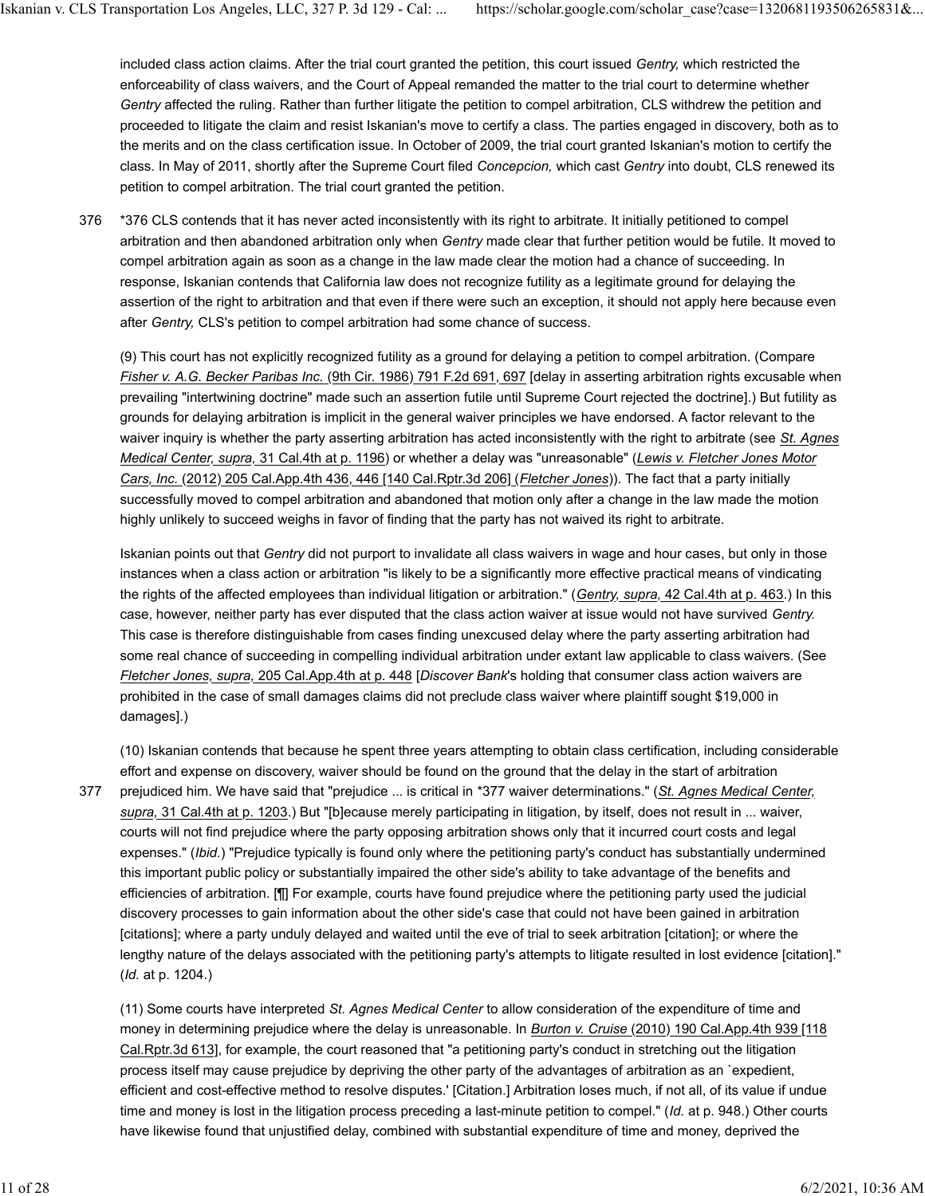included class action claims. After the trial court granted the petition, this court issued *Gentry,* which restricted the enforceability of class waivers, and the Court of Appeal remanded the matter to the trial court to determine whether *Gentry* affected the ruling. Rather than further litigate the petition to compel arbitration, CLS withdrew the petition and proceeded to litigate the claim and resist Iskanian's move to certify a class. The parties engaged in discovery, both as to the merits and on the class certification issue. In October of 2009, the trial court granted Iskanian's motion to certify the class. In May of 2011, shortly after the Supreme Court filed *Concepcion,* which cast *Gentry* into doubt, CLS renewed its petition to compel arbitration. The trial court granted the petition.

*376 CLS contends that it has never acted inconsistently with its right to arbitrate. It initially petitioned to compel arbitration and then abandoned arbitration only when *Gentry* made clear that further petition would be futile. It moved to compel arbitration again as soon as a change in the law made clear the motion had a chance of succeeding. In response, Iskanian contends that California law does not recognize futility as a legitimate ground for delaying the assertion of the right to arbitration and that even if there were such an exception, it should not apply here because even after *Gentry,* CLS's petition to compel arbitration had some chance of success.

(9) This court has not explicitly recognized futility as a ground for delaying a petition to compel arbitration. (Compare *Fisher v. A.G. Becker Paribas Inc.* (9th Cir. 1986) 791 F.2d 691, 697 [delay in asserting arbitration rights excusable when prevailing "intertwining doctrine" made such an assertion futile until Supreme Court rejected the doctrine].) But futility as grounds for delaying arbitration is implicit in the general waiver principles we have endorsed. A factor relevant to the waiver inquiry is whether the party asserting arbitration has acted inconsistently with the right to arbitrate (see *St. Agnes Medical Center, supra,* 31 Cal.4th at p. 1196) or whether a delay was "unreasonable" (*Lewis v. Fletcher Jones Motor Cars, Inc.* (2012) 205 Cal.App.4th 436, 446 [140 Cal.Rptr.3d 206] (*Fletcher Jones*)). The fact that a party initially successfully moved to compel arbitration and abandoned that motion only after a change in the law made the motion highly unlikely to succeed weighs in favor of finding that the party has not waived its right to arbitrate.

Iskanian points out that *Gentry* did not purport to invalidate all class waivers in wage and hour cases, but only in those instances when a class action or arbitration "is likely to be a significantly more effective practical means of vindicating the rights of the affected employees than individual litigation or arbitration." (*Gentry, supra,* 42 Cal.4th at p. 463.) In this case, however, neither party has ever disputed that the class action waiver at issue would not have survived *Gentry.* This case is therefore distinguishable from cases finding unexcused delay where the party asserting arbitration had some real chance of succeeding in compelling individual arbitration under extant law applicable to class waivers. (See *Fletcher Jones, supra,* 205 Cal.App.4th at p. 448 [*Discover Bank*'s holding that consumer class action waivers are prohibited in the case of small damages claims did not preclude class waiver where plaintiff sought $19,000 in damages].)

(10) Iskanian contends that because he spent three years attempting to obtain class certification, including considerable effort and expense on discovery, waiver should be found on the ground that the delay in the start of arbitration prejudiced him. We have said that "prejudice ... is critical in *377 waiver determinations." (*St. Agnes Medical Center, supra,* 31 Cal.4th at p. 1203.) But "[b]ecause merely participating in litigation, by itself, does not result in ... waiver, courts will not find prejudice where the party opposing arbitration shows only that it incurred court costs and legal expenses." (*Ibid.*) "Prejudice typically is found only where the petitioning party's conduct has substantially undermined this important public policy or substantially impaired the other side's ability to take advantage of the benefits and efficiencies of arbitration. [¶] For example, courts have found prejudice where the petitioning party used the judicial discovery processes to gain information about the other side's case that could not have been gained in arbitration [citations]; where a party unduly delayed and waited until the eve of trial to seek arbitration [citation]; or where the lengthy nature of the delays associated with the petitioning party's attempts to litigate resulted in lost evidence [citation]." (*Id.* at p. 1204.)

(11) Some courts have interpreted *St. Agnes Medical Center* to allow consideration of the expenditure of time and money in determining prejudice where the delay is unreasonable. In *Burton v. Cruise* (2010) 190 Cal.App.4th 939 [118 Cal.Rptr.3d 613], for example, the court reasoned that "a petitioning party's conduct in stretching out the litigation process itself may cause prejudice by depriving the other party of the advantages of arbitration as an `expedient, efficient and cost-effective method to resolve disputes.' [Citation.] Arbitration loses much, if not all, of its value if undue time and money is lost in the litigation process preceding a last-minute petition to compel." (*Id.* at p. 948.) Other courts have likewise found that unjustified delay, combined with substantial expenditure of time and money, deprived the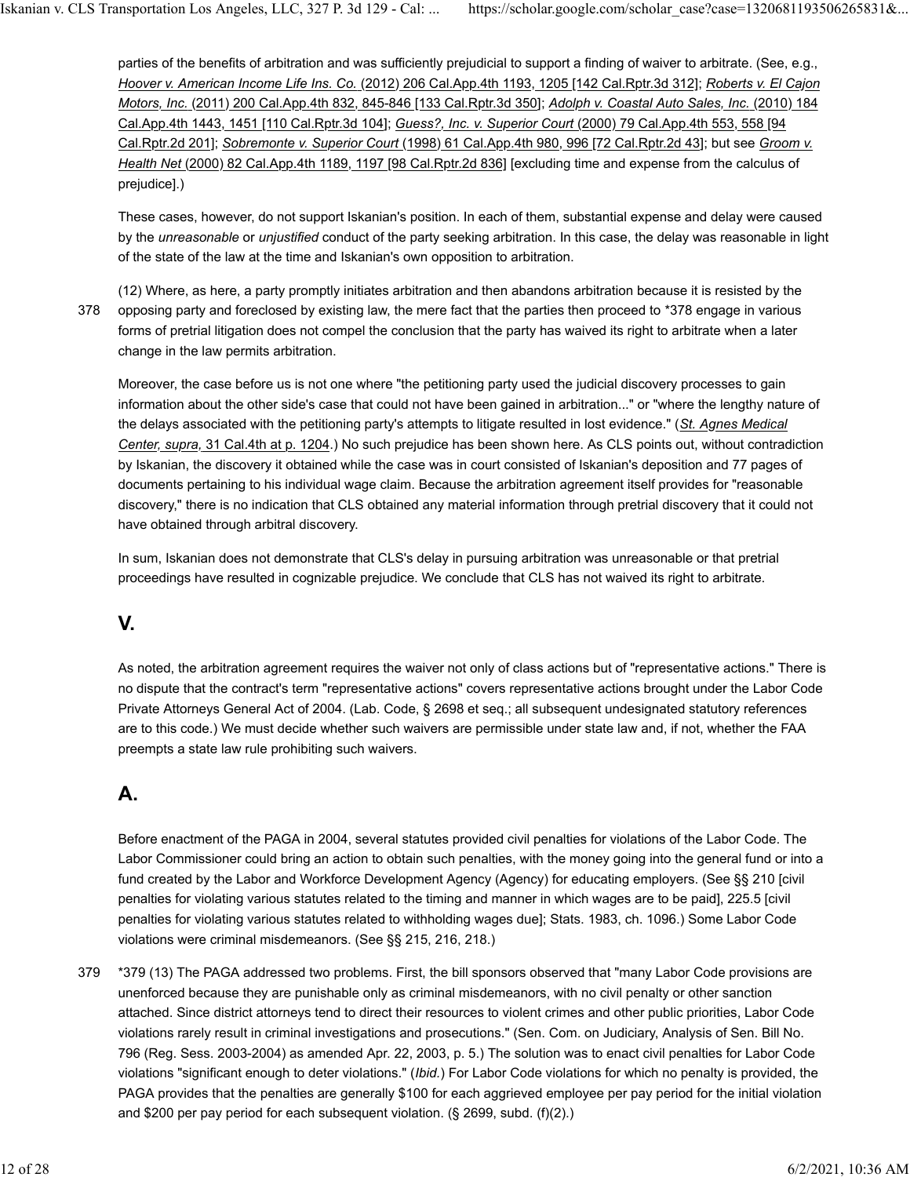parties of the benefits of arbitration and was sufficiently prejudicial to support a finding of waiver to arbitrate. (See, e.g., *Hoover v. American Income Life Ins. Co.* (2012) 206 Cal.App.4th 1193, 1205 [142 Cal.Rptr.3d 312]; *Roberts v. El Cajon Motors, Inc.* (2011) 200 Cal.App.4th 832, 845-846 [133 Cal.Rptr.3d 350]; *Adolph v. Coastal Auto Sales, Inc.* (2010) 184 Cal.App.4th 1443, 1451 [110 Cal.Rptr.3d 104]; *Guess?, Inc. v. Superior Court* (2000) 79 Cal.App.4th 553, 558 [94 Cal.Rptr.2d 201]; *Sobremonte v. Superior Court* (1998) 61 Cal.App.4th 980, 996 [72 Cal.Rptr.2d 43]; but see *Groom v. Health Net* (2000) 82 Cal.App.4th 1189, 1197 [98 Cal.Rptr.2d 836] [excluding time and expense from the calculus of prejudice].)

These cases, however, do not support Iskanian's position. In each of them, substantial expense and delay were caused by the *unreasonable* or *unjustified* conduct of the party seeking arbitration. In this case, the delay was reasonable in light of the state of the law at the time and Iskanian's own opposition to arbitration.

(12) Where, as here, a party promptly initiates arbitration and then abandons arbitration because it is resisted by the opposing party and foreclosed by existing law, the mere fact that the parties then proceed to *378 engage in various forms of pretrial litigation does not compel the conclusion that the party has waived its right to arbitrate when a later change in the law permits arbitration.

Moreover, the case before us is not one where "the petitioning party used the judicial discovery processes to gain information about the other side's case that could not have been gained in arbitration..." or "where the lengthy nature of the delays associated with the petitioning party's attempts to litigate resulted in lost evidence." (*St. Agnes Medical Center, supra,* 31 Cal.4th at p. 1204.) No such prejudice has been shown here. As CLS points out, without contradiction by Iskanian, the discovery it obtained while the case was in court consisted of Iskanian's deposition and 77 pages of documents pertaining to his individual wage claim. Because the arbitration agreement itself provides for "reasonable discovery," there is no indication that CLS obtained any material information through pretrial discovery that it could not have obtained through arbitral discovery.

In sum, Iskanian does not demonstrate that CLS's delay in pursuing arbitration was unreasonable or that pretrial proceedings have resulted in cognizable prejudice. We conclude that CLS has not waived its right to arbitrate.

## V.

As noted, the arbitration agreement requires the waiver not only of class actions but of "representative actions." There is no dispute that the contract's term "representative actions" covers representative actions brought under the Labor Code Private Attorneys General Act of 2004. (Lab. Code, § 2698 et seq.; all subsequent undesignated statutory references are to this code.) We must decide whether such waivers are permissible under state law and, if not, whether the FAA preempts a state law rule prohibiting such waivers.

## A.

Before enactment of the PAGA in 2004, several statutes provided civil penalties for violations of the Labor Code. The Labor Commissioner could bring an action to obtain such penalties, with the money going into the general fund or into a fund created by the Labor and Workforce Development Agency (Agency) for educating employers. (See §§ 210 [civil penalties for violating various statutes related to the timing and manner in which wages are to be paid], 225.5 [civil penalties for violating various statutes related to withholding wages due]; Stats. 1983, ch. 1096.) Some Labor Code violations were criminal misdemeanors. (See §§ 215, 216, 218.)

*379 (13) The PAGA addressed two problems. First, the bill sponsors observed that "many Labor Code provisions are unenforced because they are punishable only as criminal misdemeanors, with no civil penalty or other sanction attached. Since district attorneys tend to direct their resources to violent crimes and other public priorities, Labor Code violations rarely result in criminal investigations and prosecutions." (Sen. Com. on Judiciary, Analysis of Sen. Bill No. 796 (Reg. Sess. 2003-2004) as amended Apr. 22, 2003, p. 5.) The solution was to enact civil penalties for Labor Code violations "significant enough to deter violations." (*Ibid.*) For Labor Code violations for which no penalty is provided, the PAGA provides that the penalties are generally $100 for each aggrieved employee per pay period for the initial violation and $200 per pay period for each subsequent violation. (§ 2699, subd. (f)(2).)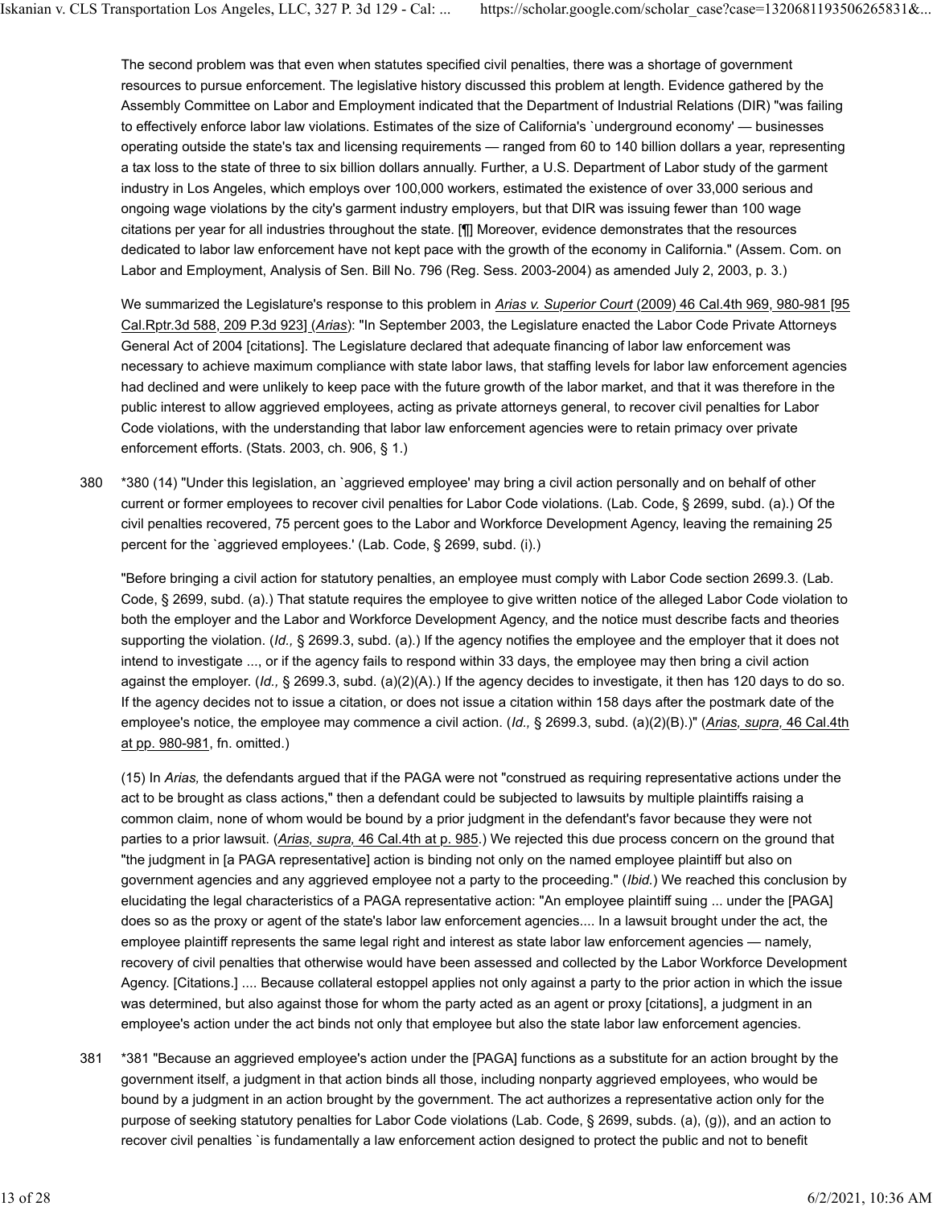The second problem was that even when statutes specified civil penalties, there was a shortage of government resources to pursue enforcement. The legislative history discussed this problem at length. Evidence gathered by the Assembly Committee on Labor and Employment indicated that the Department of Industrial Relations (DIR) "was failing to effectively enforce labor law violations. Estimates of the size of California's `underground economy' — businesses operating outside the state's tax and licensing requirements — ranged from 60 to 140 billion dollars a year, representing a tax loss to the state of three to six billion dollars annually. Further, a U.S. Department of Labor study of the garment industry in Los Angeles, which employs over 100,000 workers, estimated the existence of over 33,000 serious and ongoing wage violations by the city's garment industry employers, but that DIR was issuing fewer than 100 wage citations per year for all industries throughout the state. [¶] Moreover, evidence demonstrates that the resources dedicated to labor law enforcement have not kept pace with the growth of the economy in California." (Assem. Com. on Labor and Employment, Analysis of Sen. Bill No. 796 (Reg. Sess. 2003-2004) as amended July 2, 2003, p. 3.)

We summarized the Legislature's response to this problem in *Arias v. Superior Court* (2009) 46 Cal.4th 969, 980-981 [95 Cal.Rptr.3d 588, 209 P.3d 923] (*Arias*): "In September 2003, the Legislature enacted the Labor Code Private Attorneys General Act of 2004 [citations]. The Legislature declared that adequate financing of labor law enforcement was necessary to achieve maximum compliance with state labor laws, that staffing levels for labor law enforcement agencies had declined and were unlikely to keep pace with the future growth of the labor market, and that it was therefore in the public interest to allow aggrieved employees, acting as private attorneys general, to recover civil penalties for Labor Code violations, with the understanding that labor law enforcement agencies were to retain primacy over private enforcement efforts. (Stats. 2003, ch. 906, § 1.)

380 *380 (14) "Under this legislation, an `aggrieved employee' may bring a civil action personally and on behalf of other current or former employees to recover civil penalties for Labor Code violations. (Lab. Code, § 2699, subd. (a).) Of the civil penalties recovered, 75 percent goes to the Labor and Workforce Development Agency, leaving the remaining 25 percent for the `aggrieved employees.' (Lab. Code, § 2699, subd. (i).)

"Before bringing a civil action for statutory penalties, an employee must comply with Labor Code section 2699.3. (Lab. Code, § 2699, subd. (a).) That statute requires the employee to give written notice of the alleged Labor Code violation to both the employer and the Labor and Workforce Development Agency, and the notice must describe facts and theories supporting the violation. (*Id.,* § 2699.3, subd. (a).) If the agency notifies the employee and the employer that it does not intend to investigate ..., or if the agency fails to respond within 33 days, the employee may then bring a civil action against the employer. (*Id.,* § 2699.3, subd. (a)(2)(A).) If the agency decides to investigate, it then has 120 days to do so. If the agency decides not to issue a citation, or does not issue a citation within 158 days after the postmark date of the employee's notice, the employee may commence a civil action. (*Id.,* § 2699.3, subd. (a)(2)(B).)" (*Arias, supra,* 46 Cal.4th at pp. 980-981, fn. omitted.)

(15) In *Arias,* the defendants argued that if the PAGA were not "construed as requiring representative actions under the act to be brought as class actions," then a defendant could be subjected to lawsuits by multiple plaintiffs raising a common claim, none of whom would be bound by a prior judgment in the defendant's favor because they were not parties to a prior lawsuit. (*Arias, supra,* 46 Cal.4th at p. 985.) We rejected this due process concern on the ground that "the judgment in [a PAGA representative] action is binding not only on the named employee plaintiff but also on government agencies and any aggrieved employee not a party to the proceeding." (*Ibid.*) We reached this conclusion by elucidating the legal characteristics of a PAGA representative action: "An employee plaintiff suing ... under the [PAGA] does so as the proxy or agent of the state's labor law enforcement agencies.... In a lawsuit brought under the act, the employee plaintiff represents the same legal right and interest as state labor law enforcement agencies — namely, recovery of civil penalties that otherwise would have been assessed and collected by the Labor Workforce Development Agency. [Citations.] .... Because collateral estoppel applies not only against a party to the prior action in which the issue was determined, but also against those for whom the party acted as an agent or proxy [citations], a judgment in an employee's action under the act binds not only that employee but also the state labor law enforcement agencies.

381 *381 "Because an aggrieved employee's action under the [PAGA] functions as a substitute for an action brought by the government itself, a judgment in that action binds all those, including nonparty aggrieved employees, who would be bound by a judgment in an action brought by the government. The act authorizes a representative action only for the purpose of seeking statutory penalties for Labor Code violations (Lab. Code, § 2699, subds. (a), (g)), and an action to recover civil penalties `is fundamentally a law enforcement action designed to protect the public and not to benefit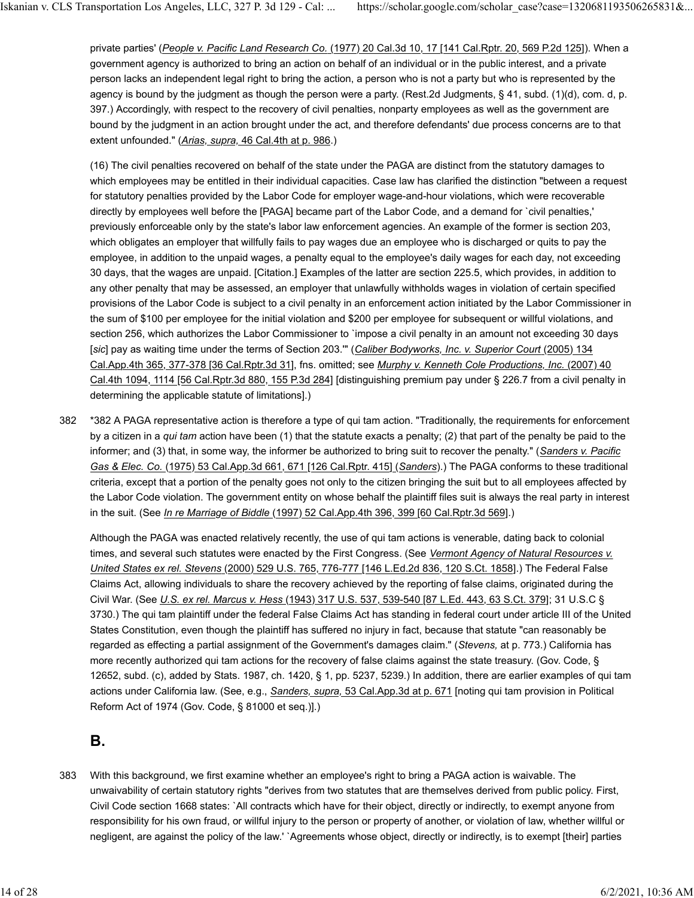private parties' (*People v. Pacific Land Research Co.* (1977) 20 Cal.3d 10, 17 [141 Cal.Rptr. 20, 569 P.2d 125]). When a government agency is authorized to bring an action on behalf of an individual or in the public interest, and a private person lacks an independent legal right to bring the action, a person who is not a party but who is represented by the agency is bound by the judgment as though the person were a party. (Rest.2d Judgments, § 41, subd. (1)(d), com. d, p. 397.) Accordingly, with respect to the recovery of civil penalties, nonparty employees as well as the government are bound by the judgment in an action brought under the act, and therefore defendants' due process concerns are to that extent unfounded." (*Arias, supra,* 46 Cal.4th at p. 986.)

(16) The civil penalties recovered on behalf of the state under the PAGA are distinct from the statutory damages to which employees may be entitled in their individual capacities. Case law has clarified the distinction "between a request for statutory penalties provided by the Labor Code for employer wage-and-hour violations, which were recoverable directly by employees well before the [PAGA] became part of the Labor Code, and a demand for `civil penalties,' previously enforceable only by the state's labor law enforcement agencies. An example of the former is section 203, which obligates an employer that willfully fails to pay wages due an employee who is discharged or quits to pay the employee, in addition to the unpaid wages, a penalty equal to the employee's daily wages for each day, not exceeding 30 days, that the wages are unpaid. [Citation.] Examples of the latter are section 225.5, which provides, in addition to any other penalty that may be assessed, an employer that unlawfully withholds wages in violation of certain specified provisions of the Labor Code is subject to a civil penalty in an enforcement action initiated by the Labor Commissioner in the sum of $100 per employee for the initial violation and $200 per employee for subsequent or willful violations, and section 256, which authorizes the Labor Commissioner to `impose a civil penalty in an amount not exceeding 30 days [*sic*] pay as waiting time under the terms of Section 203.'" (*Caliber Bodyworks, Inc. v. Superior Court* (2005) 134 Cal.App.4th 365, 377-378 [36 Cal.Rptr.3d 31], fns. omitted; see *Murphy v. Kenneth Cole Productions, Inc.* (2007) 40 Cal.4th 1094, 1114 [56 Cal.Rptr.3d 880, 155 P.3d 284] [distinguishing premium pay under § 226.7 from a civil penalty in determining the applicable statute of limitations].)

382 *382 A PAGA representative action is therefore a type of qui tam action. "Traditionally, the requirements for enforcement by a citizen in a *qui tam* action have been (1) that the statute exacts a penalty; (2) that part of the penalty be paid to the informer; and (3) that, in some way, the informer be authorized to bring suit to recover the penalty." (*Sanders v. Pacific Gas & Elec. Co.* (1975) 53 Cal.App.3d 661, 671 [126 Cal.Rptr. 415] (*Sanders*).) The PAGA conforms to these traditional criteria, except that a portion of the penalty goes not only to the citizen bringing the suit but to all employees affected by the Labor Code violation. The government entity on whose behalf the plaintiff files suit is always the real party in interest in the suit. (See *In re Marriage of Biddle* (1997) 52 Cal.App.4th 396, 399 [60 Cal.Rptr.3d 569].)

Although the PAGA was enacted relatively recently, the use of qui tam actions is venerable, dating back to colonial times, and several such statutes were enacted by the First Congress. (See *Vermont Agency of Natural Resources v. United States ex rel. Stevens* (2000) 529 U.S. 765, 776-777 [146 L.Ed.2d 836, 120 S.Ct. 1858].) The Federal False Claims Act, allowing individuals to share the recovery achieved by the reporting of false claims, originated during the Civil War. (See *U.S. ex rel. Marcus v. Hess* (1943) 317 U.S. 537, 539-540 [87 L.Ed. 443, 63 S.Ct. 379]; 31 U.S.C § 3730.) The qui tam plaintiff under the federal False Claims Act has standing in federal court under article III of the United States Constitution, even though the plaintiff has suffered no injury in fact, because that statute "can reasonably be regarded as effecting a partial assignment of the Government's damages claim." (*Stevens,* at p. 773.) California has more recently authorized qui tam actions for the recovery of false claims against the state treasury. (Gov. Code, § 12652, subd. (c), added by Stats. 1987, ch. 1420, § 1, pp. 5237, 5239.) In addition, there are earlier examples of qui tam actions under California law. (See, e.g., *Sanders, supra,* 53 Cal.App.3d at p. 671 [noting qui tam provision in Political Reform Act of 1974 (Gov. Code, § 81000 et seq.)].)

## B.

383 With this background, we first examine whether an employee's right to bring a PAGA action is waivable. The unwaivability of certain statutory rights "derives from two statutes that are themselves derived from public policy. First, Civil Code section 1668 states: `All contracts which have for their object, directly or indirectly, to exempt anyone from responsibility for his own fraud, or willful injury to the person or property of another, or violation of law, whether willful or negligent, are against the policy of the law.' `Agreements whose object, directly or indirectly, is to exempt [their] parties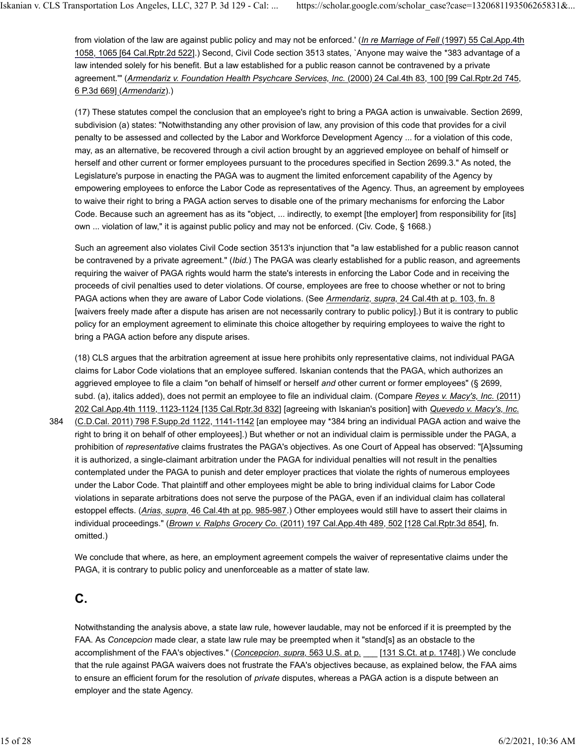from violation of the law are against public policy and may not be enforced.' (*In re Marriage of Fell* (1997) 55 Cal.App.4th 1058, 1065 [64 Cal.Rptr.2d 522].) Second, Civil Code section 3513 states, `Anyone may waive the *383 advantage of a law intended solely for his benefit. But a law established for a public reason cannot be contravened by a private agreement.'" (*Armendariz v. Foundation Health Psychcare Services, Inc.* (2000) 24 Cal.4th 83, 100 [99 Cal.Rptr.2d 745, 6 P.3d 669] (*Armendariz*).)

(17) These statutes compel the conclusion that an employee's right to bring a PAGA action is unwaivable. Section 2699, subdivision (a) states: "Notwithstanding any other provision of law, any provision of this code that provides for a civil penalty to be assessed and collected by the Labor and Workforce Development Agency ... for a violation of this code, may, as an alternative, be recovered through a civil action brought by an aggrieved employee on behalf of himself or herself and other current or former employees pursuant to the procedures specified in Section 2699.3." As noted, the Legislature's purpose in enacting the PAGA was to augment the limited enforcement capability of the Agency by empowering employees to enforce the Labor Code as representatives of the Agency. Thus, an agreement by employees to waive their right to bring a PAGA action serves to disable one of the primary mechanisms for enforcing the Labor Code. Because such an agreement has as its "object, ... indirectly, to exempt [the employer] from responsibility for [its] own ... violation of law," it is against public policy and may not be enforced. (Civ. Code, § 1668.)

Such an agreement also violates Civil Code section 3513's injunction that "a law established for a public reason cannot be contravened by a private agreement." (*Ibid.*) The PAGA was clearly established for a public reason, and agreements requiring the waiver of PAGA rights would harm the state's interests in enforcing the Labor Code and in receiving the proceeds of civil penalties used to deter violations. Of course, employees are free to choose whether or not to bring PAGA actions when they are aware of Labor Code violations. (See *Armendariz, supra,* 24 Cal.4th at p. 103, fn. 8 [waivers freely made after a dispute has arisen are not necessarily contrary to public policy].) But it is contrary to public policy for an employment agreement to eliminate this choice altogether by requiring employees to waive the right to bring a PAGA action before any dispute arises.

(18) CLS argues that the arbitration agreement at issue here prohibits only representative claims, not individual PAGA claims for Labor Code violations that an employee suffered. Iskanian contends that the PAGA, which authorizes an aggrieved employee to file a claim "on behalf of himself or herself *and* other current or former employees" (§ 2699, subd. (a), italics added), does not permit an employee to file an individual claim. (Compare *Reyes v. Macy's, Inc.* (2011) 202 Cal.App.4th 1119, 1123-1124 [135 Cal.Rptr.3d 832] [agreeing with Iskanian's position] with *Quevedo v. Macy's, Inc.* (C.D.Cal. 2011) 798 F.Supp.2d 1122, 1141-1142 [an employee may *384 bring an individual PAGA action and waive the right to bring it on behalf of other employees].) But whether or not an individual claim is permissible under the PAGA, a prohibition of *representative* claims frustrates the PAGA's objectives. As one Court of Appeal has observed: "[A]ssuming it is authorized, a single-claimant arbitration under the PAGA for individual penalties will not result in the penalties contemplated under the PAGA to punish and deter employer practices that violate the rights of numerous employees under the Labor Code. That plaintiff and other employees might be able to bring individual claims for Labor Code violations in separate arbitrations does not serve the purpose of the PAGA, even if an individual claim has collateral estoppel effects. (*Arias, supra,* 46 Cal.4th at pp. 985-987.) Other employees would still have to assert their claims in individual proceedings." (*Brown v. Ralphs Grocery Co.* (2011) 197 Cal.App.4th 489, 502 [128 Cal.Rptr.3d 854], fn. omitted.)

We conclude that where, as here, an employment agreement compels the waiver of representative claims under the PAGA, it is contrary to public policy and unenforceable as a matter of state law.

## C.

Notwithstanding the analysis above, a state law rule, however laudable, may not be enforced if it is preempted by the FAA. As *Concepcion* made clear, a state law rule may be preempted when it "stand[s] as an obstacle to the accomplishment of the FAA's objectives." (*Concepcion, supra,* 563 U.S. at p. ___ [131 S.Ct. at p. 1748].) We conclude that the rule against PAGA waivers does not frustrate the FAA's objectives because, as explained below, the FAA aims to ensure an efficient forum for the resolution of *private* disputes, whereas a PAGA action is a dispute between an employer and the state Agency.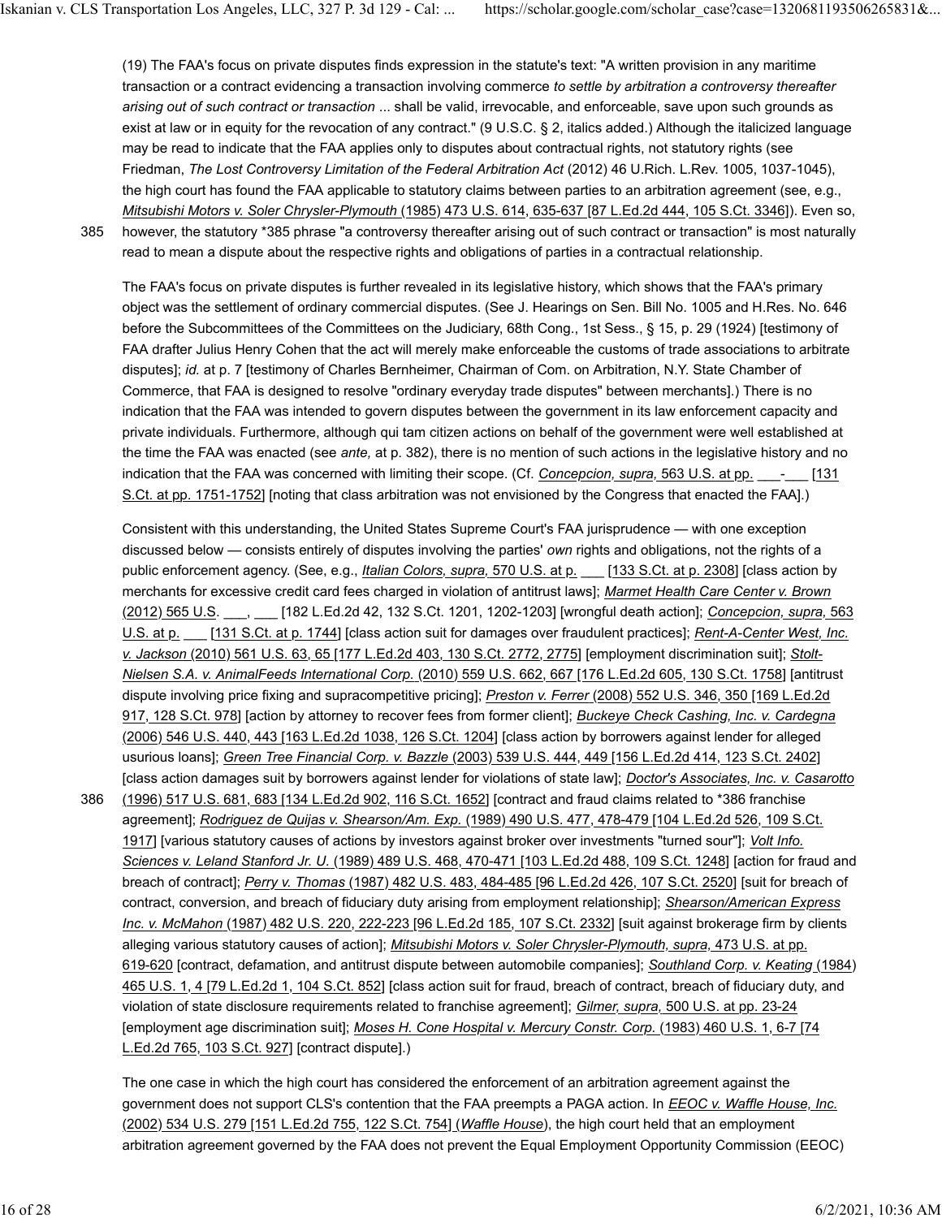(19) The FAA's focus on private disputes finds expression in the statute's text: "A written provision in any maritime transaction or a contract evidencing a transaction involving commerce *to settle by arbitration a controversy thereafter arising out of such contract or transaction* ... shall be valid, irrevocable, and enforceable, save upon such grounds as exist at law or in equity for the revocation of any contract." (9 U.S.C. § 2, italics added.) Although the italicized language may be read to indicate that the FAA applies only to disputes about contractual rights, not statutory rights (see Friedman, *The Lost Controversy Limitation of the Federal Arbitration Act* (2012) 46 U.Rich. L.Rev. 1005, 1037-1045), the high court has found the FAA applicable to statutory claims between parties to an arbitration agreement (see, e.g., *Mitsubishi Motors v. Soler Chrysler-Plymouth* (1985) 473 U.S. 614, 635-637 [87 L.Ed.2d 444, 105 S.Ct. 3346]). Even so, however, the statutory *385 phrase "a controversy thereafter arising out of such contract or transaction" is most naturally read to mean a dispute about the respective rights and obligations of parties in a contractual relationship.

The FAA's focus on private disputes is further revealed in its legislative history, which shows that the FAA's primary object was the settlement of ordinary commercial disputes. (See J. Hearings on Sen. Bill No. 1005 and H.Res. No. 646 before the Subcommittees of the Committees on the Judiciary, 68th Cong., 1st Sess., § 15, p. 29 (1924) [testimony of FAA drafter Julius Henry Cohen that the act will merely make enforceable the customs of trade associations to arbitrate disputes]; *id.* at p. 7 [testimony of Charles Bernheimer, Chairman of Com. on Arbitration, N.Y. State Chamber of Commerce, that FAA is designed to resolve "ordinary everyday trade disputes" between merchants].) There is no indication that the FAA was intended to govern disputes between the government in its law enforcement capacity and private individuals. Furthermore, although qui tam citizen actions on behalf of the government were well established at the time the FAA was enacted (see *ante,* at p. 382), there is no mention of such actions in the legislative history and no indication that the FAA was concerned with limiting their scope. (Cf. *Concepcion, supra,* 563 U.S. at pp. ___-___ [131 S.Ct. at pp. 1751-1752] [noting that class arbitration was not envisioned by the Congress that enacted the FAA].)

Consistent with this understanding, the United States Supreme Court's FAA jurisprudence — with one exception discussed below — consists entirely of disputes involving the parties' *own* rights and obligations, not the rights of a public enforcement agency. (See, e.g., *Italian Colors, supra,* 570 U.S. at p. ___ [133 S.Ct. at p. 2308] [class action by merchants for excessive credit card fees charged in violation of antitrust laws]; *Marmet Health Care Center v. Brown* (2012) 565 U.S. ___, ___ [182 L.Ed.2d 42, 132 S.Ct. 1201, 1202-1203] [wrongful death action]; *Concepcion, supra,* 563 U.S. at p. ___ [131 S.Ct. at p. 1744] [class action suit for damages over fraudulent practices]; *Rent-A-Center West, Inc. v. Jackson* (2010) 561 U.S. 63, 65 [177 L.Ed.2d 403, 130 S.Ct. 2772, 2775] [employment discrimination suit]; *Stolt-Nielsen S.A. v. AnimalFeeds International Corp.* (2010) 559 U.S. 662, 667 [176 L.Ed.2d 605, 130 S.Ct. 1758] [antitrust dispute involving price fixing and supracompetitive pricing]; *Preston v. Ferrer* (2008) 552 U.S. 346, 350 [169 L.Ed.2d 917, 128 S.Ct. 978] [action by attorney to recover fees from former client]; *Buckeye Check Cashing, Inc. v. Cardegna* (2006) 546 U.S. 440, 443 [163 L.Ed.2d 1038, 126 S.Ct. 1204] [class action by borrowers against lender for alleged usurious loans]; *Green Tree Financial Corp. v. Bazzle* (2003) 539 U.S. 444, 449 [156 L.Ed.2d 414, 123 S.Ct. 2402] [class action damages suit by borrowers against lender for violations of state law]; *Doctor's Associates, Inc. v. Casarotto* (1996) 517 U.S. 681, 683 [134 L.Ed.2d 902, 116 S.Ct. 1652] [contract and fraud claims related to *386 franchise agreement]; *Rodriguez de Quijas v. Shearson/Am. Exp.* (1989) 490 U.S. 477, 478-479 [104 L.Ed.2d 526, 109 S.Ct. 1917] [various statutory causes of actions by investors against broker over investments "turned sour"]; *Volt Info. Sciences v. Leland Stanford Jr. U.* (1989) 489 U.S. 468, 470-471 [103 L.Ed.2d 488, 109 S.Ct. 1248] [action for fraud and breach of contract]; *Perry v. Thomas* (1987) 482 U.S. 483, 484-485 [96 L.Ed.2d 426, 107 S.Ct. 2520] [suit for breach of contract, conversion, and breach of fiduciary duty arising from employment relationship]; *Shearson/American Express Inc. v. McMahon* (1987) 482 U.S. 220, 222-223 [96 L.Ed.2d 185, 107 S.Ct. 2332] [suit against brokerage firm by clients alleging various statutory causes of action]; *Mitsubishi Motors v. Soler Chrysler-Plymouth, supra,* 473 U.S. at pp. 619-620 [contract, defamation, and antitrust dispute between automobile companies]; *Southland Corp. v. Keating* (1984) 465 U.S. 1, 4 [79 L.Ed.2d 1, 104 S.Ct. 852] [class action suit for fraud, breach of contract, breach of fiduciary duty, and violation of state disclosure requirements related to franchise agreement]; *Gilmer, supra,* 500 U.S. at pp. 23-24 [employment age discrimination suit]; *Moses H. Cone Hospital v. Mercury Constr. Corp.* (1983) 460 U.S. 1, 6-7 [74 L.Ed.2d 765, 103 S.Ct. 927] [contract dispute].)

The one case in which the high court has considered the enforcement of an arbitration agreement against the government does not support CLS's contention that the FAA preempts a PAGA action. In *EEOC v. Waffle House, Inc.* (2002) 534 U.S. 279 [151 L.Ed.2d 755, 122 S.Ct. 754] (*Waffle House*), the high court held that an employment arbitration agreement governed by the FAA does not prevent the Equal Employment Opportunity Commission (EEOC)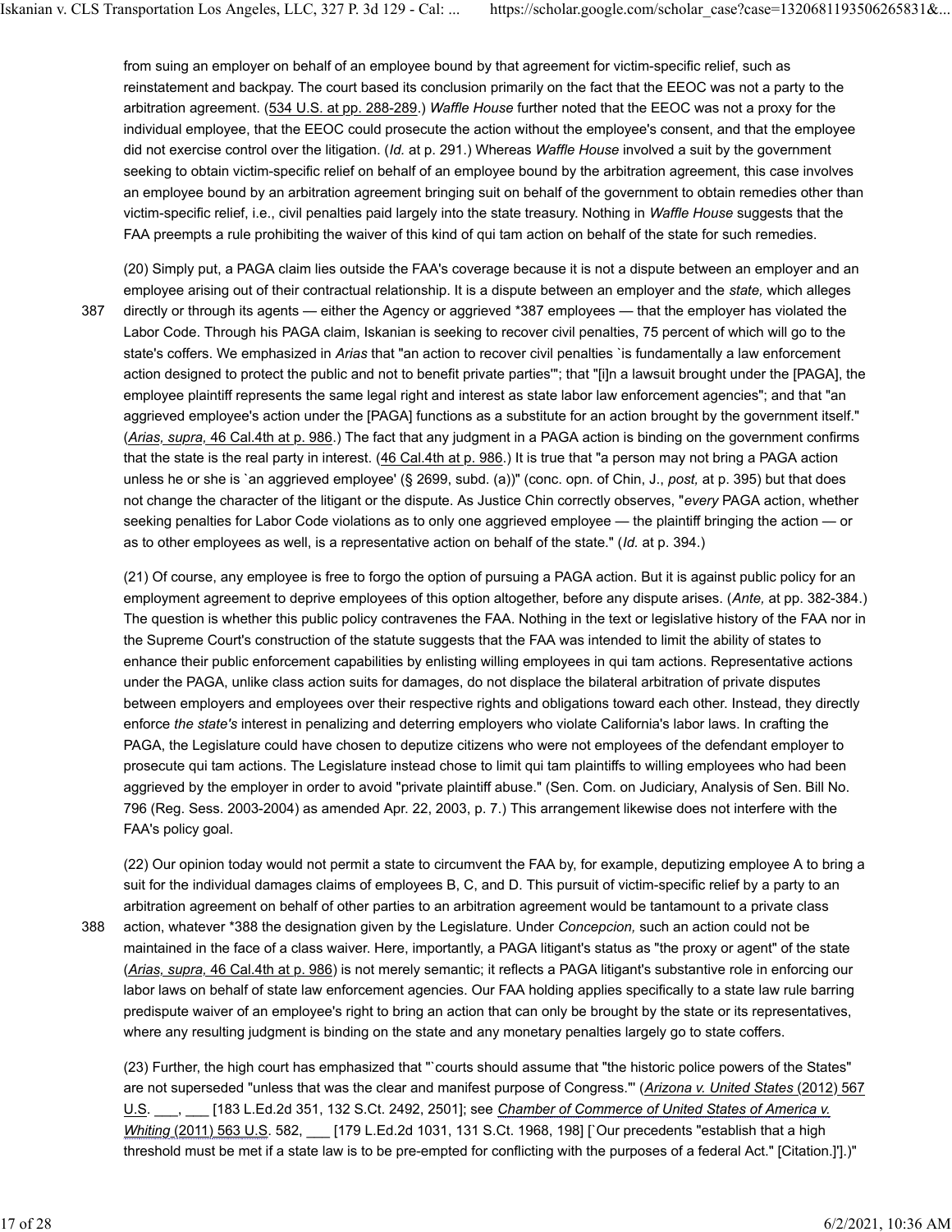from suing an employer on behalf of an employee bound by that agreement for victim-specific relief, such as reinstatement and backpay. The court based its conclusion primarily on the fact that the EEOC was not a party to the arbitration agreement. (534 U.S. at pp. 288-289.) *Waffle House* further noted that the EEOC was not a proxy for the individual employee, that the EEOC could prosecute the action without the employee's consent, and that the employee did not exercise control over the litigation. (*Id.* at p. 291.) Whereas *Waffle House* involved a suit by the government seeking to obtain victim-specific relief on behalf of an employee bound by the arbitration agreement, this case involves an employee bound by an arbitration agreement bringing suit on behalf of the government to obtain remedies other than victim-specific relief, i.e., civil penalties paid largely into the state treasury. Nothing in *Waffle House* suggests that the FAA preempts a rule prohibiting the waiver of this kind of qui tam action on behalf of the state for such remedies.

(20) Simply put, a PAGA claim lies outside the FAA's coverage because it is not a dispute between an employer and an employee arising out of their contractual relationship. It is a dispute between an employer and the *state,* which alleges directly or through its agents — either the Agency or aggrieved *387 employees — that the employer has violated the Labor Code. Through his PAGA claim, Iskanian is seeking to recover civil penalties, 75 percent of which will go to the state's coffers. We emphasized in *Arias* that "an action to recover civil penalties `is fundamentally a law enforcement action designed to protect the public and not to benefit private parties'"; that "[i]n a lawsuit brought under the [PAGA], the employee plaintiff represents the same legal right and interest as state labor law enforcement agencies"; and that "an aggrieved employee's action under the [PAGA] functions as a substitute for an action brought by the government itself." (*Arias, supra,* 46 Cal.4th at p. 986.) The fact that any judgment in a PAGA action is binding on the government confirms that the state is the real party in interest. (46 Cal.4th at p. 986.) It is true that "a person may not bring a PAGA action unless he or she is `an aggrieved employee' (§ 2699, subd. (a))" (conc. opn. of Chin, J., *post,* at p. 395) but that does not change the character of the litigant or the dispute. As Justice Chin correctly observes, "*every* PAGA action, whether seeking penalties for Labor Code violations as to only one aggrieved employee — the plaintiff bringing the action — or as to other employees as well, is a representative action on behalf of the state." (*Id.* at p. 394.)

(21) Of course, any employee is free to forgo the option of pursuing a PAGA action. But it is against public policy for an employment agreement to deprive employees of this option altogether, before any dispute arises. (*Ante,* at pp. 382-384.) The question is whether this public policy contravenes the FAA. Nothing in the text or legislative history of the FAA nor in the Supreme Court's construction of the statute suggests that the FAA was intended to limit the ability of states to enhance their public enforcement capabilities by enlisting willing employees in qui tam actions. Representative actions under the PAGA, unlike class action suits for damages, do not displace the bilateral arbitration of private disputes between employers and employees over their respective rights and obligations toward each other. Instead, they directly enforce *the state's* interest in penalizing and deterring employers who violate California's labor laws. In crafting the PAGA, the Legislature could have chosen to deputize citizens who were not employees of the defendant employer to prosecute qui tam actions. The Legislature instead chose to limit qui tam plaintiffs to willing employees who had been aggrieved by the employer in order to avoid "private plaintiff abuse." (Sen. Com. on Judiciary, Analysis of Sen. Bill No. 796 (Reg. Sess. 2003-2004) as amended Apr. 22, 2003, p. 7.) This arrangement likewise does not interfere with the FAA's policy goal.

(22) Our opinion today would not permit a state to circumvent the FAA by, for example, deputizing employee A to bring a suit for the individual damages claims of employees B, C, and D. This pursuit of victim-specific relief by a party to an arbitration agreement on behalf of other parties to an arbitration agreement would be tantamount to a private class action, whatever *388 the designation given by the Legislature. Under *Concepcion,* such an action could not be maintained in the face of a class waiver. Here, importantly, a PAGA litigant's status as "the proxy or agent" of the state (*Arias, supra,* 46 Cal.4th at p. 986) is not merely semantic; it reflects a PAGA litigant's substantive role in enforcing our labor laws on behalf of state law enforcement agencies. Our FAA holding applies specifically to a state law rule barring predispute waiver of an employee's right to bring an action that can only be brought by the state or its representatives, where any resulting judgment is binding on the state and any monetary penalties largely go to state coffers.

(23) Further, the high court has emphasized that "`courts should assume that "the historic police powers of the States" are not superseded "unless that was the clear and manifest purpose of Congress."' (*Arizona v. United States* (2012) 567 U.S. ___, ___ [183 L.Ed.2d 351, 132 S.Ct. 2492, 2501]; see *Chamber of Commerce of United States of America v. Whiting* (2011) 563 U.S. 582, ___ [179 L.Ed.2d 1031, 131 S.Ct. 1968, 198] [`Our precedents "establish that a high threshold must be met if a state law is to be pre-empted for conflicting with the purposes of a federal Act." [Citation.]'].)"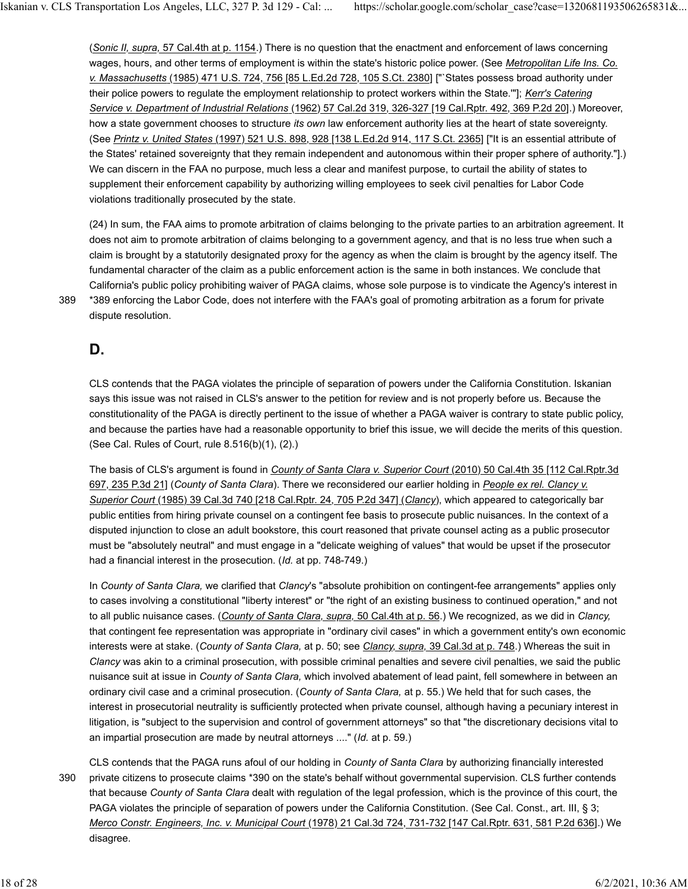(*Sonic II, supra,* 57 Cal.4th at p. 1154.) There is no question that the enactment and enforcement of laws concerning wages, hours, and other terms of employment is within the state's historic police power. (See *Metropolitan Life Ins. Co. v. Massachusetts* (1985) 471 U.S. 724, 756 [85 L.Ed.2d 728, 105 S.Ct. 2380] ["`States possess broad authority under their police powers to regulate the employment relationship to protect workers within the State.'"]; *Kerr's Catering Service v. Department of Industrial Relations* (1962) 57 Cal.2d 319, 326-327 [19 Cal.Rptr. 492, 369 P.2d 20].) Moreover, how a state government chooses to structure *its own* law enforcement authority lies at the heart of state sovereignty. (See *Printz v. United States* (1997) 521 U.S. 898, 928 [138 L.Ed.2d 914, 117 S.Ct. 2365] ["It is an essential attribute of the States' retained sovereignty that they remain independent and autonomous within their proper sphere of authority."].) We can discern in the FAA no purpose, much less a clear and manifest purpose, to curtail the ability of states to supplement their enforcement capability by authorizing willing employees to seek civil penalties for Labor Code violations traditionally prosecuted by the state.

(24) In sum, the FAA aims to promote arbitration of claims belonging to the private parties to an arbitration agreement. It does not aim to promote arbitration of claims belonging to a government agency, and that is no less true when such a claim is brought by a statutorily designated proxy for the agency as when the claim is brought by the agency itself. The fundamental character of the claim as a public enforcement action is the same in both instances. We conclude that California's public policy prohibiting waiver of PAGA claims, whose sole purpose is to vindicate the Agency's interest in *389 enforcing the Labor Code, does not interfere with the FAA's goal of promoting arbitration as a forum for private dispute resolution.

## D.

CLS contends that the PAGA violates the principle of separation of powers under the California Constitution. Iskanian says this issue was not raised in CLS's answer to the petition for review and is not properly before us. Because the constitutionality of the PAGA is directly pertinent to the issue of whether a PAGA waiver is contrary to state public policy, and because the parties have had a reasonable opportunity to brief this issue, we will decide the merits of this question. (See Cal. Rules of Court, rule 8.516(b)(1), (2).)

The basis of CLS's argument is found in *County of Santa Clara v. Superior Court* (2010) 50 Cal.4th 35 [112 Cal.Rptr.3d 697, 235 P.3d 21] (*County of Santa Clara*). There we reconsidered our earlier holding in *People ex rel. Clancy v. Superior Court* (1985) 39 Cal.3d 740 [218 Cal.Rptr. 24, 705 P.2d 347] (*Clancy*), which appeared to categorically bar public entities from hiring private counsel on a contingent fee basis to prosecute public nuisances. In the context of a disputed injunction to close an adult bookstore, this court reasoned that private counsel acting as a public prosecutor must be "absolutely neutral" and must engage in a "delicate weighing of values" that would be upset if the prosecutor had a financial interest in the prosecution. (*Id.* at pp. 748-749.)

In *County of Santa Clara,* we clarified that *Clancy*'s "absolute prohibition on contingent-fee arrangements" applies only to cases involving a constitutional "liberty interest" or "the right of an existing business to continued operation," and not to all public nuisance cases. (*County of Santa Clara, supra,* 50 Cal.4th at p. 56.) We recognized, as we did in *Clancy,* that contingent fee representation was appropriate in "ordinary civil cases" in which a government entity's own economic interests were at stake. (*County of Santa Clara,* at p. 50; see *Clancy, supra,* 39 Cal.3d at p. 748.) Whereas the suit in *Clancy* was akin to a criminal prosecution, with possible criminal penalties and severe civil penalties, we said the public nuisance suit at issue in *County of Santa Clara,* which involved abatement of lead paint, fell somewhere in between an ordinary civil case and a criminal prosecution. (*County of Santa Clara,* at p. 55.) We held that for such cases, the interest in prosecutorial neutrality is sufficiently protected when private counsel, although having a pecuniary interest in litigation, is "subject to the supervision and control of government attorneys" so that "the discretionary decisions vital to an impartial prosecution are made by neutral attorneys ...." (*Id.* at p. 59.)

CLS contends that the PAGA runs afoul of our holding in *County of Santa Clara* by authorizing financially interested private citizens to prosecute claims *390 on the state's behalf without governmental supervision. CLS further contends that because *County of Santa Clara* dealt with regulation of the legal profession, which is the province of this court, the PAGA violates the principle of separation of powers under the California Constitution. (See Cal. Const., art. III, § 3; *Merco Constr. Engineers, Inc. v. Municipal Court* (1978) 21 Cal.3d 724, 731-732 [147 Cal.Rptr. 631, 581 P.2d 636].) We disagree.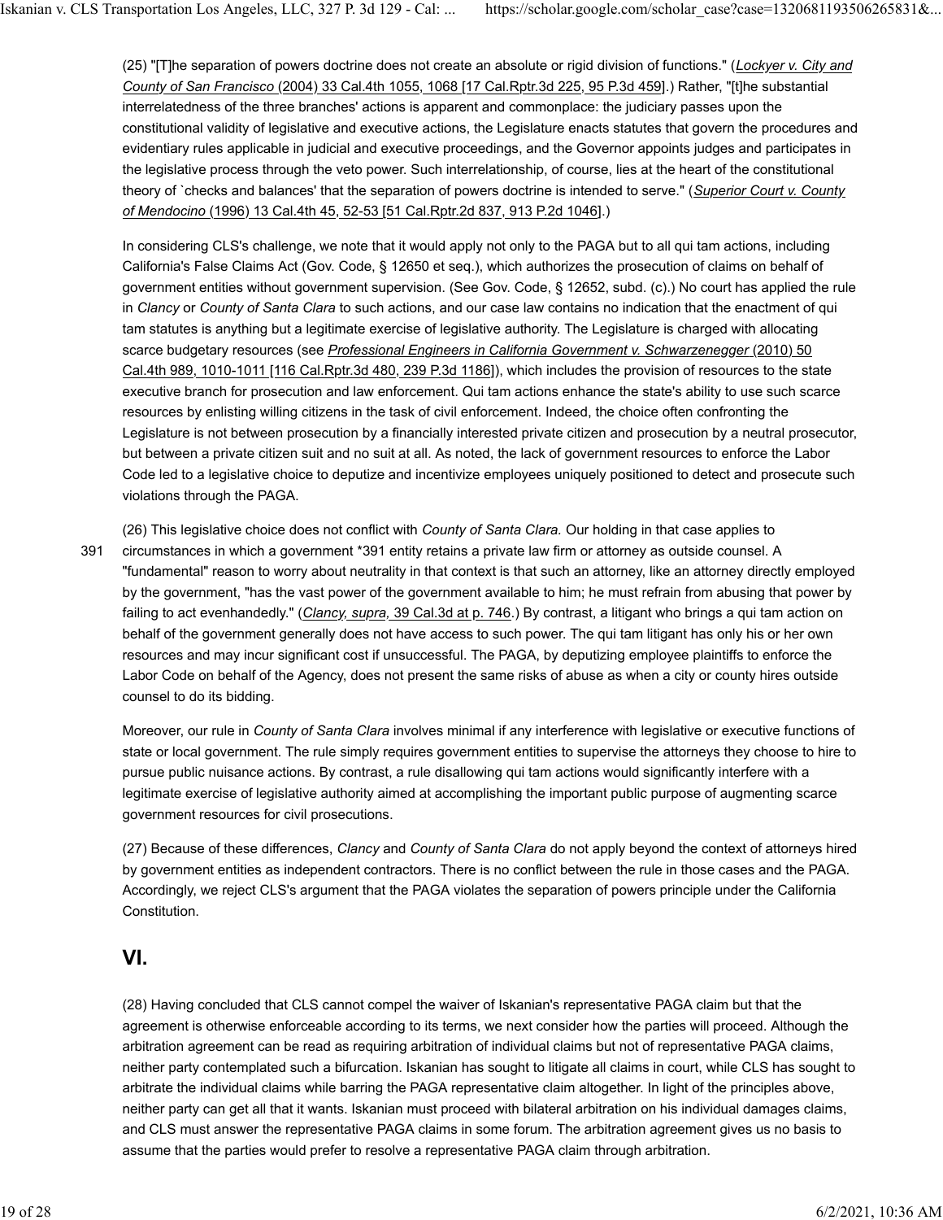(25) "[T]he separation of powers doctrine does not create an absolute or rigid division of functions." (*Lockyer v. City and County of San Francisco* (2004) 33 Cal.4th 1055, 1068 [17 Cal.Rptr.3d 225, 95 P.3d 459].) Rather, "[t]he substantial interrelatedness of the three branches' actions is apparent and commonplace: the judiciary passes upon the constitutional validity of legislative and executive actions, the Legislature enacts statutes that govern the procedures and evidentiary rules applicable in judicial and executive proceedings, and the Governor appoints judges and participates in the legislative process through the veto power. Such interrelationship, of course, lies at the heart of the constitutional theory of `checks and balances' that the separation of powers doctrine is intended to serve." (*Superior Court v. County of Mendocino* (1996) 13 Cal.4th 45, 52-53 [51 Cal.Rptr.2d 837, 913 P.2d 1046].)

In considering CLS's challenge, we note that it would apply not only to the PAGA but to all qui tam actions, including California's False Claims Act (Gov. Code, § 12650 et seq.), which authorizes the prosecution of claims on behalf of government entities without government supervision. (See Gov. Code, § 12652, subd. (c).) No court has applied the rule in *Clancy* or *County of Santa Clara* to such actions, and our case law contains no indication that the enactment of qui tam statutes is anything but a legitimate exercise of legislative authority. The Legislature is charged with allocating scarce budgetary resources (see *Professional Engineers in California Government v. Schwarzenegger* (2010) 50 Cal.4th 989, 1010-1011 [116 Cal.Rptr.3d 480, 239 P.3d 1186]), which includes the provision of resources to the state executive branch for prosecution and law enforcement. Qui tam actions enhance the state's ability to use such scarce resources by enlisting willing citizens in the task of civil enforcement. Indeed, the choice often confronting the Legislature is not between prosecution by a financially interested private citizen and prosecution by a neutral prosecutor, but between a private citizen suit and no suit at all. As noted, the lack of government resources to enforce the Labor Code led to a legislative choice to deputize and incentivize employees uniquely positioned to detect and prosecute such violations through the PAGA.

(26) This legislative choice does not conflict with *County of Santa Clara.* Our holding in that case applies to circumstances in which a government *391 entity retains a private law firm or attorney as outside counsel. A "fundamental" reason to worry about neutrality in that context is that such an attorney, like an attorney directly employed by the government, "has the vast power of the government available to him; he must refrain from abusing that power by failing to act evenhandedly." (*Clancy, supra,* 39 Cal.3d at p. 746.) By contrast, a litigant who brings a qui tam action on behalf of the government generally does not have access to such power. The qui tam litigant has only his or her own resources and may incur significant cost if unsuccessful. The PAGA, by deputizing employee plaintiffs to enforce the Labor Code on behalf of the Agency, does not present the same risks of abuse as when a city or county hires outside counsel to do its bidding.

Moreover, our rule in *County of Santa Clara* involves minimal if any interference with legislative or executive functions of state or local government. The rule simply requires government entities to supervise the attorneys they choose to hire to pursue public nuisance actions. By contrast, a rule disallowing qui tam actions would significantly interfere with a legitimate exercise of legislative authority aimed at accomplishing the important public purpose of augmenting scarce government resources for civil prosecutions.

(27) Because of these differences, *Clancy* and *County of Santa Clara* do not apply beyond the context of attorneys hired by government entities as independent contractors. There is no conflict between the rule in those cases and the PAGA. Accordingly, we reject CLS's argument that the PAGA violates the separation of powers principle under the California Constitution.

## VI.

(28) Having concluded that CLS cannot compel the waiver of Iskanian's representative PAGA claim but that the agreement is otherwise enforceable according to its terms, we next consider how the parties will proceed. Although the arbitration agreement can be read as requiring arbitration of individual claims but not of representative PAGA claims, neither party contemplated such a bifurcation. Iskanian has sought to litigate all claims in court, while CLS has sought to arbitrate the individual claims while barring the PAGA representative claim altogether. In light of the principles above, neither party can get all that it wants. Iskanian must proceed with bilateral arbitration on his individual damages claims, and CLS must answer the representative PAGA claims in some forum. The arbitration agreement gives us no basis to assume that the parties would prefer to resolve a representative PAGA claim through arbitration.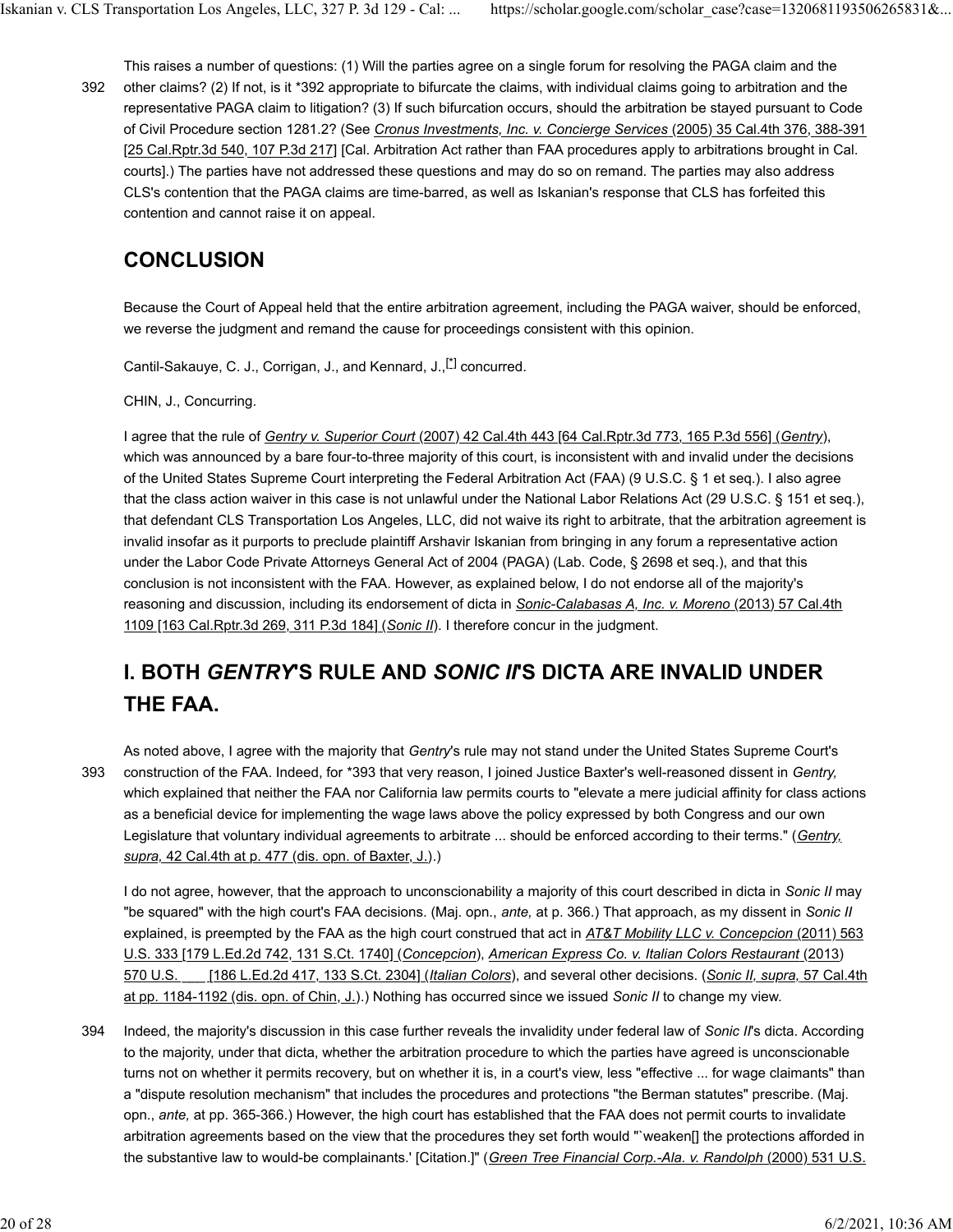This raises a number of questions: (1) Will the parties agree on a single forum for resolving the PAGA claim and the other claims? (2) If not, is it *392 appropriate to bifurcate the claims, with individual claims going to arbitration and the representative PAGA claim to litigation? (3) If such bifurcation occurs, should the arbitration be stayed pursuant to Code of Civil Procedure section 1281.2? (See *Cronus Investments, Inc. v. Concierge Services* (2005) 35 Cal.4th 376, 388-391 [25 Cal.Rptr.3d 540, 107 P.3d 217] [Cal. Arbitration Act rather than FAA procedures apply to arbitrations brought in Cal. courts].) The parties have not addressed these questions and may do so on remand. The parties may also address CLS's contention that the PAGA claims are time-barred, as well as Iskanian's response that CLS has forfeited this contention and cannot raise it on appeal.

## CONCLUSION

Because the Court of Appeal held that the entire arbitration agreement, including the PAGA waiver, should be enforced, we reverse the judgment and remand the cause for proceedings consistent with this opinion.

Cantil-Sakauye, C. J., Corrigan, J., and Kennard, J.,[*] concurred.

CHIN, J., Concurring.

I agree that the rule of *Gentry v. Superior Court* (2007) 42 Cal.4th 443 [64 Cal.Rptr.3d 773, 165 P.3d 556] (*Gentry*), which was announced by a bare four-to-three majority of this court, is inconsistent with and invalid under the decisions of the United States Supreme Court interpreting the Federal Arbitration Act (FAA) (9 U.S.C. § 1 et seq.). I also agree that the class action waiver in this case is not unlawful under the National Labor Relations Act (29 U.S.C. § 151 et seq.), that defendant CLS Transportation Los Angeles, LLC, did not waive its right to arbitrate, that the arbitration agreement is invalid insofar as it purports to preclude plaintiff Arshavir Iskanian from bringing in any forum a representative action under the Labor Code Private Attorneys General Act of 2004 (PAGA) (Lab. Code, § 2698 et seq.), and that this conclusion is not inconsistent with the FAA. However, as explained below, I do not endorse all of the majority's reasoning and discussion, including its endorsement of dicta in *Sonic-Calabasas A, Inc. v. Moreno* (2013) 57 Cal.4th 1109 [163 Cal.Rptr.3d 269, 311 P.3d 184] (*Sonic II*). I therefore concur in the judgment.

## I. BOTH *GENTRY*'S RULE AND *SONIC II*'S DICTA ARE INVALID UNDER THE FAA.

As noted above, I agree with the majority that *Gentry*'s rule may not stand under the United States Supreme Court's construction of the FAA. Indeed, for *393 that very reason, I joined Justice Baxter's well-reasoned dissent in *Gentry,* which explained that neither the FAA nor California law permits courts to "elevate a mere judicial affinity for class actions as a beneficial device for implementing the wage laws above the policy expressed by both Congress and our own Legislature that voluntary individual agreements to arbitrate ... should be enforced according to their terms." (*Gentry, supra,* 42 Cal.4th at p. 477 (dis. opn. of Baxter, J.).)

I do not agree, however, that the approach to unconscionability a majority of this court described in dicta in *Sonic II* may "be squared" with the high court's FAA decisions. (Maj. opn., *ante,* at p. 366.) That approach, as my dissent in *Sonic II* explained, is preempted by the FAA as the high court construed that act in *AT&T Mobility LLC v. Concepcion* (2011) 563 U.S. 333 [179 L.Ed.2d 742, 131 S.Ct. 1740] (*Concepcion*), *American Express Co. v. Italian Colors Restaurant* (2013) 570 U.S. ___ [186 L.Ed.2d 417, 133 S.Ct. 2304] (*Italian Colors*), and several other decisions. (*Sonic II, supra,* 57 Cal.4th at pp. 1184-1192 (dis. opn. of Chin, J.).) Nothing has occurred since we issued *Sonic II* to change my view.

Indeed, the majority's discussion in this case further reveals the invalidity under federal law of *Sonic II*'s dicta. According to the majority, under that dicta, whether the arbitration procedure to which the parties have agreed is unconscionable turns not on whether it permits recovery, but on whether it is, in a court's view, less "effective ... for wage claimants" than a "dispute resolution mechanism" that includes the procedures and protections "the Berman statutes" prescribe. (Maj. opn., *ante,* at pp. 365-366.) However, the high court has established that the FAA does not permit courts to invalidate arbitration agreements based on the view that the procedures they set forth would "`weaken[] the protections afforded in the substantive law to would-be complainants.' [Citation.]" (*Green Tree Financial Corp.-Ala. v. Randolph* (2000) 531 U.S.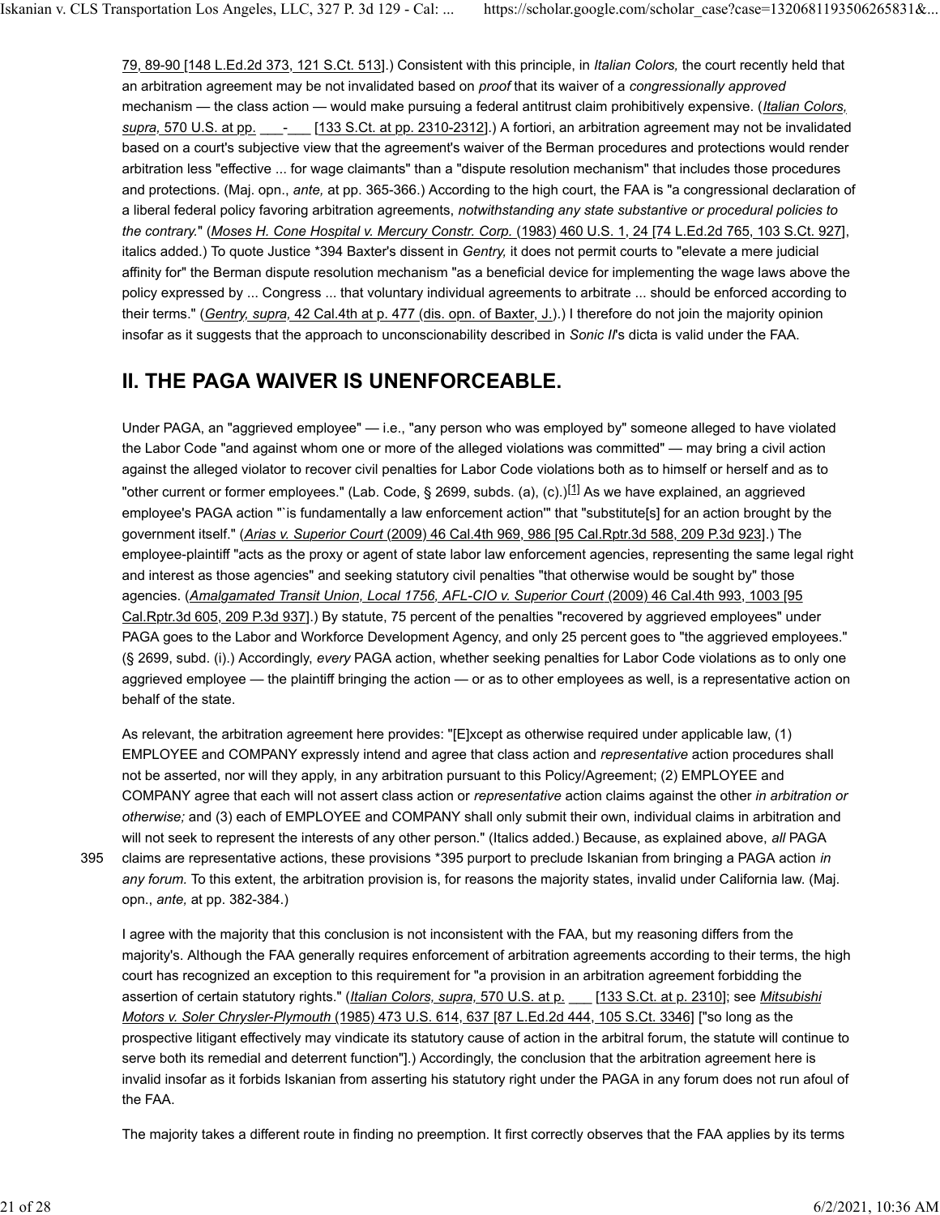79, 89-90 [148 L.Ed.2d 373, 121 S.Ct. 513].) Consistent with this principle, in *Italian Colors,* the court recently held that an arbitration agreement may be not invalidated based on *proof* that its waiver of a *congressionally approved* mechanism — the class action — would make pursuing a federal antitrust claim prohibitively expensive. (*Italian Colors, supra,* 570 U.S. at pp. ___-___ [133 S.Ct. at pp. 2310-2312].) A fortiori, an arbitration agreement may not be invalidated based on a court's subjective view that the agreement's waiver of the Berman procedures and protections would render arbitration less "effective ... for wage claimants" than a "dispute resolution mechanism" that includes those procedures and protections. (Maj. opn., *ante,* at pp. 365-366.) According to the high court, the FAA is "a congressional declaration of a liberal federal policy favoring arbitration agreements, *notwithstanding any state substantive or procedural policies to the contrary.*" (*Moses H. Cone Hospital v. Mercury Constr. Corp.* (1983) 460 U.S. 1, 24 [74 L.Ed.2d 765, 103 S.Ct. 927], italics added.) To quote Justice *394 Baxter's dissent in *Gentry,* it does not permit courts to "elevate a mere judicial affinity for" the Berman dispute resolution mechanism "as a beneficial device for implementing the wage laws above the policy expressed by ... Congress ... that voluntary individual agreements to arbitrate ... should be enforced according to their terms." (*Gentry, supra,* 42 Cal.4th at p. 477 (dis. opn. of Baxter, J.).) I therefore do not join the majority opinion insofar as it suggests that the approach to unconscionability described in *Sonic II*'s dicta is valid under the FAA.

## II. THE PAGA WAIVER IS UNENFORCEABLE.

Under PAGA, an "aggrieved employee" — i.e., "any person who was employed by" someone alleged to have violated the Labor Code "and against whom one or more of the alleged violations was committed" — may bring a civil action against the alleged violator to recover civil penalties for Labor Code violations both as to himself or herself and as to "other current or former employees." (Lab. Code, § 2699, subds. (a), (c).)[1] As we have explained, an aggrieved employee's PAGA action "`is fundamentally a law enforcement action'" that "substitute[s] for an action brought by the government itself." (*Arias v. Superior Court* (2009) 46 Cal.4th 969, 986 [95 Cal.Rptr.3d 588, 209 P.3d 923].) The employee-plaintiff "acts as the proxy or agent of state labor law enforcement agencies, representing the same legal right and interest as those agencies" and seeking statutory civil penalties "that otherwise would be sought by" those agencies. (*Amalgamated Transit Union, Local 1756, AFL-CIO v. Superior Court* (2009) 46 Cal.4th 993, 1003 [95 Cal.Rptr.3d 605, 209 P.3d 937].) By statute, 75 percent of the penalties "recovered by aggrieved employees" under PAGA goes to the Labor and Workforce Development Agency, and only 25 percent goes to "the aggrieved employees." (§ 2699, subd. (i).) Accordingly, *every* PAGA action, whether seeking penalties for Labor Code violations as to only one aggrieved employee — the plaintiff bringing the action — or as to other employees as well, is a representative action on behalf of the state.

As relevant, the arbitration agreement here provides: "[E]xcept as otherwise required under applicable law, (1) EMPLOYEE and COMPANY expressly intend and agree that class action and *representative* action procedures shall not be asserted, nor will they apply, in any arbitration pursuant to this Policy/Agreement; (2) EMPLOYEE and COMPANY agree that each will not assert class action or *representative* action claims against the other *in arbitration or otherwise;* and (3) each of EMPLOYEE and COMPANY shall only submit their own, individual claims in arbitration and will not seek to represent the interests of any other person." (Italics added.) Because, as explained above, *all* PAGA claims are representative actions, these provisions *395 purport to preclude Iskanian from bringing a PAGA action *in any forum.* To this extent, the arbitration provision is, for reasons the majority states, invalid under California law. (Maj. opn., *ante,* at pp. 382-384.)

I agree with the majority that this conclusion is not inconsistent with the FAA, but my reasoning differs from the majority's. Although the FAA generally requires enforcement of arbitration agreements according to their terms, the high court has recognized an exception to this requirement for "a provision in an arbitration agreement forbidding the assertion of certain statutory rights." (*Italian Colors, supra,* 570 U.S. at p. ___ [133 S.Ct. at p. 2310]; see *Mitsubishi Motors v. Soler Chrysler-Plymouth* (1985) 473 U.S. 614, 637 [87 L.Ed.2d 444, 105 S.Ct. 3346] ["so long as the prospective litigant effectively may vindicate its statutory cause of action in the arbitral forum, the statute will continue to serve both its remedial and deterrent function"].) Accordingly, the conclusion that the arbitration agreement here is invalid insofar as it forbids Iskanian from asserting his statutory right under the PAGA in any forum does not run afoul of the FAA.

The majority takes a different route in finding no preemption. It first correctly observes that the FAA applies by its terms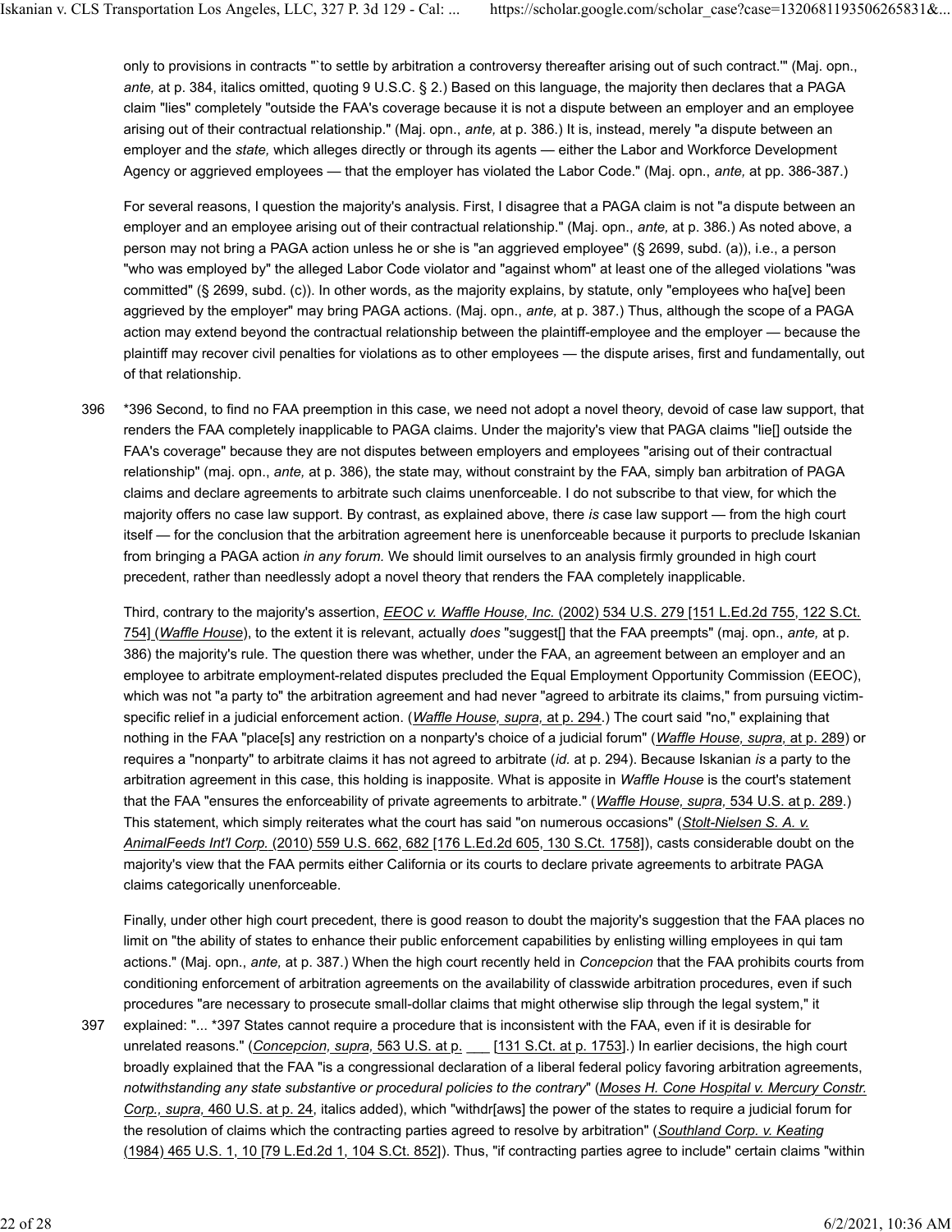only to provisions in contracts "`to settle by arbitration a controversy thereafter arising out of such contract.'" (Maj. opn., *ante,* at p. 384, italics omitted, quoting 9 U.S.C. § 2.) Based on this language, the majority then declares that a PAGA claim "lies" completely "outside the FAA's coverage because it is not a dispute between an employer and an employee arising out of their contractual relationship." (Maj. opn., *ante,* at p. 386.) It is, instead, merely "a dispute between an employer and the *state,* which alleges directly or through its agents — either the Labor and Workforce Development Agency or aggrieved employees — that the employer has violated the Labor Code." (Maj. opn., *ante,* at pp. 386-387.)

For several reasons, I question the majority's analysis. First, I disagree that a PAGA claim is not "a dispute between an employer and an employee arising out of their contractual relationship." (Maj. opn., *ante,* at p. 386.) As noted above, a person may not bring a PAGA action unless he or she is "an aggrieved employee" (§ 2699, subd. (a)), i.e., a person "who was employed by" the alleged Labor Code violator and "against whom" at least one of the alleged violations "was committed" (§ 2699, subd. (c)). In other words, as the majority explains, by statute, only "employees who ha[ve] been aggrieved by the employer" may bring PAGA actions. (Maj. opn., *ante,* at p. 387.) Thus, although the scope of a PAGA action may extend beyond the contractual relationship between the plaintiff-employee and the employer — because the plaintiff may recover civil penalties for violations as to other employees — the dispute arises, first and fundamentally, out of that relationship.

*396 Second, to find no FAA preemption in this case, we need not adopt a novel theory, devoid of case law support, that renders the FAA completely inapplicable to PAGA claims. Under the majority's view that PAGA claims "lie[] outside the FAA's coverage" because they are not disputes between employers and employees "arising out of their contractual relationship" (maj. opn., *ante,* at p. 386), the state may, without constraint by the FAA, simply ban arbitration of PAGA claims and declare agreements to arbitrate such claims unenforceable. I do not subscribe to that view, for which the majority offers no case law support. By contrast, as explained above, there *is* case law support — from the high court itself — for the conclusion that the arbitration agreement here is unenforceable because it purports to preclude Iskanian from bringing a PAGA action *in any forum.* We should limit ourselves to an analysis firmly grounded in high court precedent, rather than needlessly adopt a novel theory that renders the FAA completely inapplicable.

Third, contrary to the majority's assertion, *EEOC v. Waffle House, Inc.* (2002) 534 U.S. 279 [151 L.Ed.2d 755, 122 S.Ct. 754] (*Waffle House*), to the extent it is relevant, actually *does* "suggest[] that the FAA preempts" (maj. opn., *ante,* at p. 386) the majority's rule. The question there was whether, under the FAA, an agreement between an employer and an employee to arbitrate employment-related disputes precluded the Equal Employment Opportunity Commission (EEOC), which was not "a party to" the arbitration agreement and had never "agreed to arbitrate its claims," from pursuing victim-specific relief in a judicial enforcement action. (*Waffle House, supra,* at p. 294.) The court said "no," explaining that nothing in the FAA "place[s] any restriction on a nonparty's choice of a judicial forum" (*Waffle House, supra,* at p. 289) or requires a "nonparty" to arbitrate claims it has not agreed to arbitrate (*id.* at p. 294). Because Iskanian *is* a party to the arbitration agreement in this case, this holding is inapposite. What is apposite in *Waffle House* is the court's statement that the FAA "ensures the enforceability of private agreements to arbitrate." (*Waffle House, supra,* 534 U.S. at p. 289.) This statement, which simply reiterates what the court has said "on numerous occasions" (*Stolt-Nielsen S. A. v. AnimalFeeds Int'l Corp.* (2010) 559 U.S. 662, 682 [176 L.Ed.2d 605, 130 S.Ct. 1758]), casts considerable doubt on the majority's view that the FAA permits either California or its courts to declare private agreements to arbitrate PAGA claims categorically unenforceable.

Finally, under other high court precedent, there is good reason to doubt the majority's suggestion that the FAA places no limit on "the ability of states to enhance their public enforcement capabilities by enlisting willing employees in qui tam actions." (Maj. opn., *ante,* at p. 387.) When the high court recently held in *Concepcion* that the FAA prohibits courts from conditioning enforcement of arbitration agreements on the availability of classwide arbitration procedures, even if such procedures "are necessary to prosecute small-dollar claims that might otherwise slip through the legal system," it explained: "... *397 States cannot require a procedure that is inconsistent with the FAA, even if it is desirable for unrelated reasons." (*Concepcion, supra,* 563 U.S. at p. ___ [131 S.Ct. at p. 1753].) In earlier decisions, the high court broadly explained that the FAA "is a congressional declaration of a liberal federal policy favoring arbitration agreements, *notwithstanding any state substantive or procedural policies to the contrary*" (*Moses H. Cone Hospital v. Mercury Constr. Corp., supra,* 460 U.S. at p. 24, italics added), which "withdr[aws] the power of the states to require a judicial forum for the resolution of claims which the contracting parties agreed to resolve by arbitration" (*Southland Corp. v. Keating* (1984) 465 U.S. 1, 10 [79 L.Ed.2d 1, 104 S.Ct. 852]). Thus, "if contracting parties agree to include" certain claims "within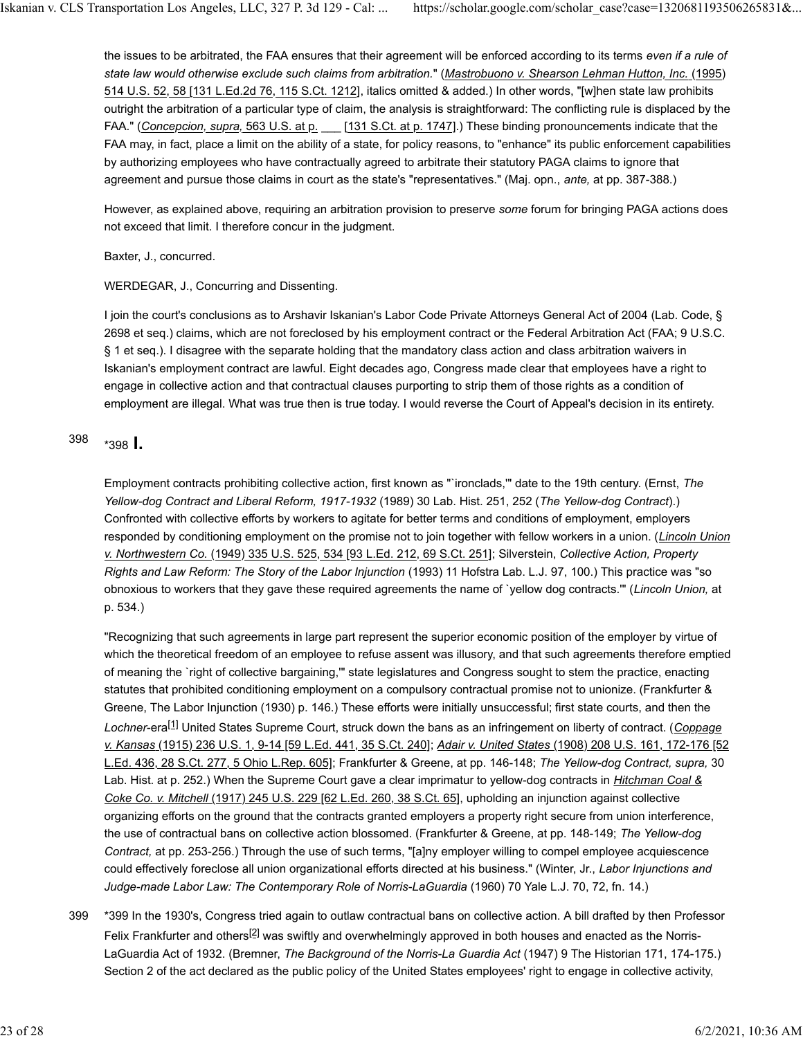the issues to be arbitrated, the FAA ensures that their agreement will be enforced according to its terms *even if a rule of state law would otherwise exclude such claims from arbitration.*" (*Mastrobuono v. Shearson Lehman Hutton, Inc.* (1995) 514 U.S. 52, 58 [131 L.Ed.2d 76, 115 S.Ct. 1212], italics omitted & added.) In other words, "[w]hen state law prohibits outright the arbitration of a particular type of claim, the analysis is straightforward: The conflicting rule is displaced by the FAA." (*Concepcion, supra,* 563 U.S. at p. ___ [131 S.Ct. at p. 1747].) These binding pronouncements indicate that the FAA may, in fact, place a limit on the ability of a state, for policy reasons, to "enhance" its public enforcement capabilities by authorizing employees who have contractually agreed to arbitrate their statutory PAGA claims to ignore that agreement and pursue those claims in court as the state's "representatives." (Maj. opn., *ante,* at pp. 387-388.)

However, as explained above, requiring an arbitration provision to preserve *some* forum for bringing PAGA actions does not exceed that limit. I therefore concur in the judgment.

Baxter, J., concurred.

WERDEGAR, J., Concurring and Dissenting.

I join the court's conclusions as to Arshavir Iskanian's Labor Code Private Attorneys General Act of 2004 (Lab. Code, § 2698 et seq.) claims, which are not foreclosed by his employment contract or the Federal Arbitration Act (FAA; 9 U.S.C. § 1 et seq.). I disagree with the separate holding that the mandatory class action and class arbitration waivers in Iskanian's employment contract are lawful. Eight decades ago, Congress made clear that employees have a right to engage in collective action and that contractual clauses purporting to strip them of those rights as a condition of employment are illegal. What was true then is true today. I would reverse the Court of Appeal's decision in its entirety.

## *398 I.

Employment contracts prohibiting collective action, first known as "`ironclads,'" date to the 19th century. (Ernst, *The Yellow-dog Contract and Liberal Reform, 1917-1932* (1989) 30 Lab. Hist. 251, 252 (*The Yellow-dog Contract*).) Confronted with collective efforts by workers to agitate for better terms and conditions of employment, employers responded by conditioning employment on the promise not to join together with fellow workers in a union. (*Lincoln Union v. Northwestern Co.* (1949) 335 U.S. 525, 534 [93 L.Ed. 212, 69 S.Ct. 251]; Silverstein, *Collective Action, Property Rights and Law Reform: The Story of the Labor Injunction* (1993) 11 Hofstra Lab. L.J. 97, 100.) This practice was "so obnoxious to workers that they gave these required agreements the name of `yellow dog contracts.'" (*Lincoln Union,* at p. 534.)

"Recognizing that such agreements in large part represent the superior economic position of the employer by virtue of which the theoretical freedom of an employee to refuse assent was illusory, and that such agreements therefore emptied of meaning the `right of collective bargaining,'" state legislatures and Congress sought to stem the practice, enacting statutes that prohibited conditioning employment on a compulsory contractual promise not to unionize. (Frankfurter & Greene, The Labor Injunction (1930) p. 146.) These efforts were initially unsuccessful; first state courts, and then the *Lochner*-era[1] United States Supreme Court, struck down the bans as an infringement on liberty of contract. (*Coppage v. Kansas* (1915) 236 U.S. 1, 9-14 [59 L.Ed. 441, 35 S.Ct. 240]; *Adair v. United States* (1908) 208 U.S. 161, 172-176 [52 L.Ed. 436, 28 S.Ct. 277, 5 Ohio L.Rep. 605]; Frankfurter & Greene, at pp. 146-148; *The Yellow-dog Contract, supra,* 30 Lab. Hist. at p. 252.) When the Supreme Court gave a clear imprimatur to yellow-dog contracts in *Hitchman Coal & Coke Co. v. Mitchell* (1917) 245 U.S. 229 [62 L.Ed. 260, 38 S.Ct. 65], upholding an injunction against collective organizing efforts on the ground that the contracts granted employers a property right secure from union interference, the use of contractual bans on collective action blossomed. (Frankfurter & Greene, at pp. 148-149; *The Yellow-dog Contract,* at pp. 253-256.) Through the use of such terms, "[a]ny employer willing to compel employee acquiescence could effectively foreclose all union organizational efforts directed at his business." (Winter, Jr., *Labor Injunctions and Judge-made Labor Law: The Contemporary Role of Norris-LaGuardia* (1960) 70 Yale L.J. 70, 72, fn. 14.)

*399 In the 1930's, Congress tried again to outlaw contractual bans on collective action. A bill drafted by then Professor Felix Frankfurter and others[2] was swiftly and overwhelmingly approved in both houses and enacted as the Norris-LaGuardia Act of 1932. (Bremner, *The Background of the Norris-La Guardia Act* (1947) 9 The Historian 171, 174-175.) Section 2 of the act declared as the public policy of the United States employees' right to engage in collective activity,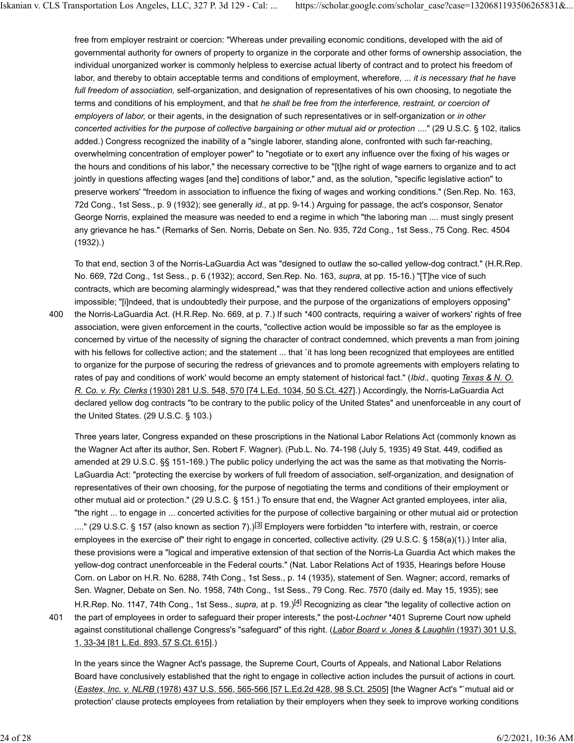free from employer restraint or coercion: "Whereas under prevailing economic conditions, developed with the aid of governmental authority for owners of property to organize in the corporate and other forms of ownership association, the individual unorganized worker is commonly helpless to exercise actual liberty of contract and to protect his freedom of labor, and thereby to obtain acceptable terms and conditions of employment, wherefore, ... *it is necessary that he have full freedom of association,* self-organization, and designation of representatives of his own choosing, to negotiate the terms and conditions of his employment, and that *he shall be free from the interference, restraint, or coercion of employers of labor,* or their agents, in the designation of such representatives or in self-organization or *in other concerted activities for the purpose of collective bargaining or other mutual aid or protection* ...." (29 U.S.C. § 102, italics added.) Congress recognized the inability of a "single laborer, standing alone, confronted with such far-reaching, overwhelming concentration of employer power" to "negotiate or to exert any influence over the fixing of his wages or the hours and conditions of his labor," the necessary corrective to be "[t]he right of wage earners to organize and to act jointly in questions affecting wages [and the] conditions of labor," and, as the solution, "specific legislative action" to preserve workers' "freedom in association to influence the fixing of wages and working conditions." (Sen.Rep. No. 163, 72d Cong., 1st Sess., p. 9 (1932); see generally *id.,* at pp. 9-14.) Arguing for passage, the act's cosponsor, Senator George Norris, explained the measure was needed to end a regime in which "the laboring man .... must singly present any grievance he has." (Remarks of Sen. Norris, Debate on Sen. No. 935, 72d Cong., 1st Sess., 75 Cong. Rec. 4504 (1932).)

To that end, section 3 of the Norris-LaGuardia Act was "designed to outlaw the so-called yellow-dog contract." (H.R.Rep. No. 669, 72d Cong., 1st Sess., p. 6 (1932); accord, Sen.Rep. No. 163, *supra,* at pp. 15-16.) "[T]he vice of such contracts, which are becoming alarmingly widespread," was that they rendered collective action and unions effectively impossible; "[i]ndeed, that is undoubtedly their purpose, and the purpose of the organizations of employers opposing" the Norris-LaGuardia Act. (H.R.Rep. No. 669, at p. 7.) If such *400 contracts, requiring a waiver of workers' rights of free association, were given enforcement in the courts, "collective action would be impossible so far as the employee is concerned by virtue of the necessity of signing the character of contract condemned, which prevents a man from joining with his fellows for collective action; and the statement ... that `it has long been recognized that employees are entitled to organize for the purpose of securing the redress of grievances and to promote agreements with employers relating to rates of pay and conditions of work' would become an empty statement of historical fact." (*Ibid.,* quoting *Texas & N. O. R. Co. v. Ry. Clerks* (1930) 281 U.S. 548, 570 [74 L.Ed. 1034, 50 S.Ct. 427].) Accordingly, the Norris-LaGuardia Act declared yellow dog contracts "to be contrary to the public policy of the United States" and unenforceable in any court of the United States. (29 U.S.C. § 103.)

Three years later, Congress expanded on these proscriptions in the National Labor Relations Act (commonly known as the Wagner Act after its author, Sen. Robert F. Wagner). (Pub.L. No. 74-198 (July 5, 1935) 49 Stat. 449, codified as amended at 29 U.S.C. §§ 151-169.) The public policy underlying the act was the same as that motivating the Norris-LaGuardia Act: "protecting the exercise by workers of full freedom of association, self-organization, and designation of representatives of their own choosing, for the purpose of negotiating the terms and conditions of their employment or other mutual aid or protection." (29 U.S.C. § 151.) To ensure that end, the Wagner Act granted employees, inter alia, "the right ... to engage in ... concerted activities for the purpose of collective bargaining or other mutual aid or protection ...." (29 U.S.C. § 157 (also known as section 7).)[3] Employers were forbidden "to interfere with, restrain, or coerce employees in the exercise of" their right to engage in concerted, collective activity. (29 U.S.C. § 158(a)(1).) Inter alia, these provisions were a "logical and imperative extension of that section of the Norris-La Guardia Act which makes the yellow-dog contract unenforceable in the Federal courts." (Nat. Labor Relations Act of 1935, Hearings before House Com. on Labor on H.R. No. 6288, 74th Cong., 1st Sess., p. 14 (1935), statement of Sen. Wagner; accord, remarks of Sen. Wagner, Debate on Sen. No. 1958, 74th Cong., 1st Sess., 79 Cong. Rec. 7570 (daily ed. May 15, 1935); see H.R.Rep. No. 1147, 74th Cong., 1st Sess., *supra,* at p. 19.)[4] Recognizing as clear "the legality of collective action on the part of employees in order to safeguard their proper interests," the post-*Lochner* *401 Supreme Court now upheld against constitutional challenge Congress's "safeguard" of this right. (*Labor Board v. Jones & Laughlin* (1937) 301 U.S. 1, 33-34 [81 L.Ed. 893, 57 S.Ct. 615].)

In the years since the Wagner Act's passage, the Supreme Court, Courts of Appeals, and National Labor Relations Board have conclusively established that the right to engage in collective action includes the pursuit of actions in court. (*Eastex, Inc. v. NLRB* (1978) 437 U.S. 556, 565-566 [57 L.Ed.2d 428, 98 S.Ct. 2505] [the Wagner Act's "`mutual aid or protection' clause protects employees from retaliation by their employers when they seek to improve working conditions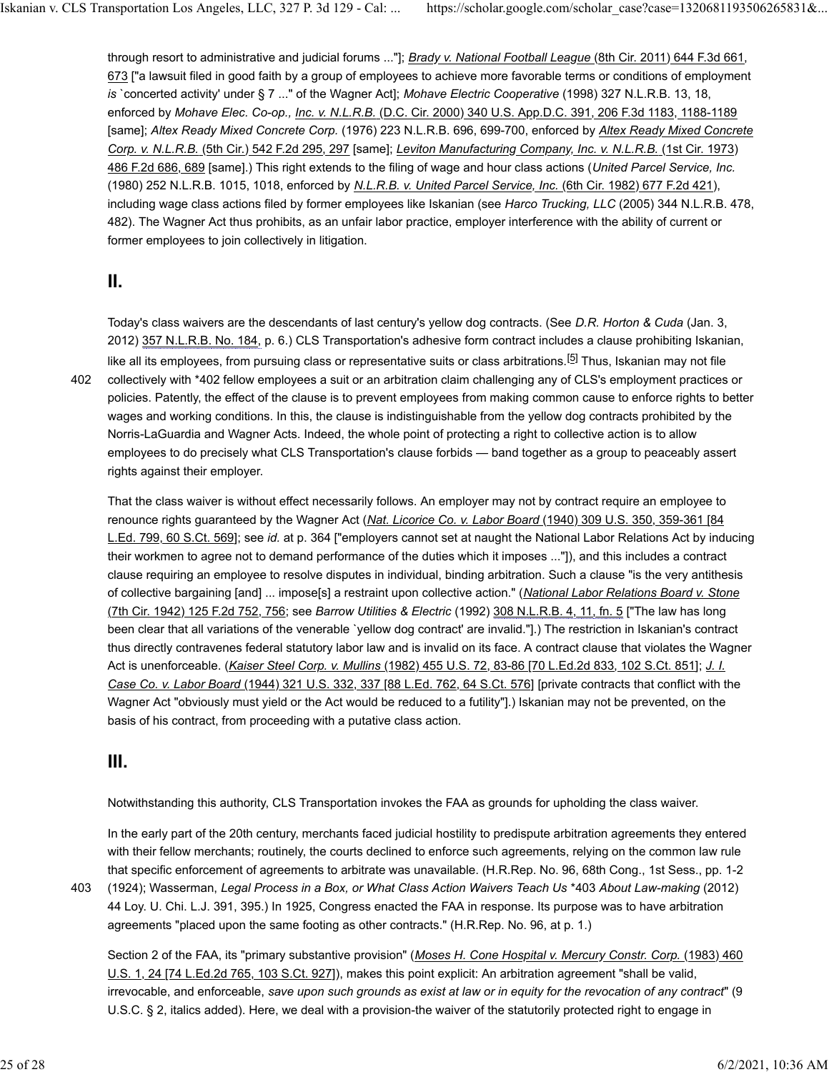through resort to administrative and judicial forums ..."]; *Brady v. National Football League* (8th Cir. 2011) 644 F.3d 661, 673 ["a lawsuit filed in good faith by a group of employees to achieve more favorable terms or conditions of employment *is* `concerted activity' under § 7 ..." of the Wagner Act]; *Mohave Electric Cooperative* (1998) 327 N.L.R.B. 13, 18, enforced by *Mohave Elec. Co-op., Inc. v. N.L.R.B.* (D.C. Cir. 2000) 340 U.S. App.D.C. 391, 206 F.3d 1183, 1188-1189 [same]; *Altex Ready Mixed Concrete Corp.* (1976) 223 N.L.R.B. 696, 699-700, enforced by *Altex Ready Mixed Concrete Corp. v. N.L.R.B.* (5th Cir.) 542 F.2d 295, 297 [same]; *Leviton Manufacturing Company, Inc. v. N.L.R.B.* (1st Cir. 1973) 486 F.2d 686, 689 [same].) This right extends to the filing of wage and hour class actions (*United Parcel Service, Inc.* (1980) 252 N.L.R.B. 1015, 1018, enforced by *N.L.R.B. v. United Parcel Service, Inc.* (6th Cir. 1982) 677 F.2d 421), including wage class actions filed by former employees like Iskanian (see *Harco Trucking, LLC* (2005) 344 N.L.R.B. 478, 482). The Wagner Act thus prohibits, as an unfair labor practice, employer interference with the ability of current or former employees to join collectively in litigation.

## II.

Today's class waivers are the descendants of last century's yellow dog contracts. (See *D.R. Horton & Cuda* (Jan. 3, 2012) 357 N.L.R.B. No. 184, p. 6.) CLS Transportation's adhesive form contract includes a clause prohibiting Iskanian, like all its employees, from pursuing class or representative suits or class arbitrations.[5] Thus, Iskanian may not file collectively with *402 fellow employees a suit or an arbitration claim challenging any of CLS's employment practices or policies. Patently, the effect of the clause is to prevent employees from making common cause to enforce rights to better wages and working conditions. In this, the clause is indistinguishable from the yellow dog contracts prohibited by the Norris-LaGuardia and Wagner Acts. Indeed, the whole point of protecting a right to collective action is to allow employees to do precisely what CLS Transportation's clause forbids — band together as a group to peaceably assert rights against their employer.

That the class waiver is without effect necessarily follows. An employer may not by contract require an employee to renounce rights guaranteed by the Wagner Act (*Nat. Licorice Co. v. Labor Board* (1940) 309 U.S. 350, 359-361 [84 L.Ed. 799, 60 S.Ct. 569]; see *id.* at p. 364 ["employers cannot set at naught the National Labor Relations Act by inducing their workmen to agree not to demand performance of the duties which it imposes ..."]), and this includes a contract clause requiring an employee to resolve disputes in individual, binding arbitration. Such a clause "is the very antithesis of collective bargaining [and] ... impose[s] a restraint upon collective action." (*National Labor Relations Board v. Stone* (7th Cir. 1942) 125 F.2d 752, 756; see *Barrow Utilities & Electric* (1992) 308 N.L.R.B. 4, 11, fn. 5 ["The law has long been clear that all variations of the venerable `yellow dog contract' are invalid."].) The restriction in Iskanian's contract thus directly contravenes federal statutory labor law and is invalid on its face. A contract clause that violates the Wagner Act is unenforceable. (*Kaiser Steel Corp. v. Mullins* (1982) 455 U.S. 72, 83-86 [70 L.Ed.2d 833, 102 S.Ct. 851]; *J. I. Case Co. v. Labor Board* (1944) 321 U.S. 332, 337 [88 L.Ed. 762, 64 S.Ct. 576] [private contracts that conflict with the Wagner Act "obviously must yield or the Act would be reduced to a futility"].) Iskanian may not be prevented, on the basis of his contract, from proceeding with a putative class action.

## III.

Notwithstanding this authority, CLS Transportation invokes the FAA as grounds for upholding the class waiver.

In the early part of the 20th century, merchants faced judicial hostility to predispute arbitration agreements they entered with their fellow merchants; routinely, the courts declined to enforce such agreements, relying on the common law rule that specific enforcement of agreements to arbitrate was unavailable. (H.R.Rep. No. 96, 68th Cong., 1st Sess., pp. 1-2 (1924); Wasserman, *Legal Process in a Box, or What Class Action Waivers Teach Us* *403 *About Law-making* (2012) 44 Loy. U. Chi. L.J. 391, 395.) In 1925, Congress enacted the FAA in response. Its purpose was to have arbitration agreements "placed upon the same footing as other contracts." (H.R.Rep. No. 96, at p. 1.)

Section 2 of the FAA, its "primary substantive provision" (*Moses H. Cone Hospital v. Mercury Constr. Corp.* (1983) 460 U.S. 1, 24 [74 L.Ed.2d 765, 103 S.Ct. 927]), makes this point explicit: An arbitration agreement "shall be valid, irrevocable, and enforceable, *save upon such grounds as exist at law or in equity for the revocation of any contract*" (9 U.S.C. § 2, italics added). Here, we deal with a provision-the waiver of the statutorily protected right to engage in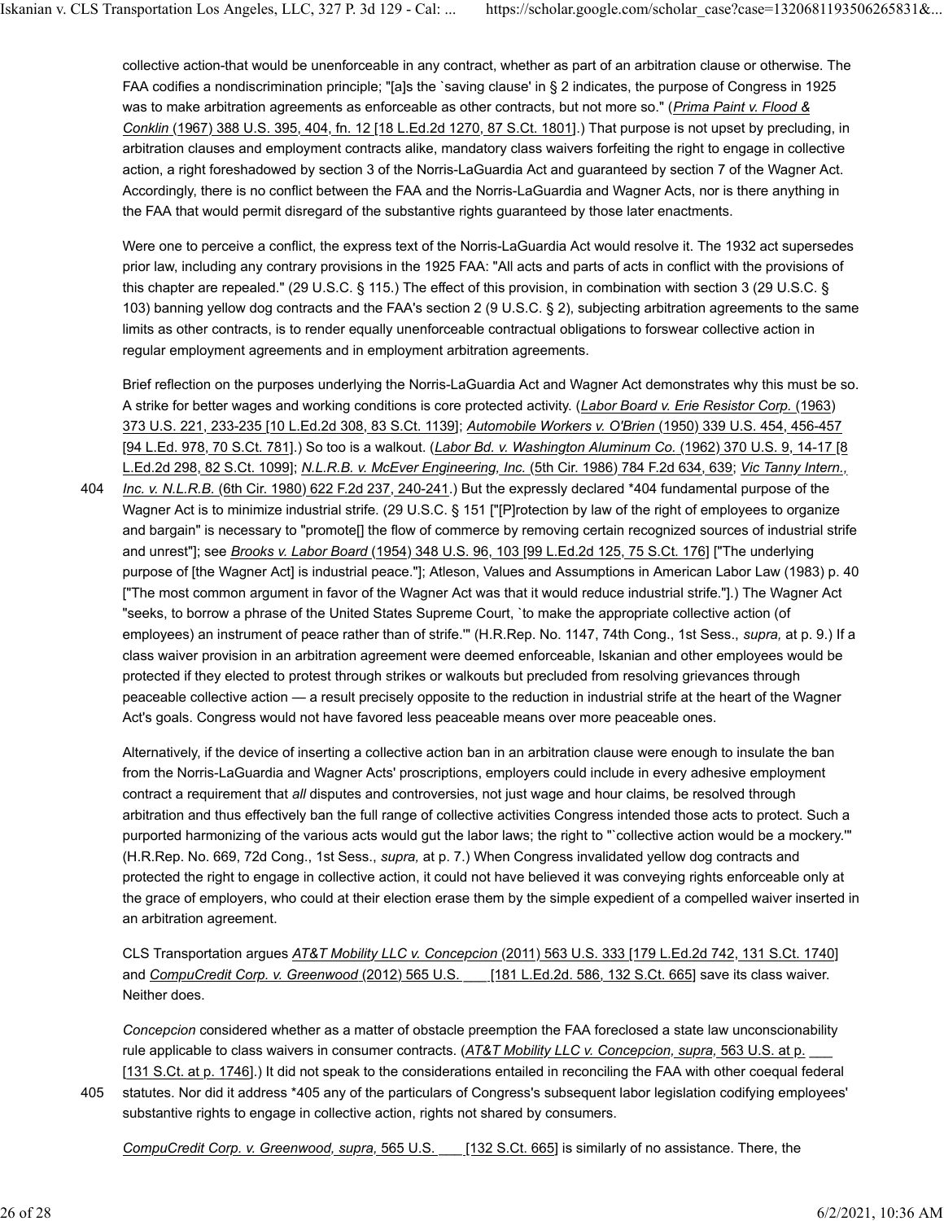collective action-that would be unenforceable in any contract, whether as part of an arbitration clause or otherwise. The FAA codifies a nondiscrimination principle; "[a]s the `saving clause' in § 2 indicates, the purpose of Congress in 1925 was to make arbitration agreements as enforceable as other contracts, but not more so." (*Prima Paint v. Flood & Conklin* (1967) 388 U.S. 395, 404, fn. 12 [18 L.Ed.2d 1270, 87 S.Ct. 1801].) That purpose is not upset by precluding, in arbitration clauses and employment contracts alike, mandatory class waivers forfeiting the right to engage in collective action, a right foreshadowed by section 3 of the Norris-LaGuardia Act and guaranteed by section 7 of the Wagner Act. Accordingly, there is no conflict between the FAA and the Norris-LaGuardia and Wagner Acts, nor is there anything in the FAA that would permit disregard of the substantive rights guaranteed by those later enactments.

Were one to perceive a conflict, the express text of the Norris-LaGuardia Act would resolve it. The 1932 act supersedes prior law, including any contrary provisions in the 1925 FAA: "All acts and parts of acts in conflict with the provisions of this chapter are repealed." (29 U.S.C. § 115.) The effect of this provision, in combination with section 3 (29 U.S.C. § 103) banning yellow dog contracts and the FAA's section 2 (9 U.S.C. § 2), subjecting arbitration agreements to the same limits as other contracts, is to render equally unenforceable contractual obligations to forswear collective action in regular employment agreements and in employment arbitration agreements.

Brief reflection on the purposes underlying the Norris-LaGuardia Act and Wagner Act demonstrates why this must be so. A strike for better wages and working conditions is core protected activity. (*Labor Board v. Erie Resistor Corp.* (1963) 373 U.S. 221, 233-235 [10 L.Ed.2d 308, 83 S.Ct. 1139]; *Automobile Workers v. O'Brien* (1950) 339 U.S. 454, 456-457 [94 L.Ed. 978, 70 S.Ct. 781].) So too is a walkout. (*Labor Bd. v. Washington Aluminum Co.* (1962) 370 U.S. 9, 14-17 [8 L.Ed.2d 298, 82 S.Ct. 1099]; *N.L.R.B. v. McEver Engineering, Inc.* (5th Cir. 1986) 784 F.2d 634, 639; *Vic Tanny Intern., Inc. v. N.L.R.B.* (6th Cir. 1980) 622 F.2d 237, 240-241.) But the expressly declared *404 fundamental purpose of the Wagner Act is to minimize industrial strife. (29 U.S.C. § 151 ["[P]rotection by law of the right of employees to organize and bargain" is necessary to "promote[] the flow of commerce by removing certain recognized sources of industrial strife and unrest"]; see *Brooks v. Labor Board* (1954) 348 U.S. 96, 103 [99 L.Ed.2d 125, 75 S.Ct. 176] ["The underlying purpose of [the Wagner Act] is industrial peace."]; Atleson, Values and Assumptions in American Labor Law (1983) p. 40 ["The most common argument in favor of the Wagner Act was that it would reduce industrial strife."].) The Wagner Act "seeks, to borrow a phrase of the United States Supreme Court, `to make the appropriate collective action (of employees) an instrument of peace rather than of strife.'" (H.R.Rep. No. 1147, 74th Cong., 1st Sess., *supra,* at p. 9.) If a class waiver provision in an arbitration agreement were deemed enforceable, Iskanian and other employees would be protected if they elected to protest through strikes or walkouts but precluded from resolving grievances through peaceable collective action — a result precisely opposite to the reduction in industrial strife at the heart of the Wagner Act's goals. Congress would not have favored less peaceable means over more peaceable ones.

Alternatively, if the device of inserting a collective action ban in an arbitration clause were enough to insulate the ban from the Norris-LaGuardia and Wagner Acts' proscriptions, employers could include in every adhesive employment contract a requirement that *all* disputes and controversies, not just wage and hour claims, be resolved through arbitration and thus effectively ban the full range of collective activities Congress intended those acts to protect. Such a purported harmonizing of the various acts would gut the labor laws; the right to "`collective action would be a mockery.'" (H.R.Rep. No. 669, 72d Cong., 1st Sess., *supra,* at p. 7.) When Congress invalidated yellow dog contracts and protected the right to engage in collective action, it could not have believed it was conveying rights enforceable only at the grace of employers, who could at their election erase them by the simple expedient of a compelled waiver inserted in an arbitration agreement.

CLS Transportation argues *AT&T Mobility LLC v. Concepcion* (2011) 563 U.S. 333 [179 L.Ed.2d 742, 131 S.Ct. 1740] and *CompuCredit Corp. v. Greenwood* (2012) 565 U.S. ___ [181 L.Ed.2d. 586, 132 S.Ct. 665] save its class waiver. Neither does.

*Concepcion* considered whether as a matter of obstacle preemption the FAA foreclosed a state law unconscionability rule applicable to class waivers in consumer contracts. (*AT&T Mobility LLC v. Concepcion, supra,* 563 U.S. at p. ___ [131 S.Ct. at p. 1746].) It did not speak to the considerations entailed in reconciling the FAA with other coequal federal statutes. Nor did it address *405 any of the particulars of Congress's subsequent labor legislation codifying employees' substantive rights to engage in collective action, rights not shared by consumers.

*CompuCredit Corp. v. Greenwood, supra,* 565 U.S. ___ [132 S.Ct. 665] is similarly of no assistance. There, the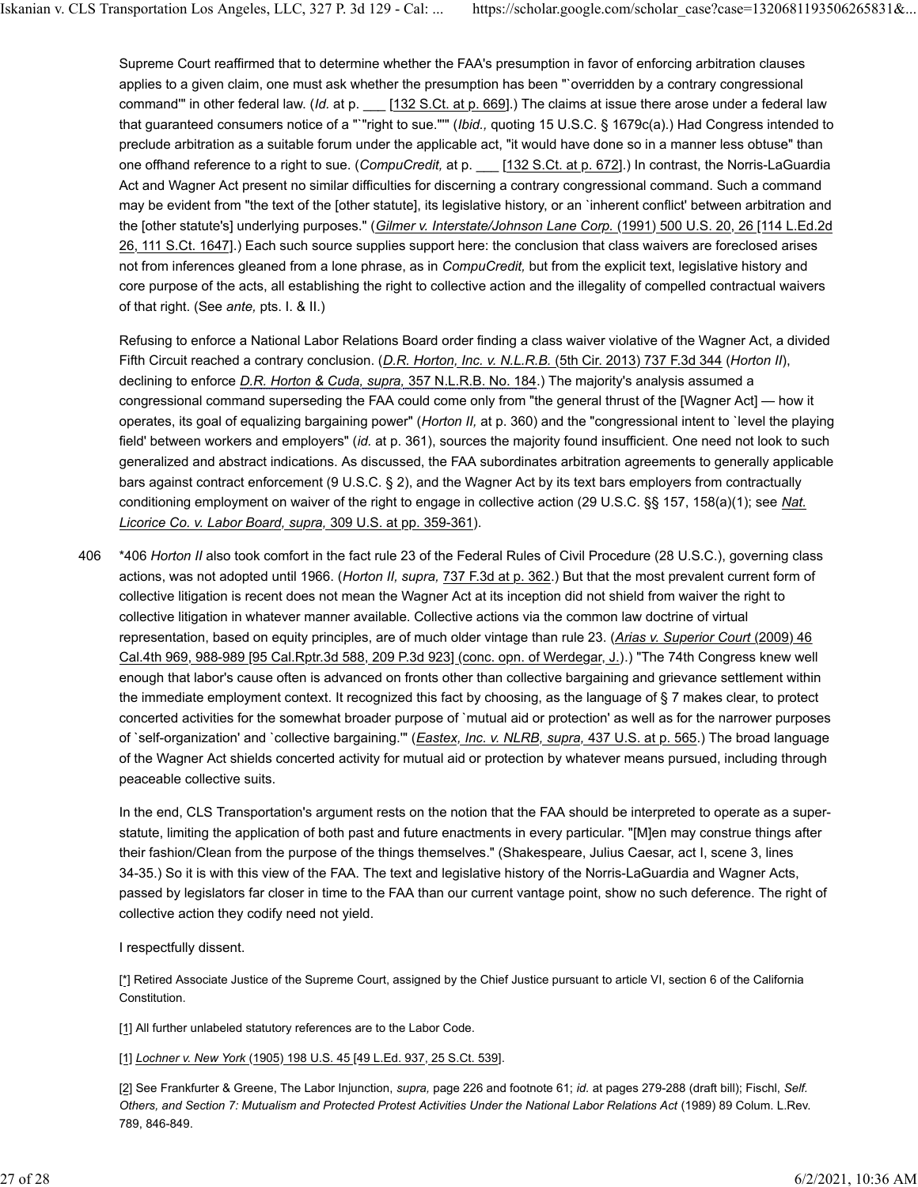Supreme Court reaffirmed that to determine whether the FAA's presumption in favor of enforcing arbitration clauses applies to a given claim, one must ask whether the presumption has been "`overridden by a contrary congressional command'" in other federal law. (*Id.* at p. ___ [132 S.Ct. at p. 669].) The claims at issue there arose under a federal law that guaranteed consumers notice of a "`"right to sue."'" (*Ibid.,* quoting 15 U.S.C. § 1679c(a).) Had Congress intended to preclude arbitration as a suitable forum under the applicable act, "it would have done so in a manner less obtuse" than one offhand reference to a right to sue. (*CompuCredit,* at p. ___ [132 S.Ct. at p. 672].) In contrast, the Norris-LaGuardia Act and Wagner Act present no similar difficulties for discerning a contrary congressional command. Such a command may be evident from "the text of the [other statute], its legislative history, or an `inherent conflict' between arbitration and the [other statute's] underlying purposes." (*Gilmer v. Interstate/Johnson Lane Corp.* (1991) 500 U.S. 20, 26 [114 L.Ed.2d 26, 111 S.Ct. 1647].) Each such source supplies support here: the conclusion that class waivers are foreclosed arises not from inferences gleaned from a lone phrase, as in *CompuCredit,* but from the explicit text, legislative history and core purpose of the acts, all establishing the right to collective action and the illegality of compelled contractual waivers of that right. (See *ante,* pts. I. & II.)

Refusing to enforce a National Labor Relations Board order finding a class waiver violative of the Wagner Act, a divided Fifth Circuit reached a contrary conclusion. (*D.R. Horton, Inc. v. N.L.R.B.* (5th Cir. 2013) 737 F.3d 344 (*Horton II*), declining to enforce *D.R. Horton & Cuda, supra,* 357 N.L.R.B. No. 184.) The majority's analysis assumed a congressional command superseding the FAA could come only from "the general thrust of the [Wagner Act] — how it operates, its goal of equalizing bargaining power" (*Horton II,* at p. 360) and the "congressional intent to `level the playing field' between workers and employers" (*id.* at p. 361), sources the majority found insufficient. One need not look to such generalized and abstract indications. As discussed, the FAA subordinates arbitration agreements to generally applicable bars against contract enforcement (9 U.S.C. § 2), and the Wagner Act by its text bars employers from contractually conditioning employment on waiver of the right to engage in collective action (29 U.S.C. §§ 157, 158(a)(1); see *Nat. Licorice Co. v. Labor Board, supra,* 309 U.S. at pp. 359-361).

*406 *Horton II* also took comfort in the fact rule 23 of the Federal Rules of Civil Procedure (28 U.S.C.), governing class actions, was not adopted until 1966. (*Horton II, supra,* 737 F.3d at p. 362.) But that the most prevalent current form of collective litigation is recent does not mean the Wagner Act at its inception did not shield from waiver the right to collective litigation in whatever manner available. Collective actions via the common law doctrine of virtual representation, based on equity principles, are of much older vintage than rule 23. (*Arias v. Superior Court* (2009) 46 Cal.4th 969, 988-989 [95 Cal.Rptr.3d 588, 209 P.3d 923] (conc. opn. of Werdegar, J.).) "The 74th Congress knew well enough that labor's cause often is advanced on fronts other than collective bargaining and grievance settlement within the immediate employment context. It recognized this fact by choosing, as the language of § 7 makes clear, to protect concerted activities for the somewhat broader purpose of `mutual aid or protection' as well as for the narrower purposes of `self-organization' and `collective bargaining.'" (*Eastex, Inc. v. NLRB, supra,* 437 U.S. at p. 565.) The broad language of the Wagner Act shields concerted activity for mutual aid or protection by whatever means pursued, including through peaceable collective suits.

In the end, CLS Transportation's argument rests on the notion that the FAA should be interpreted to operate as a super-statute, limiting the application of both past and future enactments in every particular. "[M]en may construe things after their fashion/Clean from the purpose of the things themselves." (Shakespeare, Julius Caesar, act I, scene 3, lines 34-35.) So it is with this view of the FAA. The text and legislative history of the Norris-LaGuardia and Wagner Acts, passed by legislators far closer in time to the FAA than our current vantage point, show no such deference. The right of collective action they codify need not yield.

I respectfully dissent.

[*] Retired Associate Justice of the Supreme Court, assigned by the Chief Justice pursuant to article VI, section 6 of the California Constitution.

[1] All further unlabeled statutory references are to the Labor Code.

[1] *Lochner v. New York* (1905) 198 U.S. 45 [49 L.Ed. 937, 25 S.Ct. 539].

[2] See Frankfurter & Greene, The Labor Injunction, *supra,* page 226 and footnote 61; *id.* at pages 279-288 (draft bill); Fischl, *Self. Others, and Section 7: Mutualism and Protected Protest Activities Under the National Labor Relations Act* (1989) 89 Colum. L.Rev. 789, 846-849.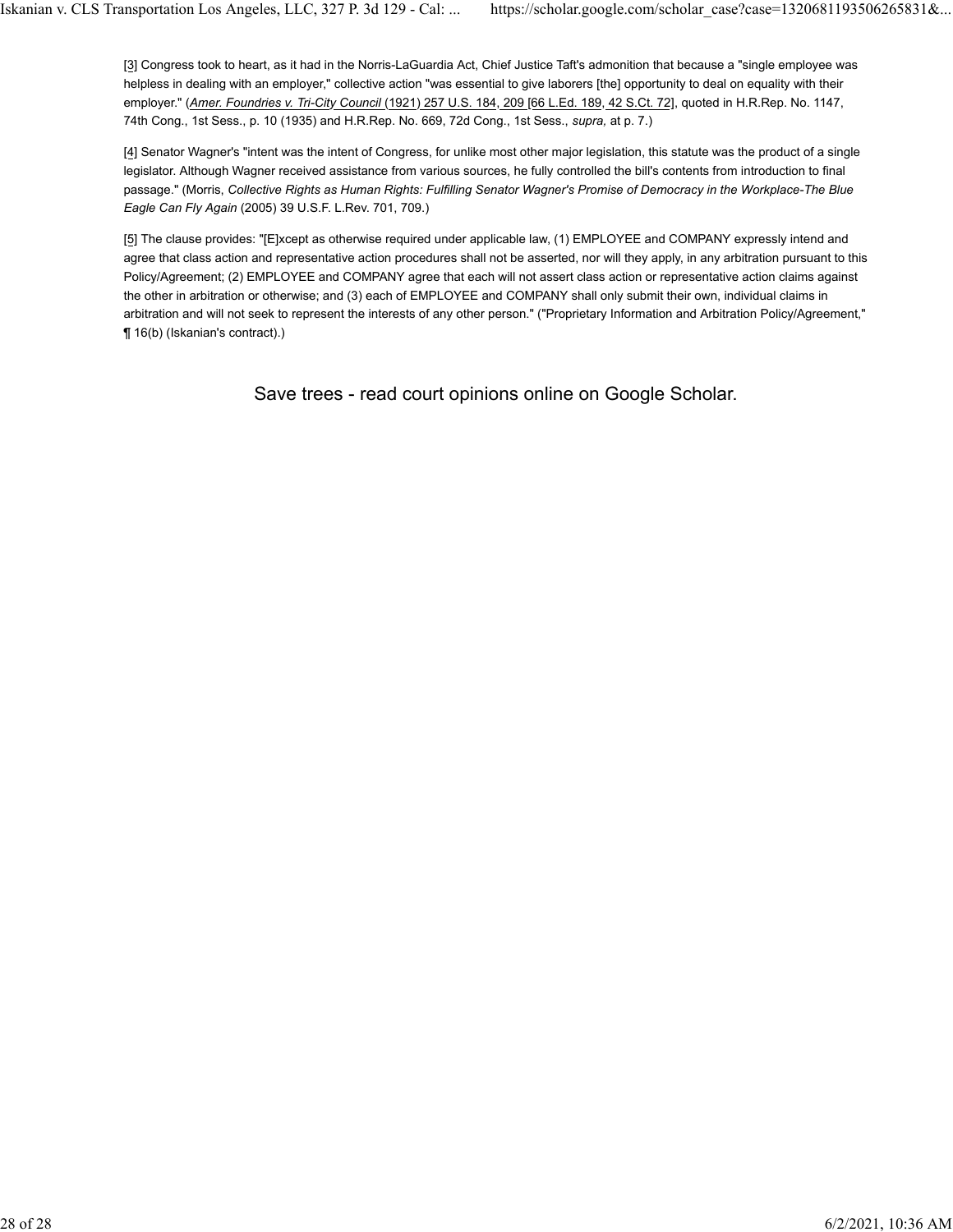[3] Congress took to heart, as it had in the Norris-LaGuardia Act, Chief Justice Taft's admonition that because a "single employee was helpless in dealing with an employer," collective action "was essential to give laborers [the] opportunity to deal on equality with their employer." (*Amer. Foundries v. Tri-City Council* (1921) 257 U.S. 184, 209 [66 L.Ed. 189, 42 S.Ct. 72], quoted in H.R.Rep. No. 1147, 74th Cong., 1st Sess., p. 10 (1935) and H.R.Rep. No. 669, 72d Cong., 1st Sess., *supra,* at p. 7.)

[4] Senator Wagner's "intent was the intent of Congress, for unlike most other major legislation, this statute was the product of a single legislator. Although Wagner received assistance from various sources, he fully controlled the bill's contents from introduction to final passage." (Morris, *Collective Rights as Human Rights: Fulfilling Senator Wagner's Promise of Democracy in the Workplace-The Blue Eagle Can Fly Again* (2005) 39 U.S.F. L.Rev. 701, 709.)

[5] The clause provides: "[E]xcept as otherwise required under applicable law, (1) EMPLOYEE and COMPANY expressly intend and agree that class action and representative action procedures shall not be asserted, nor will they apply, in any arbitration pursuant to this Policy/Agreement; (2) EMPLOYEE and COMPANY agree that each will not assert class action or representative action claims against the other in arbitration or otherwise; and (3) each of EMPLOYEE and COMPANY shall only submit their own, individual claims in arbitration and will not seek to represent the interests of any other person." ("Proprietary Information and Arbitration Policy/Agreement," ¶ 16(b) (Iskanian's contract).)

Save trees - read court opinions online on Google Scholar.